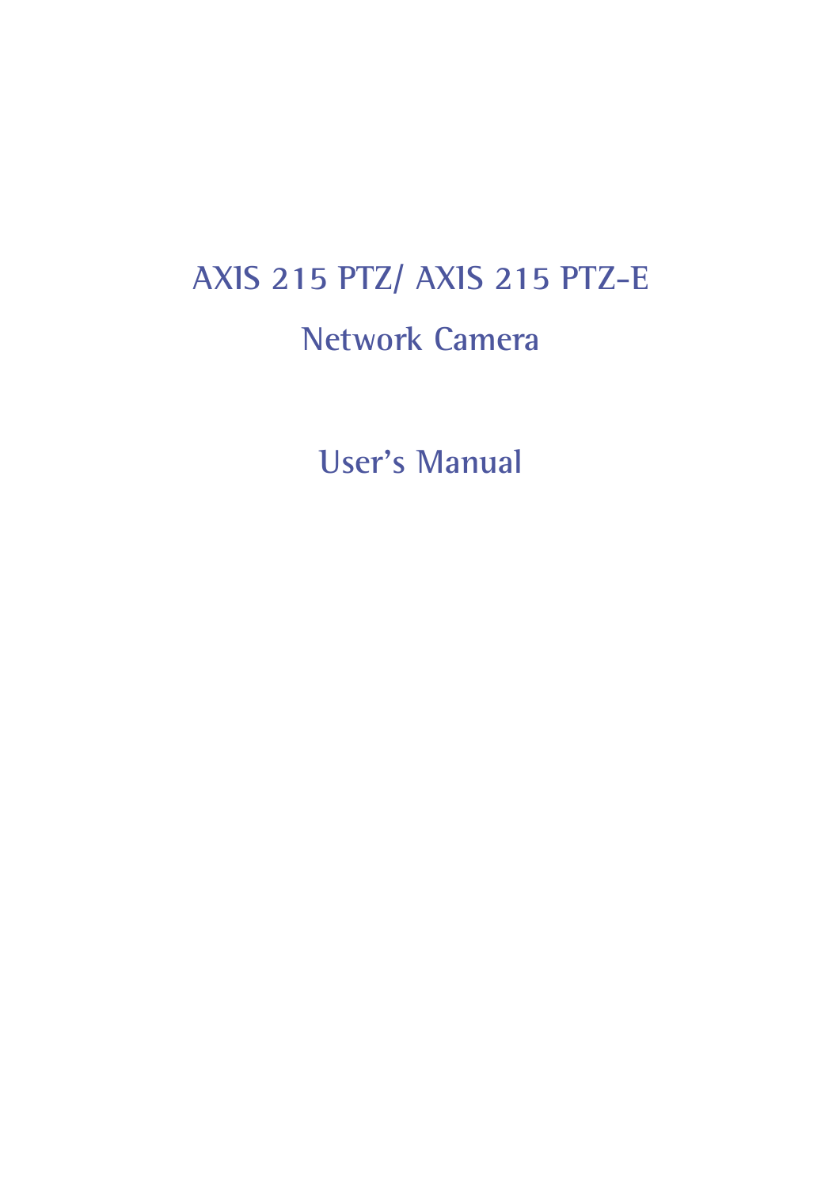# AXIS 215 PTZ/ AXIS 215 PTZ-E

## Network Camera

## User's Manual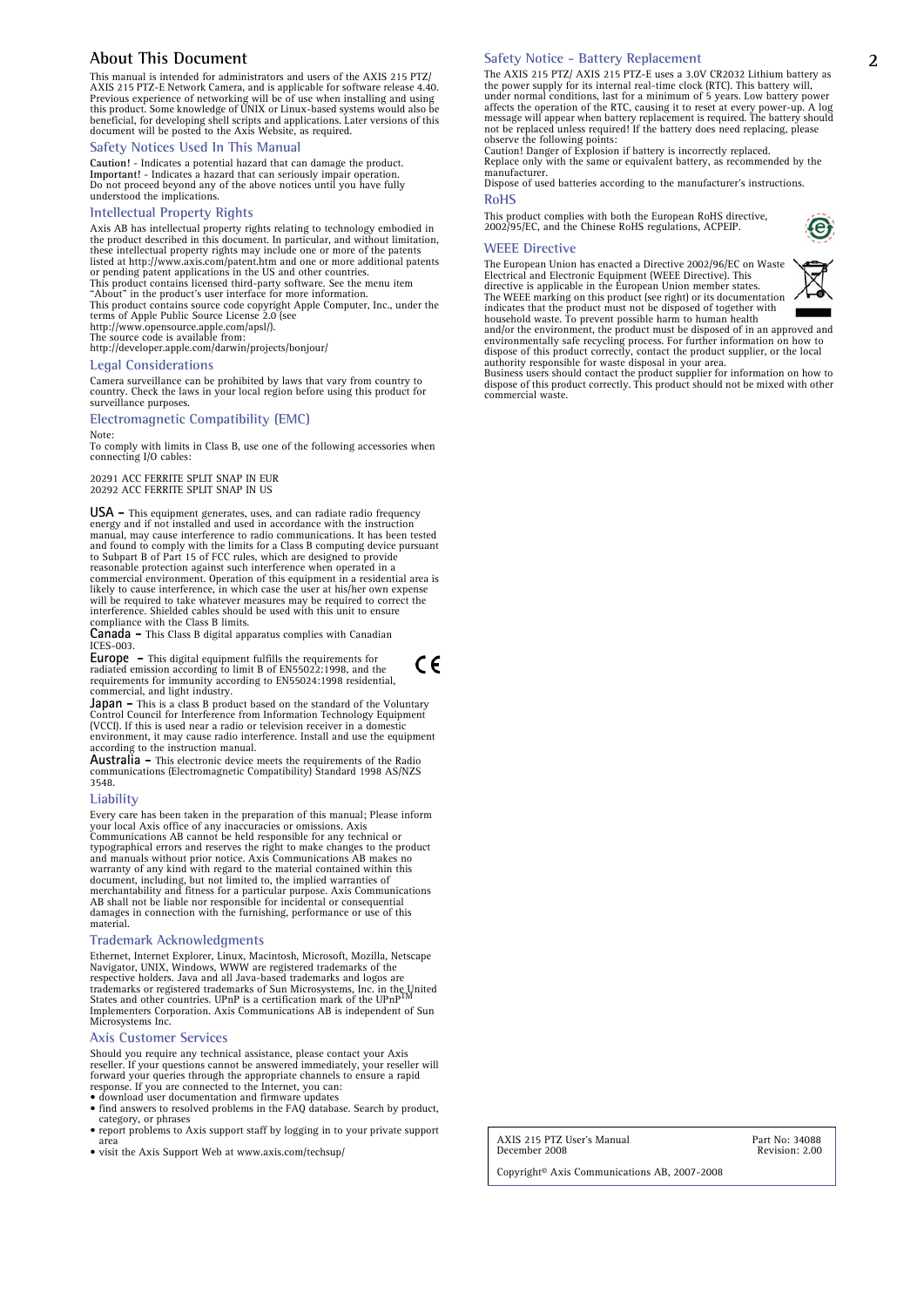# About This Document

This manual is intended for administrators and users of the AXIS 215 PTZ/ AXIS 215 PTZ-E Network Camera, and is applicable for software release 4.40. Previous experience of networking will be of use when installing and using this product. Some knowledge of UNIX or Linux-based systems would also be beneficial, for developing shell scripts and applications. Later versions of this document will be posted to the Axis Website, as required.

## Safety Notices Used In This Manual

**Caution!** - Indicates a potential hazard that can damage the product.
**Important!** - Indicates a hazard that can seriously impair operation.
Do not proceed beyond any of the above notices until you have fully understood the implications.

## Intellectual Property Rights

Axis AB has intellectual property rights relating to technology embodied in the product described in this document. In particular, and without limitation, these intellectual property rights may include one or more of the patents listed at http://www.axis.com/patent.htm and one or more additional patents or pending patent applications in the US and other countries.
This product contains licensed third-party software. See the menu item "About" in the product's user interface for more information.
This product contains source code copyright Apple Computer, Inc., under the terms of Apple Public Source License 2.0 (see http://www.opensource.apple.com/apsl/).
The source code is available from:
http://developer.apple.com/darwin/projects/bonjour/

## Legal Considerations

Camera surveillance can be prohibited by laws that vary from country to country. Check the laws in your local region before using this product for surveillance purposes.

## Electromagnetic Compatibility (EMC)

Note:
To comply with limits in Class B, use one of the following accessories when connecting I/O cables:

20291 ACC FERRITE SPLIT SNAP IN EUR
20292 ACC FERRITE SPLIT SNAP IN US

**USA –** This equipment generates, uses, and can radiate radio frequency energy and if not installed and used in accordance with the instruction manual, may cause interference to radio communications. It has been tested and found to comply with the limits for a Class B computing device pursuant to Subpart B of Part 15 of FCC rules, which are designed to provide reasonable protection against such interference when operated in a commercial environment. Operation of this equipment in a residential area is likely to cause interference, in which case the user at his/her own expense will be required to take whatever measures may be required to correct the interference. Shielded cables should be used with this unit to ensure compliance with the Class B limits.
**Canada –** This Class B digital apparatus complies with Canadian ICES-003.
**Europe –** This digital equipment fulfills the requirements for radiated emission according to limit B of EN55022:1998, and the requirements for immunity according to EN55024:1998 residential, commercial, and light industry.
**Japan –** This is a class B product based on the standard of the Voluntary Control Council for Interference from Information Technology Equipment (VCCI). If this is used near a radio or television receiver in a domestic environment, it may cause radio interference. Install and use the equipment according to the instruction manual.
**Australia –** This electronic device meets the requirements of the Radio communications (Electromagnetic Compatibility) Standard 1998 AS/NZS 3548.

## Liability

Every care has been taken in the preparation of this manual; Please inform your local Axis office of any inaccuracies or omissions. Axis Communications AB cannot be held responsible for any technical or typographical errors and reserves the right to make changes to the product and manuals without prior notice. Axis Communications AB makes no warranty of any kind with regard to the material contained within this document, including, but not limited to, the implied warranties of merchantability and fitness for a particular purpose. Axis Communications AB shall not be liable nor responsible for incidental or consequential damages in connection with the furnishing, performance or use of this material.

## Trademark Acknowledgments

Ethernet, Internet Explorer, Linux, Macintosh, Microsoft, Mozilla, Netscape Navigator, UNIX, Windows, WWW are registered trademarks of the respective holders. Java and all Java-based trademarks and logos are trademarks or registered trademarks of Sun Microsystems, Inc. in the United States and other countries. UPnP is a certification mark of the UPnP™ Implementers Corporation. Axis Communications AB is independent of Sun Microsystems Inc.

## Axis Customer Services

Should you require any technical assistance, please contact your Axis reseller. If your questions cannot be answered immediately, your reseller will forward your queries through the appropriate channels to ensure a rapid response. If you are connected to the Internet, you can:

- download user documentation and firmware updates
- find answers to resolved problems in the FAQ database. Search by product, category, or phrases
- report problems to Axis support staff by logging in to your private support area
- visit the Axis Support Web at www.axis.com/techsup/

## Safety Notice - Battery Replacement

The AXIS 215 PTZ/ AXIS 215 PTZ-E uses a 3.0V CR2032 Lithium battery as the power supply for its internal real-time clock (RTC). This battery will, under normal conditions, last for a minimum of 5 years. Low battery power affects the operation of the RTC, causing it to reset at every power-up. A log message will appear when battery replacement is required. The battery should not be replaced unless required! If the battery does need replacing, please observe the following points:
Caution! Danger of Explosion if battery is incorrectly replaced.
Replace only with the same or equivalent battery, as recommended by the manufacturer.
Dispose of used batteries according to the manufacturer's instructions.

## RoHS

This product complies with both the European RoHS directive, 2002/95/EC, and the Chinese RoHS regulations, ACPEIP.

## WEEE Directive

The European Union has enacted a Directive 2002/96/EC on Waste Electrical and Electronic Equipment (WEEE Directive). This directive is applicable in the European Union member states.
The WEEE marking on this product (see right) or its documentation indicates that the product must not be disposed of together with household waste. To prevent possible harm to human health and/or the environment, the product must be disposed of in an approved and environmentally safe recycling process. For further information on how to dispose of this product correctly, contact the product supplier, or the local authority responsible for waste disposal in your area.
Business users should contact the product supplier for information on how to dispose of this product correctly. This product should not be mixed with other commercial waste.

AXIS 215 PTZ User's Manual
December 2008
Part No: 34088
Revision: 2.00

Copyright© Axis Communications AB, 2007-2008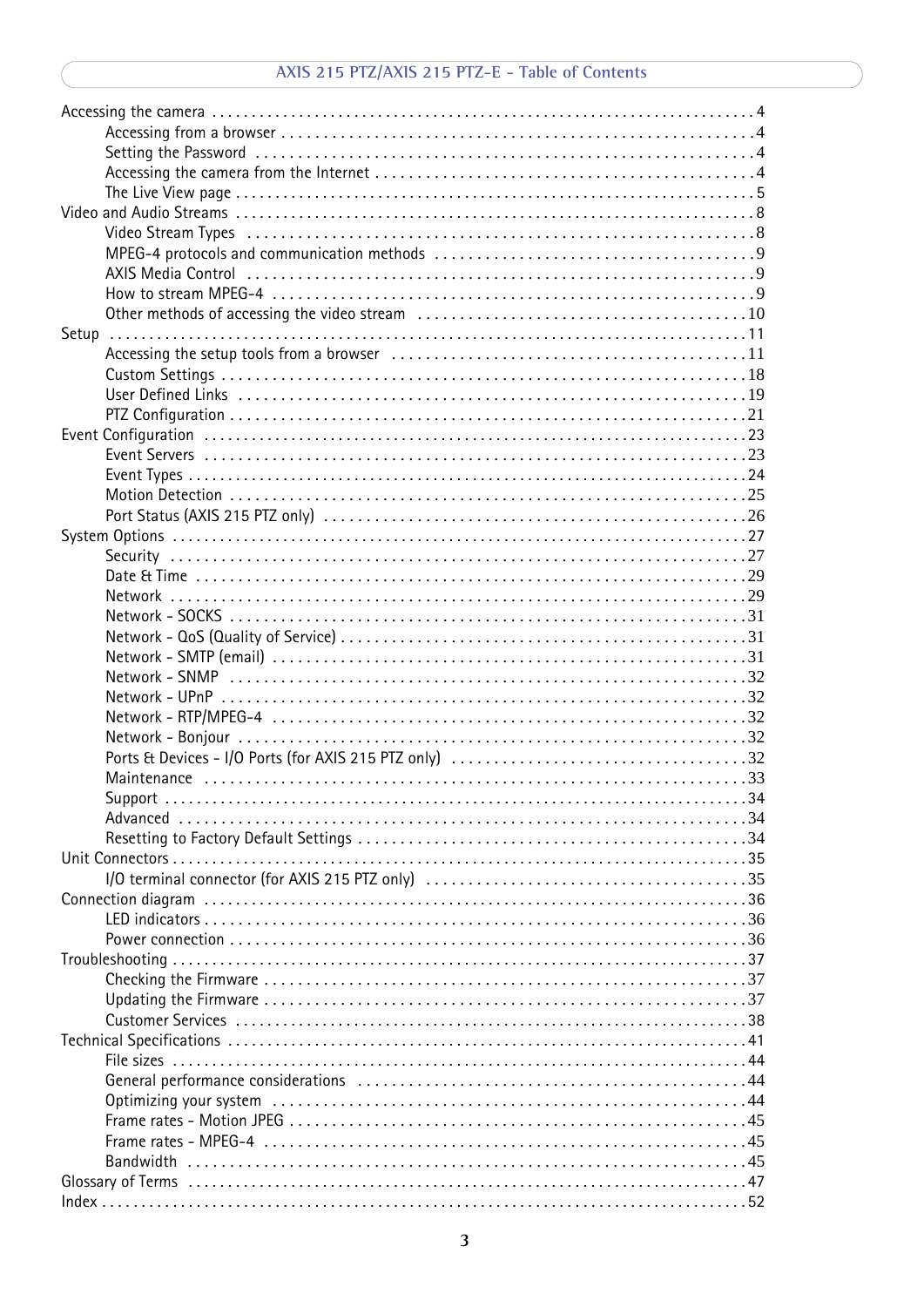# AXIS 215 PTZ/AXIS 215 PTZ-E - Table of Contents

Accessing the camera . . . . . . . . . . . . . . . . . . . . . . . . . . . . . . . . . . . . . . . . . . . . . . . . . . . . . . . 4
- Accessing from a browser . . . . . . . . . . . . . . . . . . . . . . . . . . . . . . . . . . . . . . . . . . . . . . . . 4
- Setting the Password . . . . . . . . . . . . . . . . . . . . . . . . . . . . . . . . . . . . . . . . . . . . . . . . . . 4
- Accessing the camera from the Internet . . . . . . . . . . . . . . . . . . . . . . . . . . . . . . . . . . . . . 4
- The Live View page . . . . . . . . . . . . . . . . . . . . . . . . . . . . . . . . . . . . . . . . . . . . . . . . . . . 5

Video and Audio Streams . . . . . . . . . . . . . . . . . . . . . . . . . . . . . . . . . . . . . . . . . . . . . . . . . . 8
- Video Stream Types . . . . . . . . . . . . . . . . . . . . . . . . . . . . . . . . . . . . . . . . . . . . . . . . . . . 8
- MPEG-4 protocols and communication methods . . . . . . . . . . . . . . . . . . . . . . . . . . . . . . 9
- AXIS Media Control . . . . . . . . . . . . . . . . . . . . . . . . . . . . . . . . . . . . . . . . . . . . . . . . . . . 9
- How to stream MPEG-4 . . . . . . . . . . . . . . . . . . . . . . . . . . . . . . . . . . . . . . . . . . . . . . . . 9
- Other methods of accessing the video stream . . . . . . . . . . . . . . . . . . . . . . . . . . . . . . . . 10

Setup . . . . . . . . . . . . . . . . . . . . . . . . . . . . . . . . . . . . . . . . . . . . . . . . . . . . . . . . . . . . . . . . 11
- Accessing the setup tools from a browser . . . . . . . . . . . . . . . . . . . . . . . . . . . . . . . . . . 11
- Custom Settings . . . . . . . . . . . . . . . . . . . . . . . . . . . . . . . . . . . . . . . . . . . . . . . . . . . . . 18
- User Defined Links . . . . . . . . . . . . . . . . . . . . . . . . . . . . . . . . . . . . . . . . . . . . . . . . . . . 19
- PTZ Configuration . . . . . . . . . . . . . . . . . . . . . . . . . . . . . . . . . . . . . . . . . . . . . . . . . . . 21

Event Configuration . . . . . . . . . . . . . . . . . . . . . . . . . . . . . . . . . . . . . . . . . . . . . . . . . . . . . 23
- Event Servers . . . . . . . . . . . . . . . . . . . . . . . . . . . . . . . . . . . . . . . . . . . . . . . . . . . . . . . 23
- Event Types . . . . . . . . . . . . . . . . . . . . . . . . . . . . . . . . . . . . . . . . . . . . . . . . . . . . . . . . 24
- Motion Detection . . . . . . . . . . . . . . . . . . . . . . . . . . . . . . . . . . . . . . . . . . . . . . . . . . . . 25
- Port Status (AXIS 215 PTZ only) . . . . . . . . . . . . . . . . . . . . . . . . . . . . . . . . . . . . . . . . . 26

System Options . . . . . . . . . . . . . . . . . . . . . . . . . . . . . . . . . . . . . . . . . . . . . . . . . . . . . . . . 27
- Security . . . . . . . . . . . . . . . . . . . . . . . . . . . . . . . . . . . . . . . . . . . . . . . . . . . . . . . . . . . 27
- Date & Time . . . . . . . . . . . . . . . . . . . . . . . . . . . . . . . . . . . . . . . . . . . . . . . . . . . . . . . 29
- Network . . . . . . . . . . . . . . . . . . . . . . . . . . . . . . . . . . . . . . . . . . . . . . . . . . . . . . . . . . . 29
- Network - SOCKS . . . . . . . . . . . . . . . . . . . . . . . . . . . . . . . . . . . . . . . . . . . . . . . . . . . 31
- Network - QoS (Quality of Service) . . . . . . . . . . . . . . . . . . . . . . . . . . . . . . . . . . . . . . . 31
- Network - SMTP (email) . . . . . . . . . . . . . . . . . . . . . . . . . . . . . . . . . . . . . . . . . . . . . . . 31
- Network - SNMP . . . . . . . . . . . . . . . . . . . . . . . . . . . . . . . . . . . . . . . . . . . . . . . . . . . . 32
- Network - UPnP . . . . . . . . . . . . . . . . . . . . . . . . . . . . . . . . . . . . . . . . . . . . . . . . . . . . . 32
- Network - RTP/MPEG-4 . . . . . . . . . . . . . . . . . . . . . . . . . . . . . . . . . . . . . . . . . . . . . . . 32
- Network - Bonjour . . . . . . . . . . . . . . . . . . . . . . . . . . . . . . . . . . . . . . . . . . . . . . . . . . . 32
- Ports & Devices - I/O Ports (for AXIS 215 PTZ only) . . . . . . . . . . . . . . . . . . . . . . . . . . 32
- Maintenance . . . . . . . . . . . . . . . . . . . . . . . . . . . . . . . . . . . . . . . . . . . . . . . . . . . . . . . 33
- Support . . . . . . . . . . . . . . . . . . . . . . . . . . . . . . . . . . . . . . . . . . . . . . . . . . . . . . . . . . . 34
- Advanced . . . . . . . . . . . . . . . . . . . . . . . . . . . . . . . . . . . . . . . . . . . . . . . . . . . . . . . . . 34
- Resetting to Factory Default Settings . . . . . . . . . . . . . . . . . . . . . . . . . . . . . . . . . . . . . 34

Unit Connectors . . . . . . . . . . . . . . . . . . . . . . . . . . . . . . . . . . . . . . . . . . . . . . . . . . . . . . . . 35
- I/O terminal connector (for AXIS 215 PTZ only) . . . . . . . . . . . . . . . . . . . . . . . . . . . . . 35

Connection diagram . . . . . . . . . . . . . . . . . . . . . . . . . . . . . . . . . . . . . . . . . . . . . . . . . . . . . 36
- LED indicators . . . . . . . . . . . . . . . . . . . . . . . . . . . . . . . . . . . . . . . . . . . . . . . . . . . . . . 36
- Power connection . . . . . . . . . . . . . . . . . . . . . . . . . . . . . . . . . . . . . . . . . . . . . . . . . . . . 36

Troubleshooting . . . . . . . . . . . . . . . . . . . . . . . . . . . . . . . . . . . . . . . . . . . . . . . . . . . . . . . . 37
- Checking the Firmware . . . . . . . . . . . . . . . . . . . . . . . . . . . . . . . . . . . . . . . . . . . . . . . . 37
- Updating the Firmware . . . . . . . . . . . . . . . . . . . . . . . . . . . . . . . . . . . . . . . . . . . . . . . . 37
- Customer Services . . . . . . . . . . . . . . . . . . . . . . . . . . . . . . . . . . . . . . . . . . . . . . . . . . . 38

Technical Specifications . . . . . . . . . . . . . . . . . . . . . . . . . . . . . . . . . . . . . . . . . . . . . . . . . . 41
- File sizes . . . . . . . . . . . . . . . . . . . . . . . . . . . . . . . . . . . . . . . . . . . . . . . . . . . . . . . . . . 44
- General performance considerations . . . . . . . . . . . . . . . . . . . . . . . . . . . . . . . . . . . . . . 44
- Optimizing your system . . . . . . . . . . . . . . . . . . . . . . . . . . . . . . . . . . . . . . . . . . . . . . . 44
- Frame rates - Motion JPEG . . . . . . . . . . . . . . . . . . . . . . . . . . . . . . . . . . . . . . . . . . . . 45
- Frame rates - MPEG-4 . . . . . . . . . . . . . . . . . . . . . . . . . . . . . . . . . . . . . . . . . . . . . . . . 45
- Bandwidth . . . . . . . . . . . . . . . . . . . . . . . . . . . . . . . . . . . . . . . . . . . . . . . . . . . . . . . . . 45

Glossary of Terms . . . . . . . . . . . . . . . . . . . . . . . . . . . . . . . . . . . . . . . . . . . . . . . . . . . . . . . 47

Index . . . . . . . . . . . . . . . . . . . . . . . . . . . . . . . . . . . . . . . . . . . . . . . . . . . . . . . . . . . . . . . . 52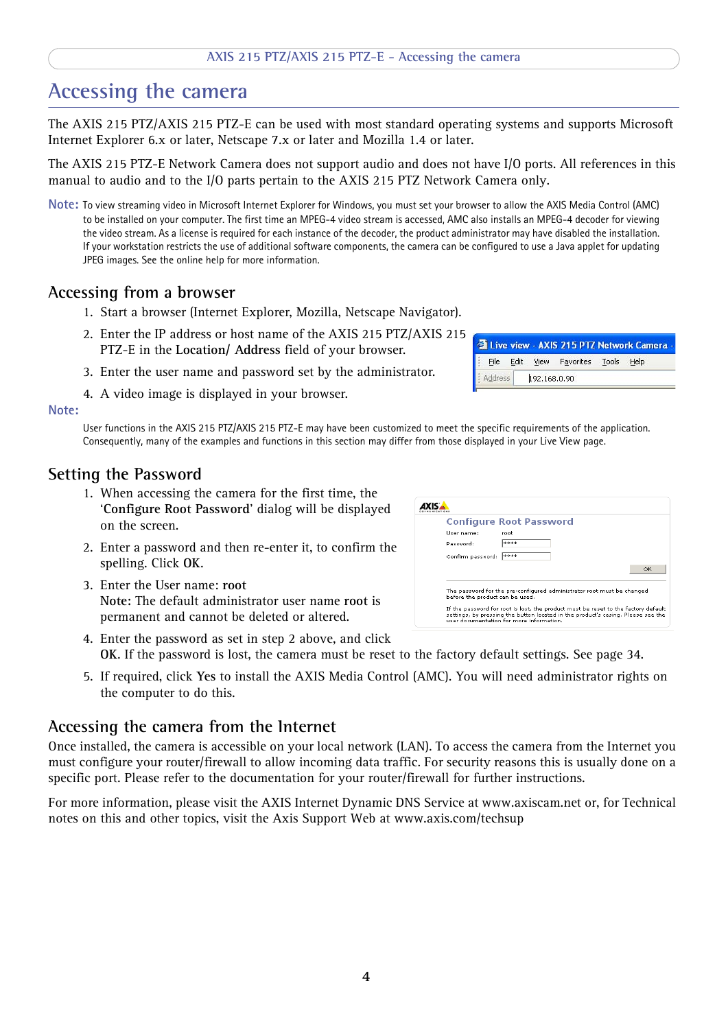# Accessing the camera

The AXIS 215 PTZ/AXIS 215 PTZ-E can be used with most standard operating systems and supports Microsoft Internet Explorer 6.x or later, Netscape 7.x or later and Mozilla 1.4 or later.

The AXIS 215 PTZ-E Network Camera does not support audio and does not have I/O ports. All references in this manual to audio and to the I/O parts pertain to the AXIS 215 PTZ Network Camera only.

Note: To view streaming video in Microsoft Internet Explorer for Windows, you must set your browser to allow the AXIS Media Control (AMC) to be installed on your computer. The first time an MPEG-4 video stream is accessed, AMC also installs an MPEG-4 decoder for viewing the video stream. As a license is required for each instance of the decoder, the product administrator may have disabled the installation. If your workstation restricts the use of additional software components, the camera can be configured to use a Java applet for updating JPEG images. See the online help for more information.

## Accessing from a browser

1. Start a browser (Internet Explorer, Mozilla, Netscape Navigator).
2. Enter the IP address or host name of the AXIS 215 PTZ/AXIS 215 PTZ-E in the **Location/ Address** field of your browser.
3. Enter the user name and password set by the administrator.
4. A video image is displayed in your browser.

Note:
User functions in the AXIS 215 PTZ/AXIS 215 PTZ-E may have been customized to meet the specific requirements of the application. Consequently, many of the examples and functions in this section may differ from those displayed in your Live View page.

## Setting the Password

1. When accessing the camera for the first time, the '**Configure Root Password**' dialog will be displayed on the screen.
2. Enter a password and then re-enter it, to confirm the spelling. Click **OK**.
3. Enter the User name: **root**
   **Note:** The default administrator user name **root** is permanent and cannot be deleted or altered.
4. Enter the password as set in step 2 above, and click **OK**. If the password is lost, the camera must be reset to the factory default settings. See page 34.
5. If required, click **Yes** to install the AXIS Media Control (AMC). You will need administrator rights on the computer to do this.

## Accessing the camera from the Internet

Once installed, the camera is accessible on your local network (LAN). To access the camera from the Internet you must configure your router/firewall to allow incoming data traffic. For security reasons this is usually done on a specific port. Please refer to the documentation for your router/firewall for further instructions.

For more information, please visit the AXIS Internet Dynamic DNS Service at www.axiscam.net or, for Technical notes on this and other topics, visit the Axis Support Web at www.axis.com/techsup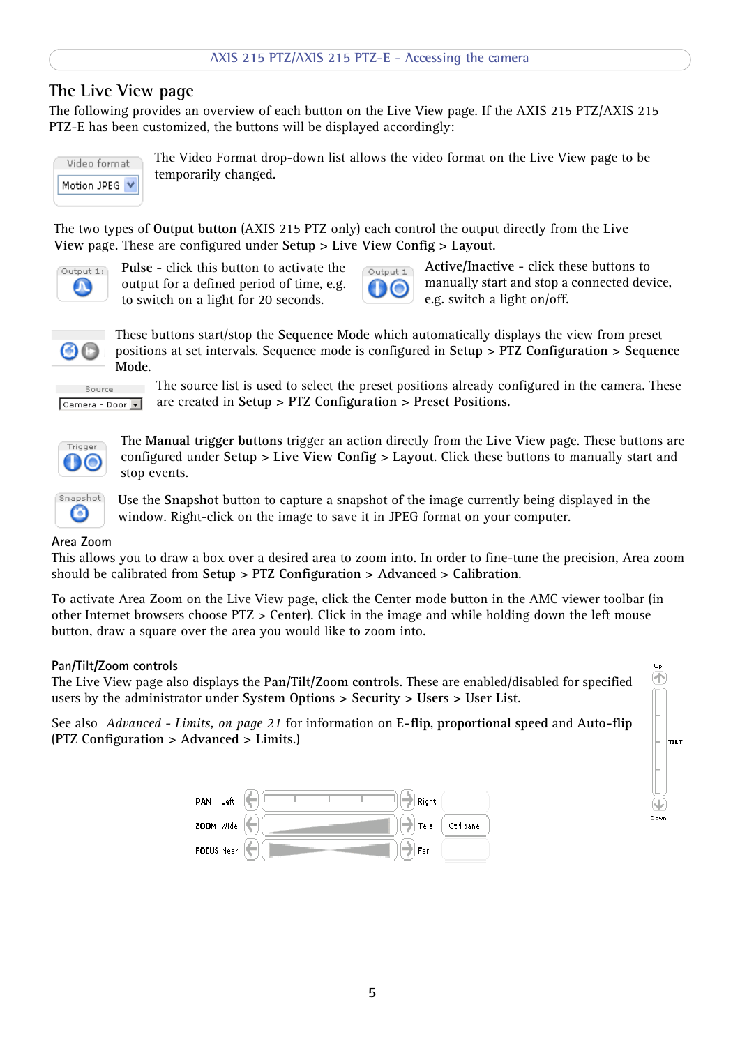## The Live View page

The following provides an overview of each button on the Live View page. If the AXIS 215 PTZ/AXIS 215 PTZ-E has been customized, the buttons will be displayed accordingly:

The Video Format drop-down list allows the video format on the Live View page to be temporarily changed.

The two types of **Output button** (AXIS 215 PTZ only) each control the output directly from the **Live View** page. These are configured under **Setup > Live View Config > Layout**.

**Pulse** - click this button to activate the output for a defined period of time, e.g. to switch on a light for 20 seconds.

**Active/Inactive** - click these buttons to manually start and stop a connected device, e.g. switch a light on/off.

These buttons start/stop the **Sequence Mode** which automatically displays the view from preset positions at set intervals. Sequence mode is configured in **Setup > PTZ Configuration > Sequence Mode.**

The source list is used to select the preset positions already configured in the camera. These are created in **Setup > PTZ Configuration > Preset Positions.**

The **Manual trigger buttons** trigger an action directly from the **Live View** page. These buttons are configured under **Setup > Live View Config > Layout**. Click these buttons to manually start and stop events.

Use the **Snapshot** button to capture a snapshot of the image currently being displayed in the window. Right-click on the image to save it in JPEG format on your computer.

### Area Zoom

This allows you to draw a box over a desired area to zoom into. In order to fine-tune the precision, Area zoom should be calibrated from **Setup > PTZ Configuration > Advanced > Calibration.**

To activate Area Zoom on the Live View page, click the Center mode button in the AMC viewer toolbar (in other Internet browsers choose PTZ > Center). Click in the image and while holding down the left mouse button, draw a square over the area you would like to zoom into.

### Pan/Tilt/Zoom controls

The Live View page also displays the **Pan/Tilt/Zoom controls**. These are enabled/disabled for specified users by the administrator under **System Options > Security > Users > User List.**

See also *Advanced - Limits, on page 21* for information on **E-flip, proportional speed** and **Auto-flip (PTZ Configuration > Advanced > Limits.)**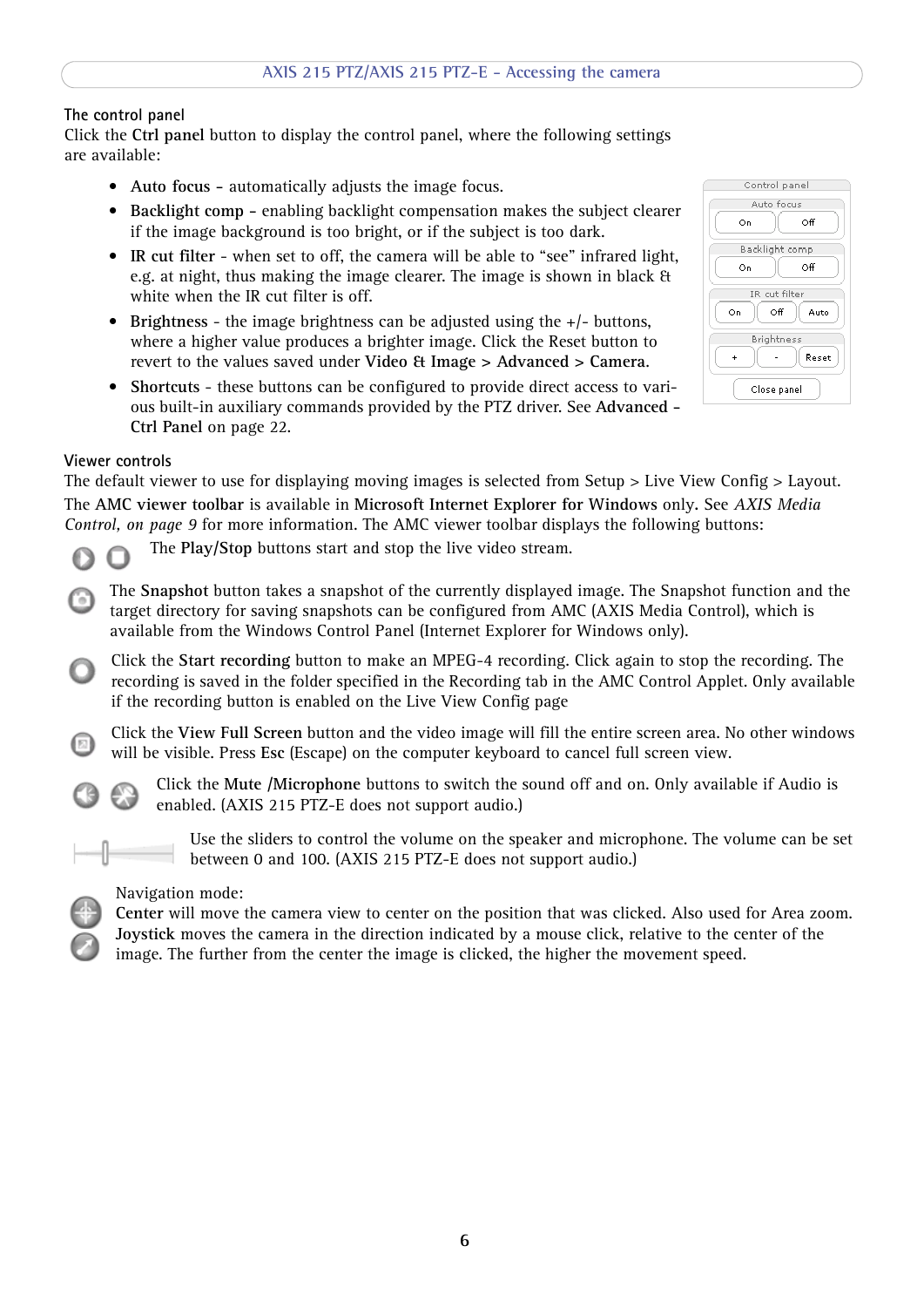### The control panel

Click the **Ctrl panel** button to display the control panel, where the following settings are available:

- **Auto focus** - automatically adjusts the image focus.
- **Backlight comp** - enabling backlight compensation makes the subject clearer if the image background is too bright, or if the subject is too dark.
- **IR cut filter** - when set to off, the camera will be able to "see" infrared light, e.g. at night, thus making the image clearer. The image is shown in black & white when the IR cut filter is off.
- **Brightness** - the image brightness can be adjusted using the +/- buttons, where a higher value produces a brighter image. Click the Reset button to revert to the values saved under **Video & Image > Advanced > Camera**.
- **Shortcuts** - these buttons can be configured to provide direct access to various built-in auxiliary commands provided by the PTZ driver. See **Advanced - Ctrl Panel** on page 22.

### Viewer controls

The default viewer to use for displaying moving images is selected from Setup > Live View Config > Layout.

The **AMC viewer toolbar** is available in **Microsoft Internet Explorer for Windows** only. See *AXIS Media Control, on page 9* for more information. The AMC viewer toolbar displays the following buttons:

The **Play/Stop** buttons start and stop the live video stream.

The **Snapshot** button takes a snapshot of the currently displayed image. The Snapshot function and the target directory for saving snapshots can be configured from AMC (AXIS Media Control), which is available from the Windows Control Panel (Internet Explorer for Windows only).

Click the **Start recording** button to make an MPEG-4 recording. Click again to stop the recording. The recording is saved in the folder specified in the Recording tab in the AMC Control Applet. Only available if the recording button is enabled on the Live View Config page

Click the **View Full Screen** button and the video image will fill the entire screen area. No other windows will be visible. Press **Esc** (Escape) on the computer keyboard to cancel full screen view.

Click the **Mute /Microphone** buttons to switch the sound off and on. Only available if Audio is enabled. (AXIS 215 PTZ-E does not support audio.)

Use the sliders to control the volume on the speaker and microphone. The volume can be set between 0 and 100. (AXIS 215 PTZ-E does not support audio.)

Navigation mode:
**Center** will move the camera view to center on the position that was clicked. Also used for Area zoom.
**Joystick** moves the camera in the direction indicated by a mouse click, relative to the center of the image. The further from the center the image is clicked, the higher the movement speed.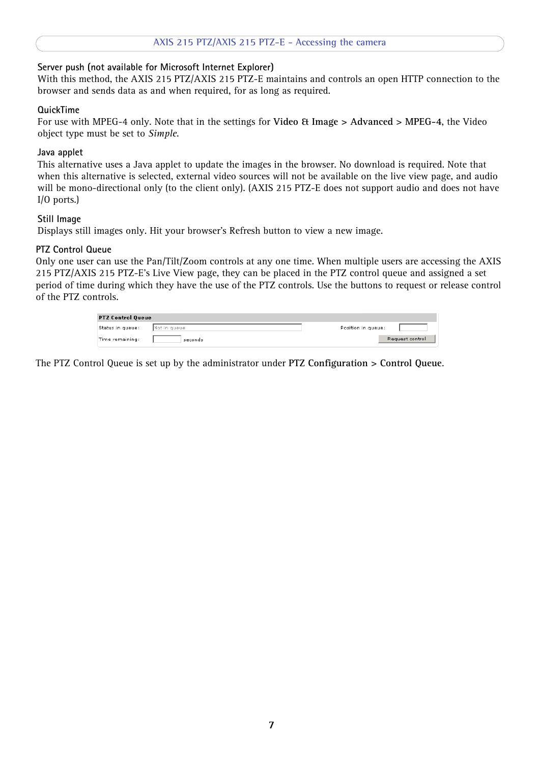### Server push (not available for Microsoft Internet Explorer)

With this method, the AXIS 215 PTZ/AXIS 215 PTZ-E maintains and controls an open HTTP connection to the browser and sends data as and when required, for as long as required.

### QuickTime

For use with MPEG-4 only. Note that in the settings for **Video & Image > Advanced > MPEG-4**, the Video object type must be set to *Simple*.

### Java applet

This alternative uses a Java applet to update the images in the browser. No download is required. Note that when this alternative is selected, external video sources will not be available on the live view page, and audio will be mono-directional only (to the client only). (AXIS 215 PTZ-E does not support audio and does not have I/O ports.)

### Still Image

Displays still images only. Hit your browser's Refresh button to view a new image.

## PTZ Control Queue

Only one user can use the Pan/Tilt/Zoom controls at any one time. When multiple users are accessing the AXIS 215 PTZ/AXIS 215 PTZ-E's Live View page, they can be placed in the PTZ control queue and assigned a set period of time during which they have the use of the PTZ controls. Use the buttons to request or release control of the PTZ controls.

| PTZ Control Queue | | | |
|---|---|---|---|
| Status in queue: | Not in queue | Position in queue: | |
| Time remaining: | seconds | | Request control |

The PTZ Control Queue is set up by the administrator under **PTZ Configuration > Control Queue**.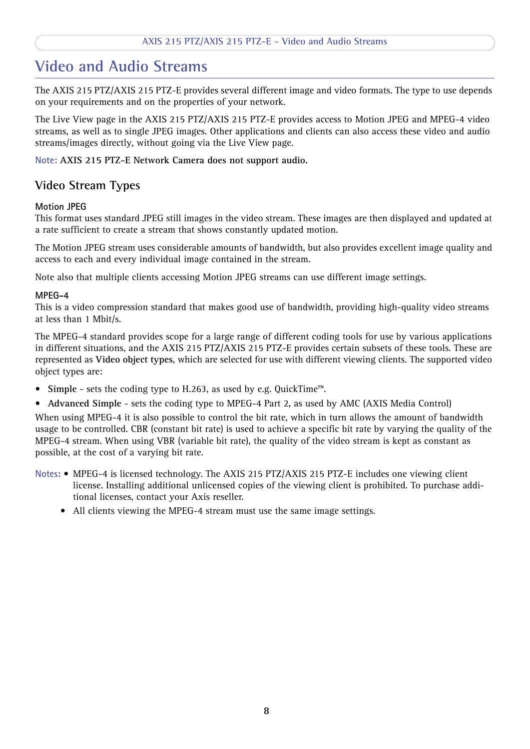# Video and Audio Streams

The AXIS 215 PTZ/AXIS 215 PTZ-E provides several different image and video formats. The type to use depends on your requirements and on the properties of your network.

The Live View page in the AXIS 215 PTZ/AXIS 215 PTZ-E provides access to Motion JPEG and MPEG-4 video streams, as well as to single JPEG images. Other applications and clients can also access these video and audio streams/images directly, without going via the Live View page.

Note: **AXIS 215 PTZ-E Network Camera does not support audio.**

## Video Stream Types

### Motion JPEG

This format uses standard JPEG still images in the video stream. These images are then displayed and updated at a rate sufficient to create a stream that shows constantly updated motion.

The Motion JPEG stream uses considerable amounts of bandwidth, but also provides excellent image quality and access to each and every individual image contained in the stream.

Note also that multiple clients accessing Motion JPEG streams can use different image settings.

### MPEG-4

This is a video compression standard that makes good use of bandwidth, providing high-quality video streams at less than 1 Mbit/s.

The MPEG-4 standard provides scope for a large range of different coding tools for use by various applications in different situations, and the AXIS 215 PTZ/AXIS 215 PTZ-E provides certain subsets of these tools. These are represented as **Video object types**, which are selected for use with different viewing clients. The supported video object types are:

- **Simple** - sets the coding type to H.263, as used by e.g. QuickTime™.
- **Advanced Simple** - sets the coding type to MPEG-4 Part 2, as used by AMC (AXIS Media Control)

When using MPEG-4 it is also possible to control the bit rate, which in turn allows the amount of bandwidth usage to be controlled. CBR (constant bit rate) is used to achieve a specific bit rate by varying the quality of the MPEG-4 stream. When using VBR (variable bit rate), the quality of the video stream is kept as constant as possible, at the cost of a varying bit rate.

Notes:
- MPEG-4 is licensed technology. The AXIS 215 PTZ/AXIS 215 PTZ-E includes one viewing client license. Installing additional unlicensed copies of the viewing client is prohibited. To purchase additional licenses, contact your Axis reseller.
- All clients viewing the MPEG-4 stream must use the same image settings.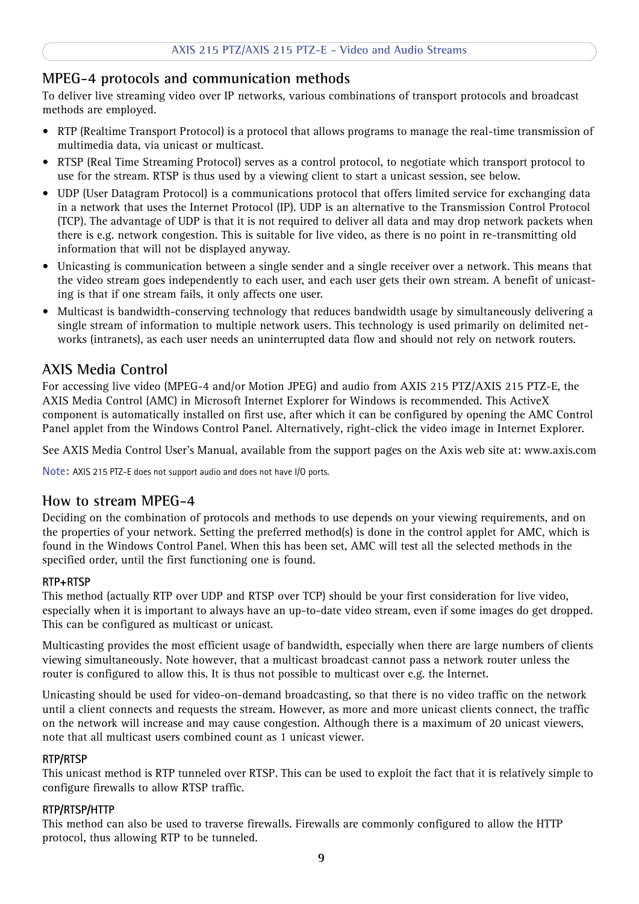## MPEG-4 protocols and communication methods

To deliver live streaming video over IP networks, various combinations of transport protocols and broadcast methods are employed.

- RTP (Realtime Transport Protocol) is a protocol that allows programs to manage the real-time transmission of multimedia data, via unicast or multicast.
- RTSP (Real Time Streaming Protocol) serves as a control protocol, to negotiate which transport protocol to use for the stream. RTSP is thus used by a viewing client to start a unicast session, see below.
- UDP (User Datagram Protocol) is a communications protocol that offers limited service for exchanging data in a network that uses the Internet Protocol (IP). UDP is an alternative to the Transmission Control Protocol (TCP). The advantage of UDP is that it is not required to deliver all data and may drop network packets when there is e.g. network congestion. This is suitable for live video, as there is no point in re-transmitting old information that will not be displayed anyway.
- Unicasting is communication between a single sender and a single receiver over a network. This means that the video stream goes independently to each user, and each user gets their own stream. A benefit of unicasting is that if one stream fails, it only affects one user.
- Multicast is bandwidth-conserving technology that reduces bandwidth usage by simultaneously delivering a single stream of information to multiple network users. This technology is used primarily on delimited networks (intranets), as each user needs an uninterrupted data flow and should not rely on network routers.

## AXIS Media Control

For accessing live video (MPEG-4 and/or Motion JPEG) and audio from AXIS 215 PTZ/AXIS 215 PTZ-E, the AXIS Media Control (AMC) in Microsoft Internet Explorer for Windows is recommended. This ActiveX component is automatically installed on first use, after which it can be configured by opening the AMC Control Panel applet from the Windows Control Panel. Alternatively, right-click the video image in Internet Explorer.

See AXIS Media Control User's Manual, available from the support pages on the Axis web site at: www.axis.com

**Note:** AXIS 215 PTZ-E does not support audio and does not have I/O ports.

## How to stream MPEG-4

Deciding on the combination of protocols and methods to use depends on your viewing requirements, and on the properties of your network. Setting the preferred method(s) is done in the control applet for AMC, which is found in the Windows Control Panel. When this has been set, AMC will test all the selected methods in the specified order, until the first functioning one is found.

### RTP+RTSP

This method (actually RTP over UDP and RTSP over TCP) should be your first consideration for live video, especially when it is important to always have an up-to-date video stream, even if some images do get dropped. This can be configured as multicast or unicast.

Multicasting provides the most efficient usage of bandwidth, especially when there are large numbers of clients viewing simultaneously. Note however, that a multicast broadcast cannot pass a network router unless the router is configured to allow this. It is thus not possible to multicast over e.g. the Internet.

Unicasting should be used for video-on-demand broadcasting, so that there is no video traffic on the network until a client connects and requests the stream. However, as more and more unicast clients connect, the traffic on the network will increase and may cause congestion. Although there is a maximum of 20 unicast viewers, note that all multicast users combined count as 1 unicast viewer.

### RTP/RTSP

This unicast method is RTP tunneled over RTSP. This can be used to exploit the fact that it is relatively simple to configure firewalls to allow RTSP traffic.

### RTP/RTSP/HTTP

This method can also be used to traverse firewalls. Firewalls are commonly configured to allow the HTTP protocol, thus allowing RTP to be tunneled.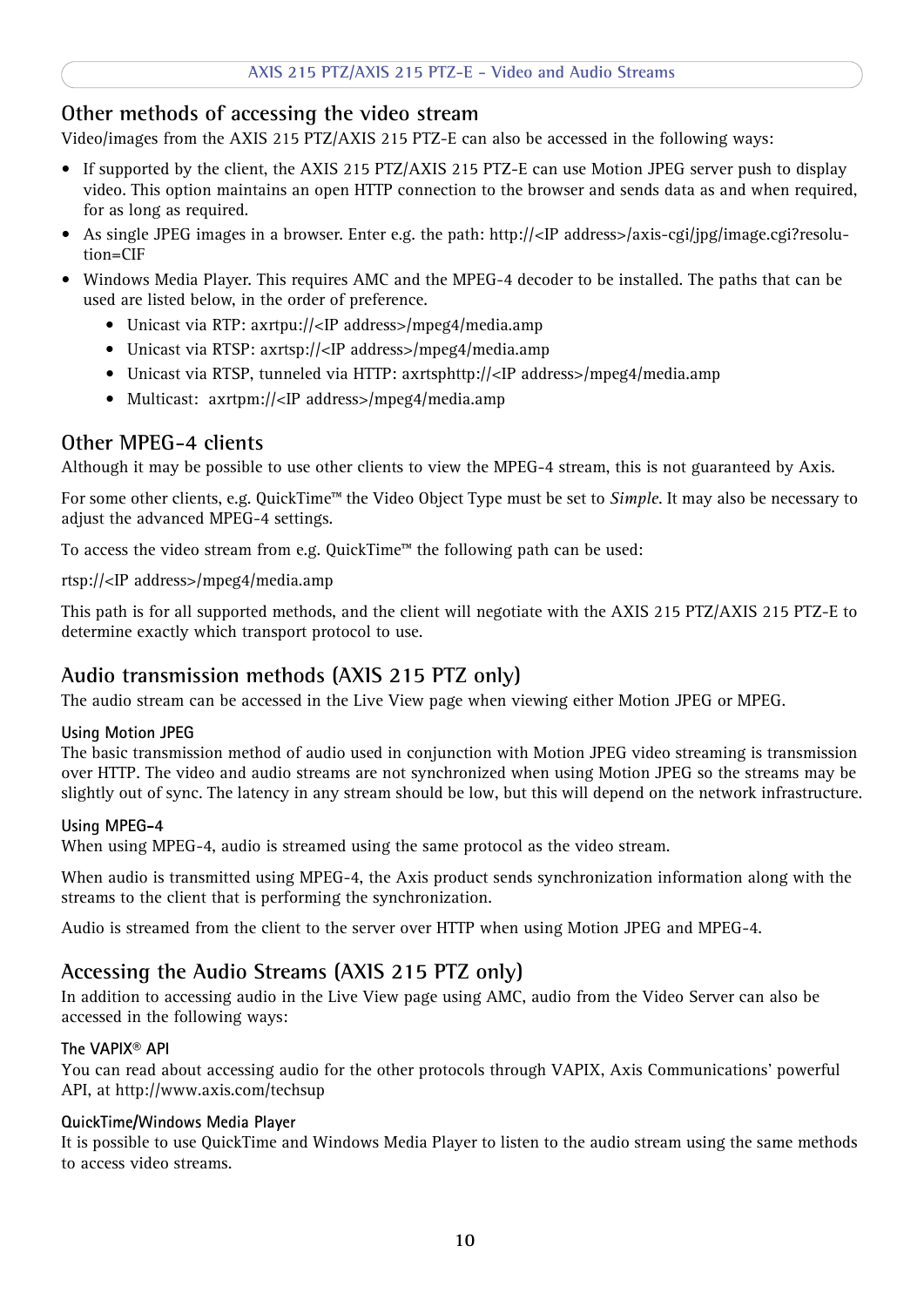## Other methods of accessing the video stream

Video/images from the AXIS 215 PTZ/AXIS 215 PTZ-E can also be accessed in the following ways:

- If supported by the client, the AXIS 215 PTZ/AXIS 215 PTZ-E can use Motion JPEG server push to display video. This option maintains an open HTTP connection to the browser and sends data as and when required, for as long as required.
- As single JPEG images in a browser. Enter e.g. the path: http://<IP address>/axis-cgi/jpg/image.cgi?resolution=CIF
- Windows Media Player. This requires AMC and the MPEG-4 decoder to be installed. The paths that can be used are listed below, in the order of preference.
    - Unicast via RTP: axrtpu://<IP address>/mpeg4/media.amp
    - Unicast via RTSP: axrtsp://<IP address>/mpeg4/media.amp
    - Unicast via RTSP, tunneled via HTTP: axrtsphttp://<IP address>/mpeg4/media.amp
    - Multicast: axrtpm://<IP address>/mpeg4/media.amp

## Other MPEG-4 clients

Although it may be possible to use other clients to view the MPEG-4 stream, this is not guaranteed by Axis.

For some other clients, e.g. QuickTime™ the Video Object Type must be set to *Simple*. It may also be necessary to adjust the advanced MPEG-4 settings.

To access the video stream from e.g. QuickTime™ the following path can be used:

rtsp://<IP address>/mpeg4/media.amp

This path is for all supported methods, and the client will negotiate with the AXIS 215 PTZ/AXIS 215 PTZ-E to determine exactly which transport protocol to use.

## Audio transmission methods (AXIS 215 PTZ only)

The audio stream can be accessed in the Live View page when viewing either Motion JPEG or MPEG.

### Using Motion JPEG

The basic transmission method of audio used in conjunction with Motion JPEG video streaming is transmission over HTTP. The video and audio streams are not synchronized when using Motion JPEG so the streams may be slightly out of sync. The latency in any stream should be low, but this will depend on the network infrastructure.

### Using MPEG-4

When using MPEG-4, audio is streamed using the same protocol as the video stream.

When audio is transmitted using MPEG-4, the Axis product sends synchronization information along with the streams to the client that is performing the synchronization.

Audio is streamed from the client to the server over HTTP when using Motion JPEG and MPEG-4.

## Accessing the Audio Streams (AXIS 215 PTZ only)

In addition to accessing audio in the Live View page using AMC, audio from the Video Server can also be accessed in the following ways:

### The VAPIX® API

You can read about accessing audio for the other protocols through VAPIX, Axis Communications' powerful API, at http://www.axis.com/techsup

### QuickTime/Windows Media Player

It is possible to use QuickTime and Windows Media Player to listen to the audio stream using the same methods to access video streams.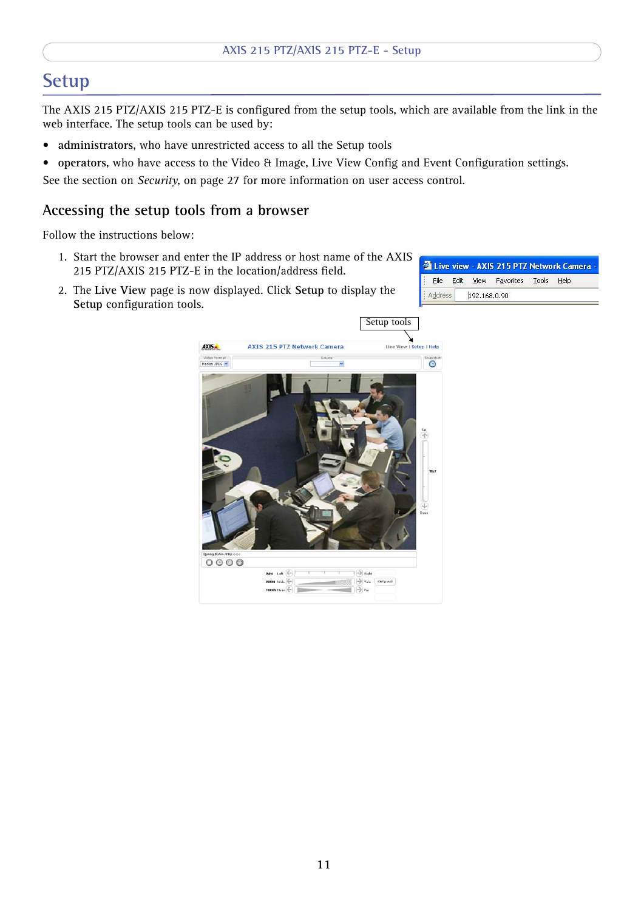# Setup

The AXIS 215 PTZ/AXIS 215 PTZ-E is configured from the setup tools, which are available from the link in the web interface. The setup tools can be used by:

- **administrators**, who have unrestricted access to all the Setup tools
- **operators**, who have access to the Video & Image, Live View Config and Event Configuration settings.

See the section on *Security*, on page 27 for more information on user access control.

## Accessing the setup tools from a browser

Follow the instructions below:

1. Start the browser and enter the IP address or host name of the AXIS 215 PTZ/AXIS 215 PTZ-E in the location/address field.
2. The **Live View** page is now displayed. Click **Setup** to display the **Setup** configuration tools.

Setup tools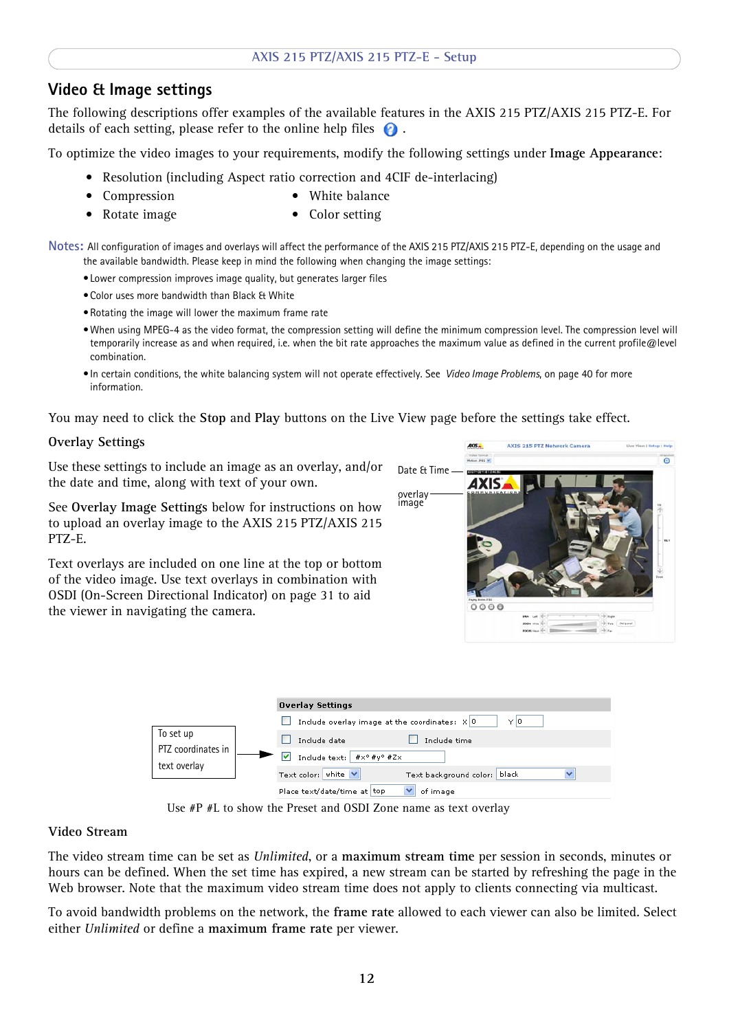## Video & Image settings

The following descriptions offer examples of the available features in the AXIS 215 PTZ/AXIS 215 PTZ-E. For details of each setting, please refer to the online help files .

To optimize the video images to your requirements, modify the following settings under **Image Appearance**:

- Resolution (including Aspect ratio correction and 4CIF de-interlacing)
- Compression
- Rotate image
- White balance
- Color setting

**Notes:** All configuration of images and overlays will affect the performance of the AXIS 215 PTZ/AXIS 215 PTZ-E, depending on the usage and the available bandwidth. Please keep in mind the following when changing the image settings:

- Lower compression improves image quality, but generates larger files
- Color uses more bandwidth than Black & White
- Rotating the image will lower the maximum frame rate
- When using MPEG-4 as the video format, the compression setting will define the minimum compression level. The compression level will temporarily increase as and when required, i.e. when the bit rate approaches the maximum value as defined in the current profile@level combination.
- In certain conditions, the white balancing system will not operate effectively. See *Video Image Problems*, on page 40 for more information.

You may need to click the **Stop** and **Play** buttons on the Live View page before the settings take effect.

### Overlay Settings

Use these settings to include an image as an overlay, and/or the date and time, along with text of your own.

See **Overlay Image Settings** below for instructions on how to upload an overlay image to the AXIS 215 PTZ/AXIS 215 PTZ-E.

Text overlays are included on one line at the top or bottom of the video image. Use text overlays in combination with OSDI (On-Screen Directional Indicator) on page 31 to aid the viewer in navigating the camera.

Date & Time

overlay image

To set up PTZ coordinates in text overlay

Use #P #L to show the Preset and OSDI Zone name as text overlay

### Video Stream

The video stream time can be set as *Unlimited*, or a **maximum stream time** per session in seconds, minutes or hours can be defined. When the set time has expired, a new stream can be started by refreshing the page in the Web browser. Note that the maximum video stream time does not apply to clients connecting via multicast.

To avoid bandwidth problems on the network, the **frame rate** allowed to each viewer can also be limited. Select either *Unlimited* or define a **maximum frame rate** per viewer.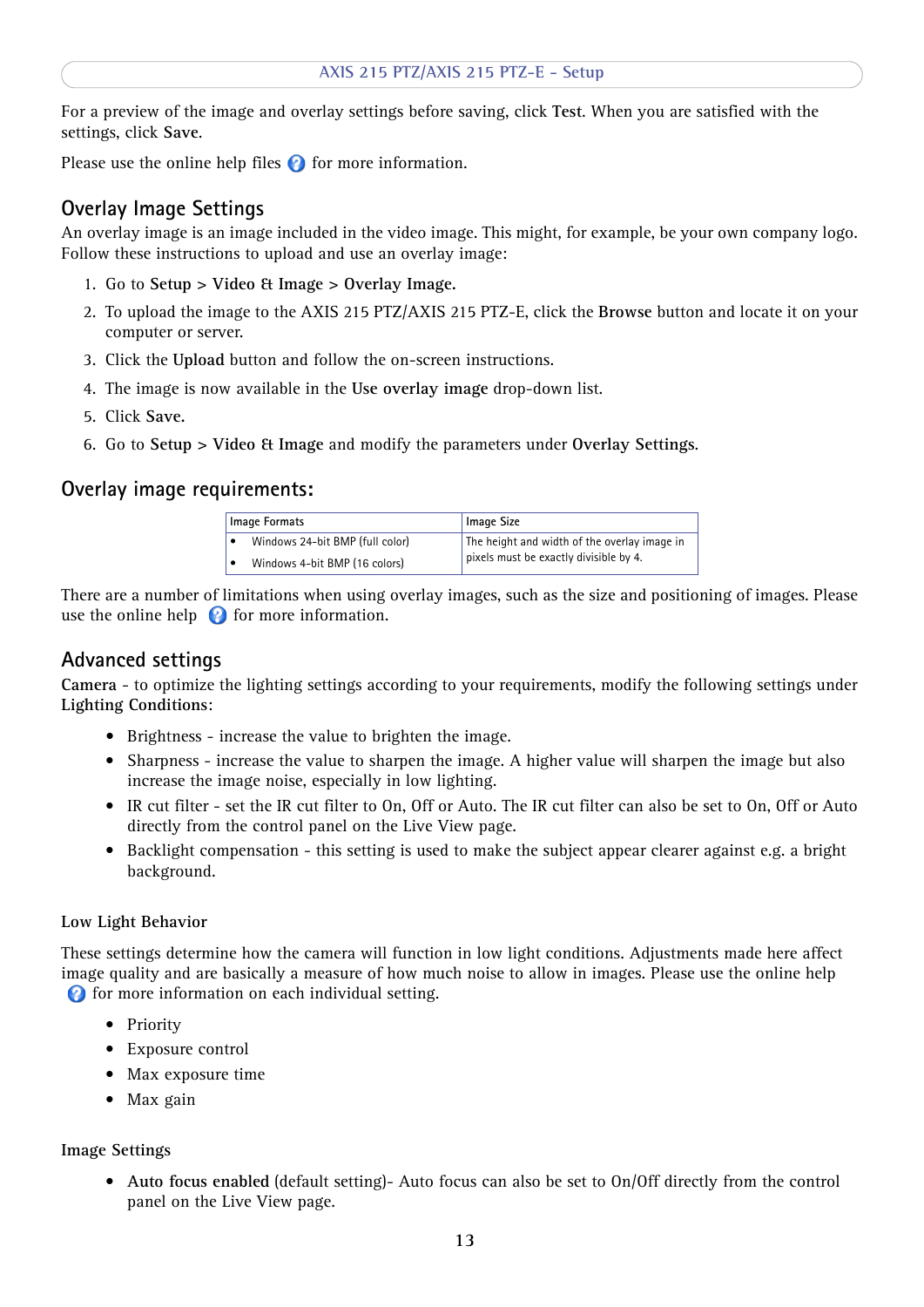For a preview of the image and overlay settings before saving, click **Test**. When you are satisfied with the settings, click **Save**.

Please use the online help files for more information.

## Overlay Image Settings

An overlay image is an image included in the video image. This might, for example, be your own company logo. Follow these instructions to upload and use an overlay image:

1. Go to **Setup > Video & Image > Overlay Image.**
2. To upload the image to the AXIS 215 PTZ/AXIS 215 PTZ-E, click the **Browse** button and locate it on your computer or server.
3. Click the **Upload** button and follow the on-screen instructions.
4. The image is now available in the **Use overlay image** drop-down list.
5. Click **Save.**
6. Go to **Setup > Video & Image** and modify the parameters under **Overlay Settings**.

## Overlay image requirements:

| Image Formats | Image Size |
|---|---|
| • Windows 24-bit BMP (full color)<br>• Windows 4-bit BMP (16 colors) | The height and width of the overlay image in pixels must be exactly divisible by 4. |

There are a number of limitations when using overlay images, such as the size and positioning of images. Please use the online help for more information.

## Advanced settings

**Camera** - to optimize the lighting settings according to your requirements, modify the following settings under **Lighting Conditions**:

- Brightness - increase the value to brighten the image.
- Sharpness - increase the value to sharpen the image. A higher value will sharpen the image but also increase the image noise, especially in low lighting.
- IR cut filter - set the IR cut filter to On, Off or Auto. The IR cut filter can also be set to On, Off or Auto directly from the control panel on the Live View page.
- Backlight compensation - this setting is used to make the subject appear clearer against e.g. a bright background.

### Low Light Behavior

These settings determine how the camera will function in low light conditions. Adjustments made here affect image quality and are basically a measure of how much noise to allow in images. Please use the online help for more information on each individual setting.

- Priority
- Exposure control
- Max exposure time
- Max gain

### Image Settings

- **Auto focus enabled** (default setting)- Auto focus can also be set to On/Off directly from the control panel on the Live View page.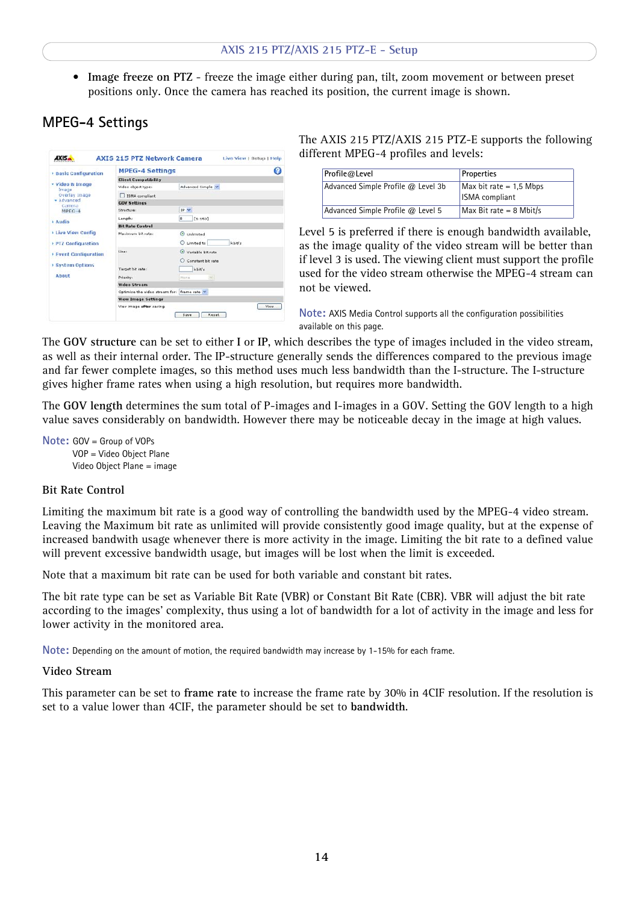- **Image freeze on PTZ** - freeze the image either during pan, tilt, zoom movement or between preset positions only. Once the camera has reached its position, the current image is shown.

## MPEG-4 Settings

The AXIS 215 PTZ/AXIS 215 PTZ-E supports the following different MPEG-4 profiles and levels:

| Profile@Level | Properties |
|---|---|
| Advanced Simple Profile @ Level 3b | Max bit rate = 1,5 Mbps<br>ISMA compliant |
| Advanced Simple Profile @ Level 5 | Max Bit rate = 8 Mbit/s |

Level 5 is preferred if there is enough bandwidth available, as the image quality of the video stream will be better than if level 3 is used. The viewing client must support the profile used for the video stream otherwise the MPEG-4 stream can not be viewed.

Note: AXIS Media Control supports all the configuration possibilities available on this page.

The **GOV structure** can be set to either **I** or **IP**, which describes the type of images included in the video stream, as well as their internal order. The IP-structure generally sends the differences compared to the previous image and far fewer complete images, so this method uses much less bandwidth than the I-structure. The I-structure gives higher frame rates when using a high resolution, but requires more bandwidth.

The **GOV length** determines the sum total of P-images and I-images in a GOV. Setting the GOV length to a high value saves considerably on bandwidth. However there may be noticeable decay in the image at high values.

Note: GOV = Group of VOPs
VOP = Video Object Plane
Video Object Plane = image

### Bit Rate Control

Limiting the maximum bit rate is a good way of controlling the bandwidth used by the MPEG-4 video stream. Leaving the Maximum bit rate as unlimited will provide consistently good image quality, but at the expense of increased bandwidth usage whenever there is more activity in the image. Limiting the bit rate to a defined value will prevent excessive bandwidth usage, but images will be lost when the limit is exceeded.

Note that a maximum bit rate can be used for both variable and constant bit rates.

The bit rate type can be set as Variable Bit Rate (VBR) or Constant Bit Rate (CBR). VBR will adjust the bit rate according to the images' complexity, thus using a lot of bandwidth for a lot of activity in the image and less for lower activity in the monitored area.

Note: Depending on the amount of motion, the required bandwidth may increase by 1-15% for each frame.

### Video Stream

This parameter can be set to **frame rate** to increase the frame rate by 30% in 4CIF resolution. If the resolution is set to a value lower than 4CIF, the parameter should be set to **bandwidth**.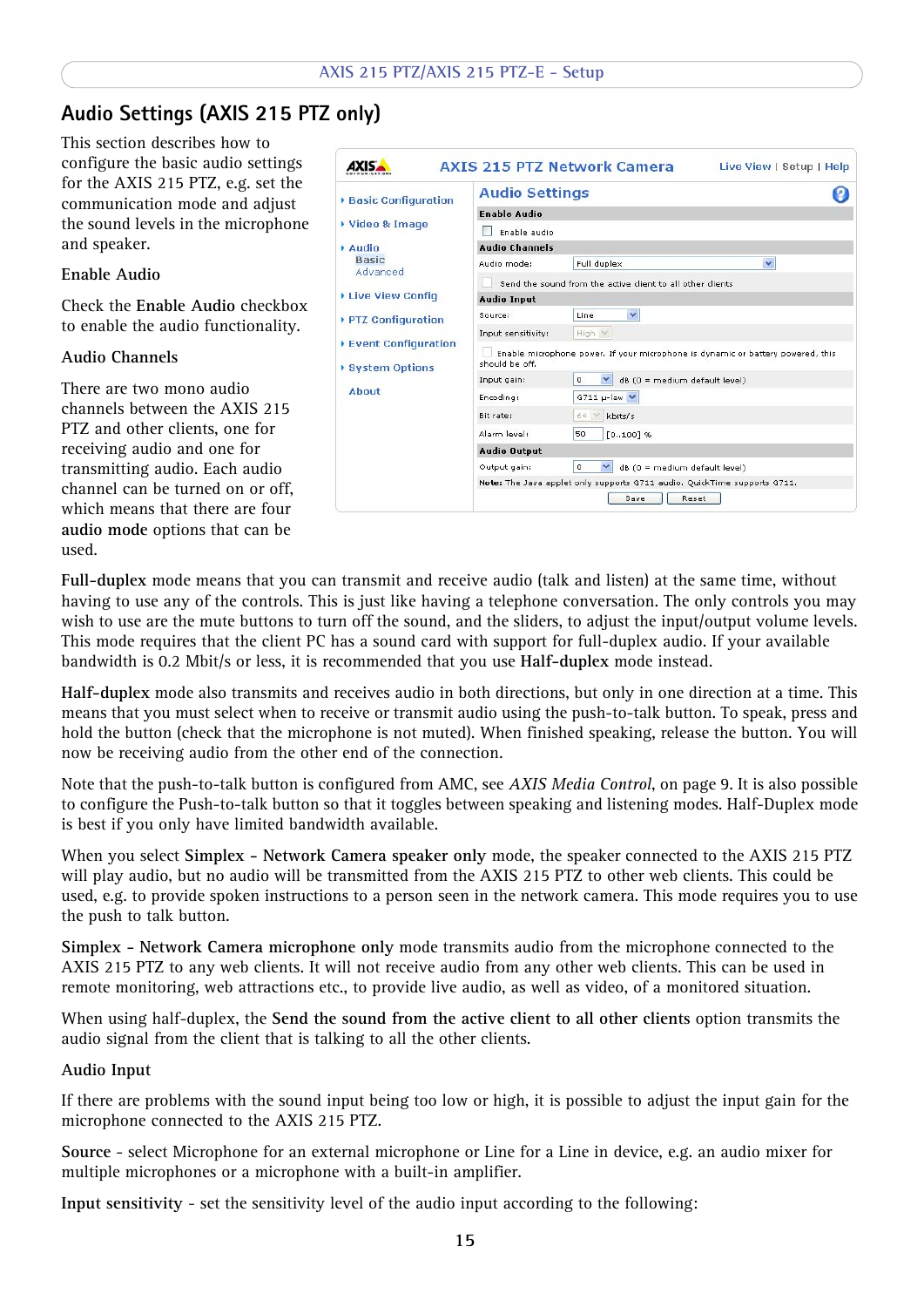## Audio Settings (AXIS 215 PTZ only)

This section describes how to configure the basic audio settings for the AXIS 215 PTZ, e.g. set the communication mode and adjust the sound levels in the microphone and speaker.

### Enable Audio

Check the **Enable Audio** checkbox to enable the audio functionality.

### Audio Channels

There are two mono audio channels between the AXIS 215 PTZ and other clients, one for receiving audio and one for transmitting audio. Each audio channel can be turned on or off, which means that there are four **audio mode** options that can be used.

**Full-duplex** mode means that you can transmit and receive audio (talk and listen) at the same time, without having to use any of the controls. This is just like having a telephone conversation. The only controls you may wish to use are the mute buttons to turn off the sound, and the sliders, to adjust the input/output volume levels. This mode requires that the client PC has a sound card with support for full-duplex audio. If your available bandwidth is 0.2 Mbit/s or less, it is recommended that you use **Half-duplex** mode instead.

**Half-duplex** mode also transmits and receives audio in both directions, but only in one direction at a time. This means that you must select when to receive or transmit audio using the push-to-talk button. To speak, press and hold the button (check that the microphone is not muted). When finished speaking, release the button. You will now be receiving audio from the other end of the connection.

Note that the push-to-talk button is configured from AMC, see *AXIS Media Control*, on page 9. It is also possible to configure the Push-to-talk button so that it toggles between speaking and listening modes. Half-Duplex mode is best if you only have limited bandwidth available.

When you select **Simplex - Network Camera speaker only** mode, the speaker connected to the AXIS 215 PTZ will play audio, but no audio will be transmitted from the AXIS 215 PTZ to other web clients. This could be used, e.g. to provide spoken instructions to a person seen in the network camera. This mode requires you to use the push to talk button.

**Simplex - Network Camera microphone only** mode transmits audio from the microphone connected to the AXIS 215 PTZ to any web clients. It will not receive audio from any other web clients. This can be used in remote monitoring, web attractions etc., to provide live audio, as well as video, of a monitored situation.

When using half-duplex, the **Send the sound from the active client to all other clients** option transmits the audio signal from the client that is talking to all the other clients.

### Audio Input

If there are problems with the sound input being too low or high, it is possible to adjust the input gain for the microphone connected to the AXIS 215 PTZ.

**Source** - select Microphone for an external microphone or Line for a Line in device, e.g. an audio mixer for multiple microphones or a microphone with a built-in amplifier.

**Input sensitivity** - set the sensitivity level of the audio input according to the following: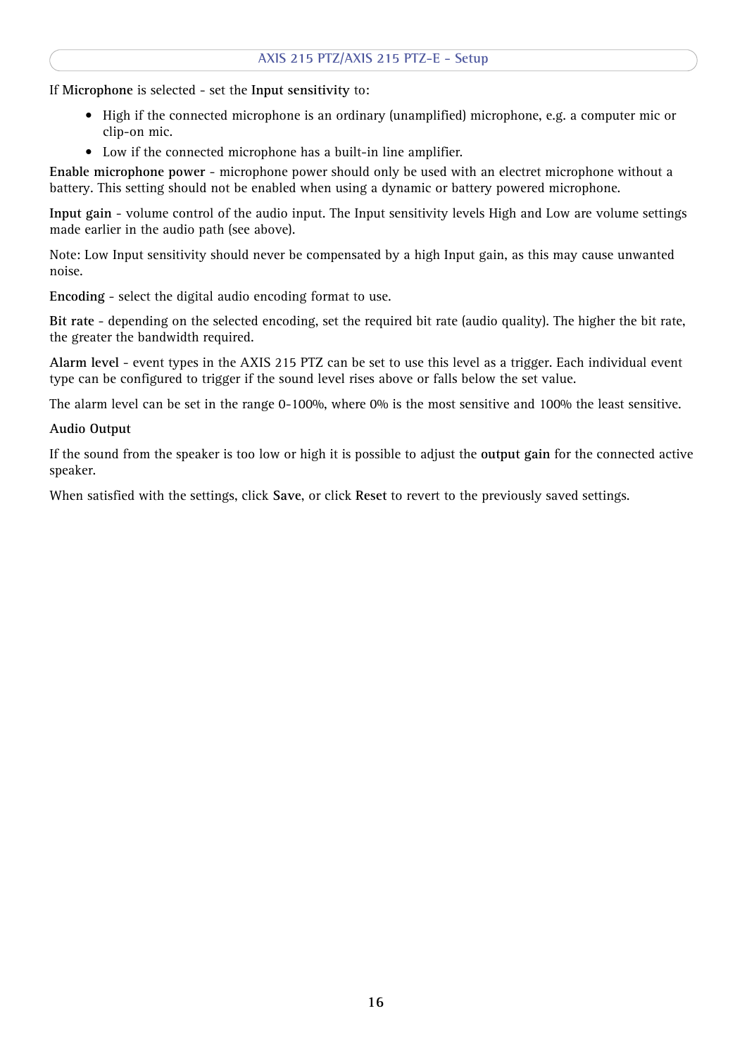If **Microphone** is selected - set the **Input sensitivity** to:

- High if the connected microphone is an ordinary (unamplified) microphone, e.g. a computer mic or clip-on mic.
- Low if the connected microphone has a built-in line amplifier.

**Enable microphone power** - microphone power should only be used with an electret microphone without a battery. This setting should not be enabled when using a dynamic or battery powered microphone.

**Input gain** - volume control of the audio input. The Input sensitivity levels High and Low are volume settings made earlier in the audio path (see above).

Note: Low Input sensitivity should never be compensated by a high Input gain, as this may cause unwanted noise.

**Encoding** - select the digital audio encoding format to use.

**Bit rate** - depending on the selected encoding, set the required bit rate (audio quality). The higher the bit rate, the greater the bandwidth required.

**Alarm level** - event types in the AXIS 215 PTZ can be set to use this level as a trigger. Each individual event type can be configured to trigger if the sound level rises above or falls below the set value.

The alarm level can be set in the range 0-100%, where 0% is the most sensitive and 100% the least sensitive.

**Audio Output**

If the sound from the speaker is too low or high it is possible to adjust the **output gain** for the connected active speaker.

When satisfied with the settings, click **Save**, or click **Reset** to revert to the previously saved settings.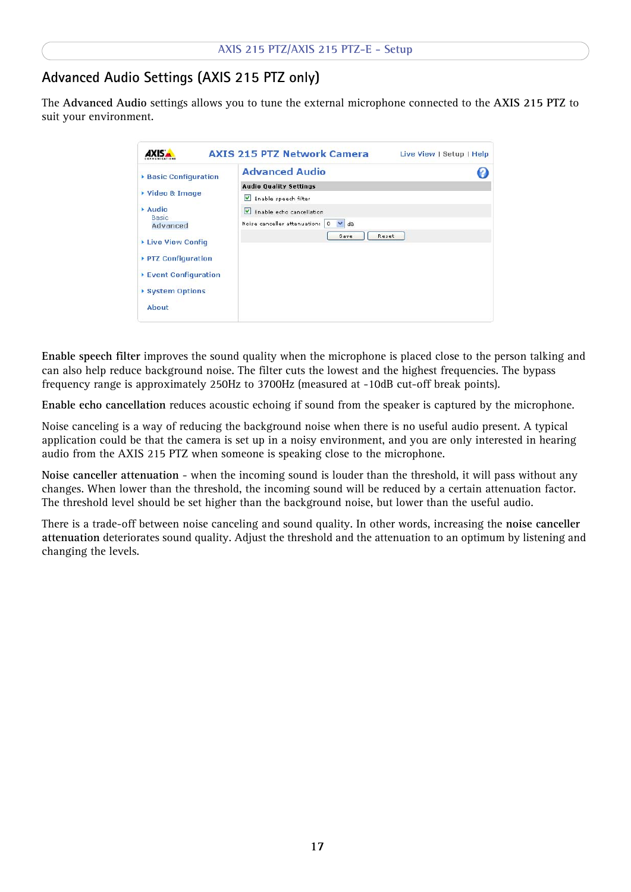## Advanced Audio Settings (AXIS 215 PTZ only)

The **Advanced Audio** settings allows you to tune the external microphone connected to the **AXIS 215 PTZ** to suit your environment.

**Enable speech filter** improves the sound quality when the microphone is placed close to the person talking and can also help reduce background noise. The filter cuts the lowest and the highest frequencies. The bypass frequency range is approximately 250Hz to 3700Hz (measured at -10dB cut-off break points).

**Enable echo cancellation** reduces acoustic echoing if sound from the speaker is captured by the microphone.

Noise canceling is a way of reducing the background noise when there is no useful audio present. A typical application could be that the camera is set up in a noisy environment, and you are only interested in hearing audio from the AXIS 215 PTZ when someone is speaking close to the microphone.

**Noise canceller attenuation** - when the incoming sound is louder than the threshold, it will pass without any changes. When lower than the threshold, the incoming sound will be reduced by a certain attenuation factor. The threshold level should be set higher than the background noise, but lower than the useful audio.

There is a trade-off between noise canceling and sound quality. In other words, increasing the **noise canceller attenuation** deteriorates sound quality. Adjust the threshold and the attenuation to an optimum by listening and changing the levels.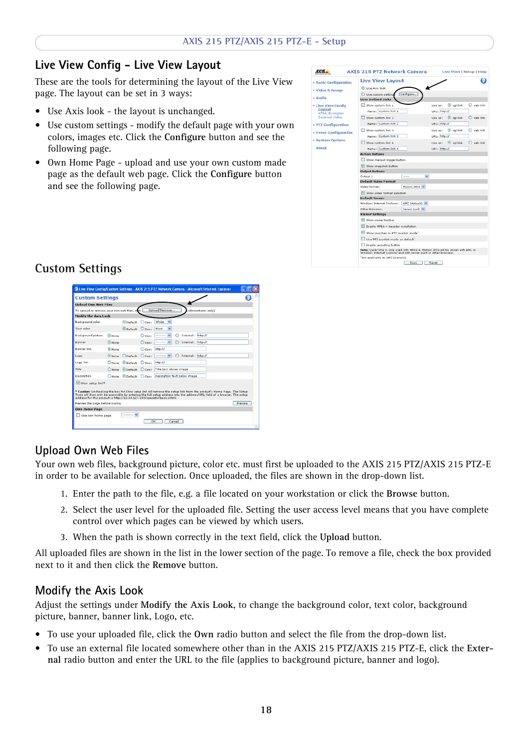## Live View Config - Live View Layout

These are the tools for determining the layout of the Live View page. The layout can be set in 3 ways:

- Use Axis look - the layout is unchanged.
- Use custom settings - modify the default page with your own colors, images etc. Click the **Configure** button and see the following page.
- Own Home Page - upload and use your own custom made page as the default web page. Click the **Configure** button and see the following page.

## Custom Settings

## Upload Own Web Files

Your own web files, background picture, color etc. must first be uploaded to the AXIS 215 PTZ/AXIS 215 PTZ-E in order to be available for selection. Once uploaded, the files are shown in the drop-down list.

1. Enter the path to the file, e.g. a file located on your workstation or click the **Browse** button.
2. Select the user level for the uploaded file. Setting the user access level means that you have complete control over which pages can be viewed by which users.
3. When the path is shown correctly in the text field, click the **Upload** button.

All uploaded files are shown in the list in the lower section of the page. To remove a file, check the box provided next to it and then click the **Remove** button.

## Modify the Axis Look

Adjust the settings under **Modify the Axis Look**, to change the background color, text color, background picture, banner, banner link, Logo, etc.

- To use your uploaded file, click the **Own** radio button and select the file from the drop-down list.
- To use an external file located somewhere other than in the AXIS 215 PTZ/AXIS 215 PTZ-E, click the **External** radio button and enter the URL to the file (applies to background picture, banner and logo).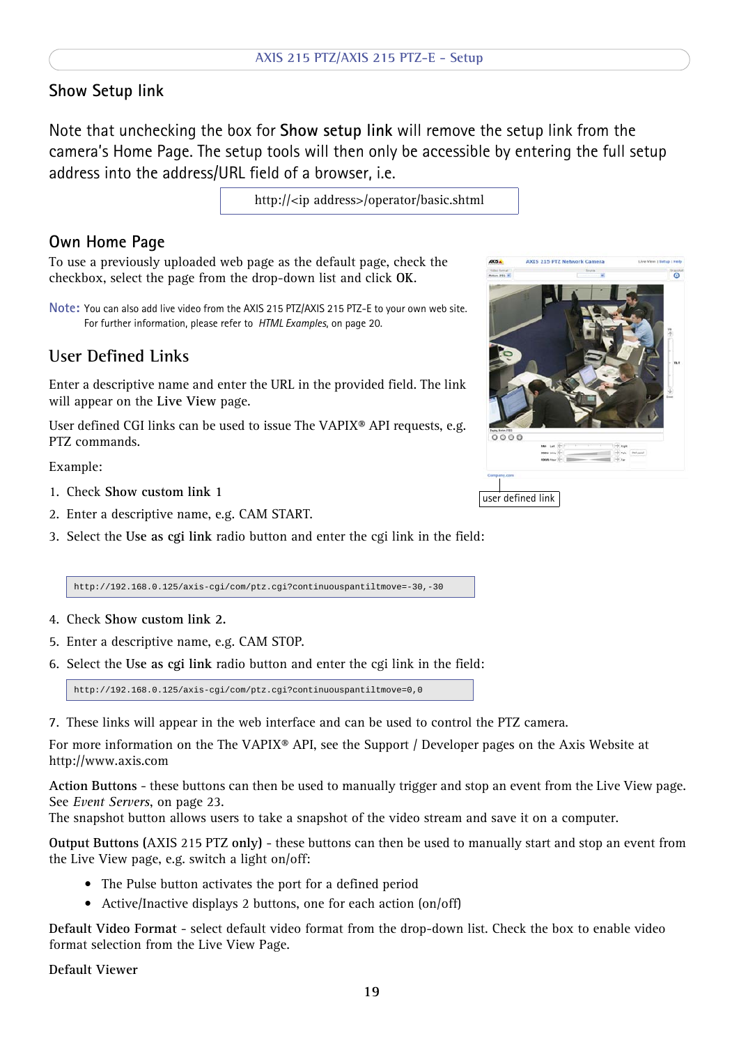## Show Setup link

Note that unchecking the box for **Show setup link** will remove the setup link from the camera's Home Page. The setup tools will then only be accessible by entering the full setup address into the address/URL field of a browser, i.e.

```
http://<ip address>/operator/basic.shtml
```

## Own Home Page

To use a previously uploaded web page as the default page, check the checkbox, select the page from the drop-down list and click **OK**.

**Note:** You can also add live video from the AXIS 215 PTZ/AXIS 215 PTZ-E to your own web site. For further information, please refer to *HTML Examples*, on page 20.

## User Defined Links

Enter a descriptive name and enter the URL in the provided field. The link will appear on the **Live View** page.

User defined CGI links can be used to issue The VAPIX® API requests, e.g. PTZ commands.

user defined link

Example:

1. Check **Show custom link 1**
2. Enter a descriptive name, e.g. CAM START.
3. Select the **Use as cgi link** radio button and enter the cgi link in the field:

```
http://192.168.0.125/axis-cgi/com/ptz.cgi?continuouspantiltmove=-30,-30
```

4. Check **Show custom link 2.**
5. Enter a descriptive name, e.g. CAM STOP.
6. Select the **Use as cgi link** radio button and enter the cgi link in the field:

```
http://192.168.0.125/axis-cgi/com/ptz.cgi?continuouspantiltmove=0,0
```

7. These links will appear in the web interface and can be used to control the PTZ camera.

For more information on the The VAPIX® API, see the Support / Developer pages on the Axis Website at http://www.axis.com

**Action Buttons** - these buttons can then be used to manually trigger and stop an event from the Live View page. See *Event Servers*, on page 23.
The snapshot button allows users to take a snapshot of the video stream and save it on a computer.

**Output Buttons (**AXIS 215 PTZ **only)** - these buttons can then be used to manually start and stop an event from the Live View page, e.g. switch a light on/off:

- The Pulse button activates the port for a defined period
- Active/Inactive displays 2 buttons, one for each action (on/off)

**Default Video Format** - select default video format from the drop-down list. Check the box to enable video format selection from the Live View Page.

**Default Viewer**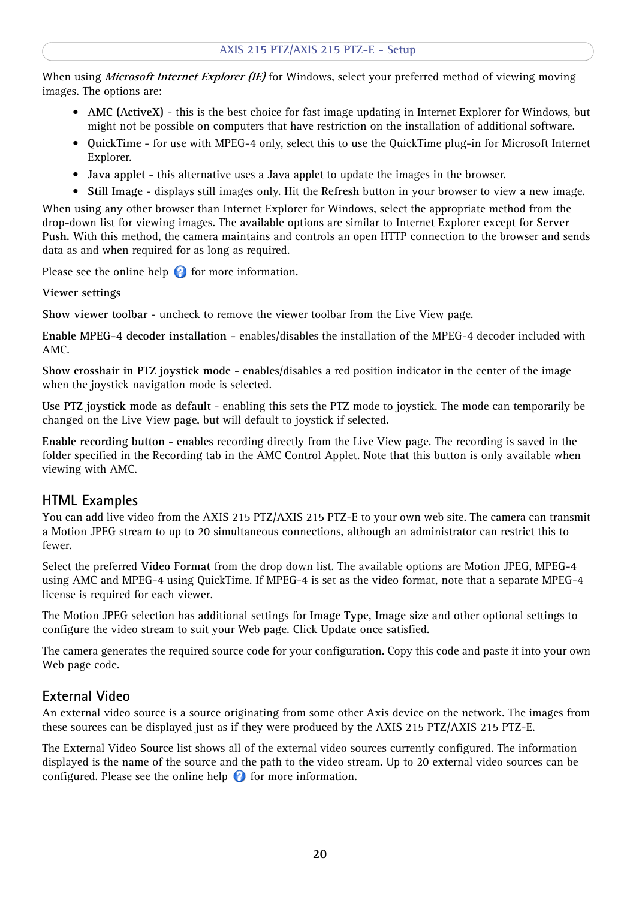When using *Microsoft Internet Explorer (IE)* for Windows, select your preferred method of viewing moving images. The options are:

- **AMC (ActiveX)** - this is the best choice for fast image updating in Internet Explorer for Windows, but might not be possible on computers that have restriction on the installation of additional software.
- **QuickTime** - for use with MPEG-4 only, select this to use the QuickTime plug-in for Microsoft Internet Explorer.
- **Java applet** - this alternative uses a Java applet to update the images in the browser.
- **Still Image** - displays still images only. Hit the **Refresh** button in your browser to view a new image.

When using any other browser than Internet Explorer for Windows, select the appropriate method from the drop-down list for viewing images. The available options are similar to Internet Explorer except for **Server Push.** With this method, the camera maintains and controls an open HTTP connection to the browser and sends data as and when required for as long as required.

Please see the online help for more information.

**Viewer settings**

**Show viewer toolbar** - uncheck to remove the viewer toolbar from the Live View page.

**Enable MPEG-4 decoder installation -** enables/disables the installation of the MPEG-4 decoder included with AMC.

**Show crosshair in PTZ joystick mode** - enables/disables a red position indicator in the center of the image when the joystick navigation mode is selected.

**Use PTZ joystick mode as default** - enabling this sets the PTZ mode to joystick. The mode can temporarily be changed on the Live View page, but will default to joystick if selected.

**Enable recording button** - enables recording directly from the Live View page. The recording is saved in the folder specified in the Recording tab in the AMC Control Applet. Note that this button is only available when viewing with AMC.

## HTML Examples

You can add live video from the AXIS 215 PTZ/AXIS 215 PTZ-E to your own web site. The camera can transmit a Motion JPEG stream to up to 20 simultaneous connections, although an administrator can restrict this to fewer.

Select the preferred **Video Format** from the drop down list. The available options are Motion JPEG, MPEG-4 using AMC and MPEG-4 using QuickTime. If MPEG-4 is set as the video format, note that a separate MPEG-4 license is required for each viewer.

The Motion JPEG selection has additional settings for **Image Type, Image size** and other optional settings to configure the video stream to suit your Web page. Click **Update** once satisfied.

The camera generates the required source code for your configuration. Copy this code and paste it into your own Web page code.

## External Video

An external video source is a source originating from some other Axis device on the network. The images from these sources can be displayed just as if they were produced by the AXIS 215 PTZ/AXIS 215 PTZ-E.

The External Video Source list shows all of the external video sources currently configured. The information displayed is the name of the source and the path to the video stream. Up to 20 external video sources can be configured. Please see the online help for more information.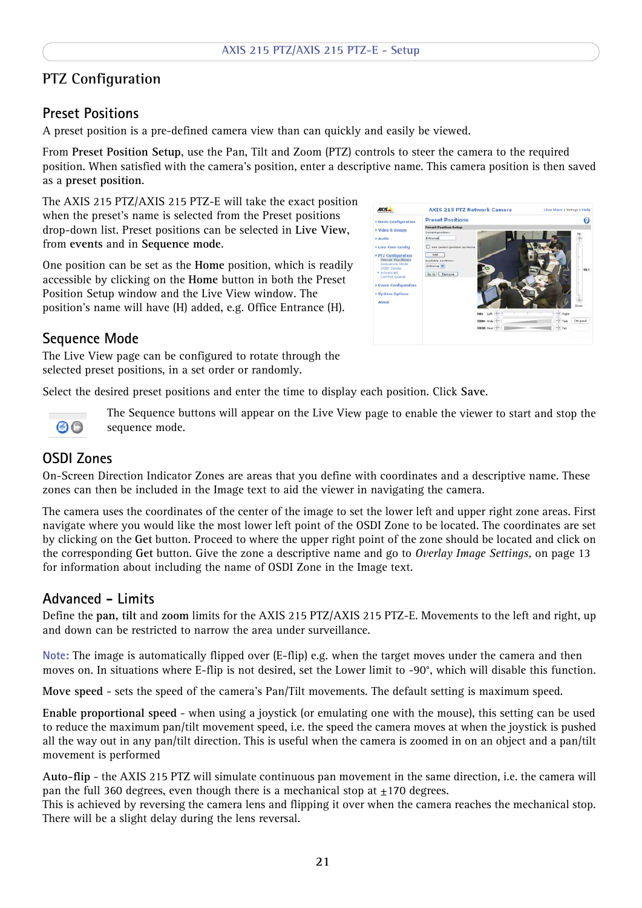# PTZ Configuration

## Preset Positions

A preset position is a pre-defined camera view than can quickly and easily be viewed.

From **Preset Position Setup**, use the Pan, Tilt and Zoom (PTZ) controls to steer the camera to the required position. When satisfied with the camera's position, enter a descriptive name. This camera position is then saved as a **preset position**.

The AXIS 215 PTZ/AXIS 215 PTZ-E will take the exact position when the preset's name is selected from the Preset positions drop-down list. Preset positions can be selected in **Live View**, from **events** and in **Sequence mode**.

One position can be set as the **Home** position, which is readily accessible by clicking on the **Home** button in both the Preset Position Setup window and the Live View window. The position's name will have (H) added, e.g. Office Entrance (H).

## Sequence Mode

The Live View page can be configured to rotate through the selected preset positions, in a set order or randomly.

Select the desired preset positions and enter the time to display each position. Click **Save**.

The Sequence buttons will appear on the Live View page to enable the viewer to start and stop the sequence mode.

## OSDI Zones

On-Screen Direction Indicator Zones are areas that you define with coordinates and a descriptive name. These zones can then be included in the Image text to aid the viewer in navigating the camera.

The camera uses the coordinates of the center of the image to set the lower left and upper right zone areas. First navigate where you would like the most lower left point of the OSDI Zone to be located. The coordinates are set by clicking on the **Get** button. Proceed to where the upper right point of the zone should be located and click on the corresponding **Get** button. Give the zone a descriptive name and go to *Overlay Image Settings,* on page 13 for information about including the name of OSDI Zone in the Image text.

## Advanced - Limits

Define the **pan, tilt** and **zoom** limits for the AXIS 215 PTZ/AXIS 215 PTZ-E. Movements to the left and right, up and down can be restricted to narrow the area under surveillance.

Note: The image is automatically flipped over (E-flip) e.g. when the target moves under the camera and then moves on. In situations where E-flip is not desired, set the Lower limit to -90°, which will disable this function.

**Move speed** - sets the speed of the camera's Pan/Tilt movements. The default setting is maximum speed.

**Enable proportional speed** - when using a joystick (or emulating one with the mouse), this setting can be used to reduce the maximum pan/tilt movement speed, i.e. the speed the camera moves at when the joystick is pushed all the way out in any pan/tilt direction. This is useful when the camera is zoomed in on an object and a pan/tilt movement is performed

**Auto-flip** - the AXIS 215 PTZ will simulate continuous pan movement in the same direction, i.e. the camera will pan the full 360 degrees, even though there is a mechanical stop at ±170 degrees.
This is achieved by reversing the camera lens and flipping it over when the camera reaches the mechanical stop. There will be a slight delay during the lens reversal.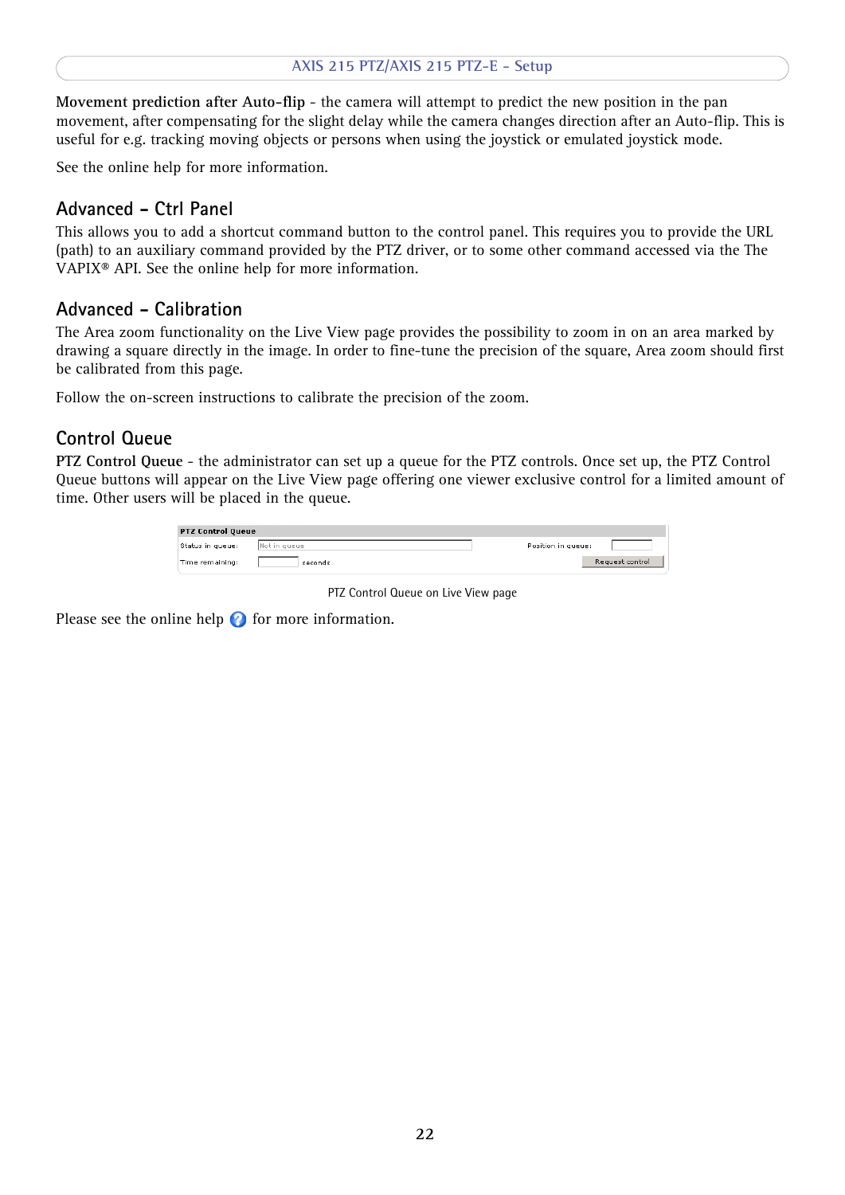**Movement prediction after Auto-flip** - the camera will attempt to predict the new position in the pan movement, after compensating for the slight delay while the camera changes direction after an Auto-flip. This is useful for e.g. tracking moving objects or persons when using the joystick or emulated joystick mode.

See the online help for more information.

## Advanced - Ctrl Panel

This allows you to add a shortcut command button to the control panel. This requires you to provide the URL (path) to an auxiliary command provided by the PTZ driver, or to some other command accessed via the The VAPIX® API. See the online help for more information.

## Advanced - Calibration

The Area zoom functionality on the Live View page provides the possibility to zoom in on an area marked by drawing a square directly in the image. In order to fine-tune the precision of the square, Area zoom should first be calibrated from this page.

Follow the on-screen instructions to calibrate the precision of the zoom.

## Control Queue

**PTZ Control Queue** - the administrator can set up a queue for the PTZ controls. Once set up, the PTZ Control Queue buttons will appear on the Live View page offering one viewer exclusive control for a limited amount of time. Other users will be placed in the queue.

| PTZ Control Queue | | | |
|---|---|---|---|
| Status in queue: | Not in queue | Position in queue: | |
| Time remaining: | seconds | | Request control |

PTZ Control Queue on Live View page

Please see the online help for more information.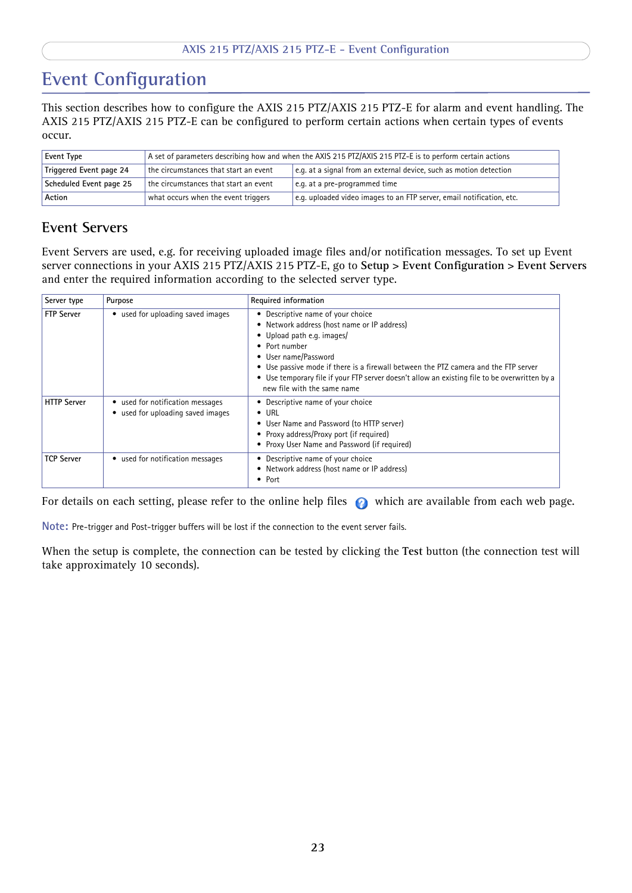# Event Configuration

This section describes how to configure the AXIS 215 PTZ/AXIS 215 PTZ-E for alarm and event handling. The AXIS 215 PTZ/AXIS 215 PTZ-E can be configured to perform certain actions when certain types of events occur.

| Event Type | A set of parameters describing how and when the AXIS 215 PTZ/AXIS 215 PTZ-E is to perform certain actions | |
|---|---|---|
| Triggered Event page 24 | the circumstances that start an event | e.g. at a signal from an external device, such as motion detection |
| Scheduled Event page 25 | the circumstances that start an event | e.g. at a pre-programmed time |
| Action | what occurs when the event triggers | e.g. uploaded video images to an FTP server, email notification, etc. |

## Event Servers

Event Servers are used, e.g. for receiving uploaded image files and/or notification messages. To set up Event server connections in your AXIS 215 PTZ/AXIS 215 PTZ-E, go to **Setup > Event Configuration > Event Servers** and enter the required information according to the selected server type.

| Server type | Purpose | Required information |
|---|---|---|
| FTP Server | • used for uploading saved images | • Descriptive name of your choice<br>• Network address (host name or IP address)<br>• Upload path e.g. images/<br>• Port number<br>• User name/Password<br>• Use passive mode if there is a firewall between the PTZ camera and the FTP server<br>• Use temporary file if your FTP server doesn't allow an existing file to be overwritten by a new file with the same name |
| HTTP Server | • used for notification messages<br>• used for uploading saved images | • Descriptive name of your choice<br>• URL<br>• User Name and Password (to HTTP server)<br>• Proxy address/Proxy port (if required)<br>• Proxy User Name and Password (if required) |
| TCP Server | • used for notification messages | • Descriptive name of your choice<br>• Network address (host name or IP address)<br>• Port |

For details on each setting, please refer to the online help files which are available from each web page.

**Note:** Pre-trigger and Post-trigger buffers will be lost if the connection to the event server fails.

When the setup is complete, the connection can be tested by clicking the **Test** button (the connection test will take approximately 10 seconds).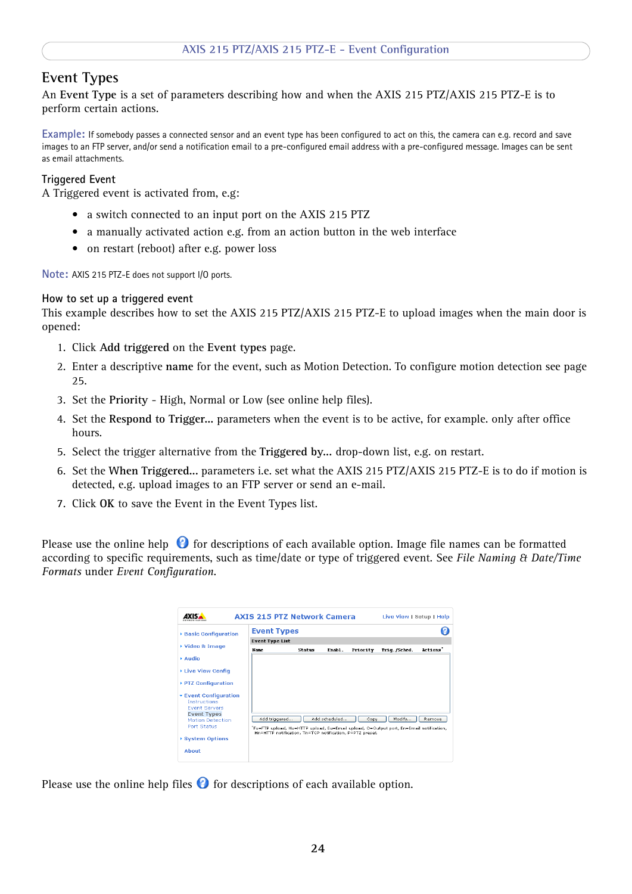## Event Types

An **Event Type** is a set of parameters describing how and when the AXIS 215 PTZ/AXIS 215 PTZ-E is to perform certain actions.

Example: If somebody passes a connected sensor and an event type has been configured to act on this, the camera can e.g. record and save images to an FTP server, and/or send a notification email to a pre-configured email address with a pre-configured message. Images can be sent as email attachments.

### Triggered Event

A Triggered event is activated from, e.g:

- a switch connected to an input port on the AXIS 215 PTZ
- a manually activated action e.g. from an action button in the web interface
- on restart (reboot) after e.g. power loss

Note: AXIS 215 PTZ-E does not support I/O ports.

### How to set up a triggered event

This example describes how to set the AXIS 215 PTZ/AXIS 215 PTZ-E to upload images when the main door is opened:

1. Click **Add triggered** on the **Event types** page.
2. Enter a descriptive **name** for the event, such as Motion Detection. To configure motion detection see page 25.
3. Set the **Priority** - High, Normal or Low (see online help files).
4. Set the **Respond to Trigger...** parameters when the event is to be active, for example. only after office hours.
5. Select the trigger alternative from the **Triggered by...** drop-down list, e.g. on restart.
6. Set the **When Triggered...** parameters i.e. set what the AXIS 215 PTZ/AXIS 215 PTZ-E is to do if motion is detected, e.g. upload images to an FTP server or send an e-mail.
7. Click **OK** to save the Event in the Event Types list.

Please use the online help for descriptions of each available option. Image file names can be formatted according to specific requirements, such as time/date or type of triggered event. See *File Naming & Date/Time Formats* under *Event Configuration*.

Please use the online help files for descriptions of each available option.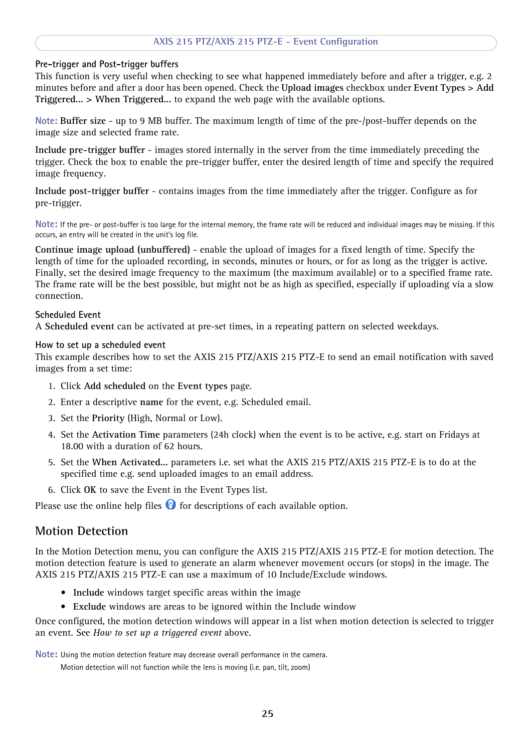### Pre-trigger and Post-trigger buffers

This function is very useful when checking to see what happened immediately before and after a trigger, e.g. 2 minutes before and after a door has been opened. Check the **Upload images** checkbox under **Event Types > Add Triggered... > When Triggered...** to expand the web page with the available options.

Note: **Buffer size** - up to 9 MB buffer. The maximum length of time of the pre-/post-buffer depends on the image size and selected frame rate.

**Include pre-trigger buffer** - images stored internally in the server from the time immediately preceding the trigger. Check the box to enable the pre-trigger buffer, enter the desired length of time and specify the required image frequency.

**Include post-trigger buffer** - contains images from the time immediately after the trigger. Configure as for pre-trigger.

Note: If the pre- or post-buffer is too large for the internal memory, the frame rate will be reduced and individual images may be missing. If this occurs, an entry will be created in the unit's log file.

**Continue image upload (unbuffered)** - enable the upload of images for a fixed length of time. Specify the length of time for the uploaded recording, in seconds, minutes or hours, or for as long as the trigger is active. Finally, set the desired image frequency to the maximum (the maximum available) or to a specified frame rate. The frame rate will be the best possible, but might not be as high as specified, especially if uploading via a slow connection.

### Scheduled Event

A **Scheduled event** can be activated at pre-set times, in a repeating pattern on selected weekdays.

### How to set up a scheduled event

This example describes how to set the AXIS 215 PTZ/AXIS 215 PTZ-E to send an email notification with saved images from a set time:

1. Click **Add scheduled** on the **Event types** page.
2. Enter a descriptive **name** for the event, e.g. Scheduled email.
3. Set the **Priority** (High, Normal or Low).
4. Set the **Activation Time** parameters (24h clock) when the event is to be active, e.g. start on Fridays at 18.00 with a duration of 62 hours.
5. Set the **When Activated...** parameters i.e. set what the AXIS 215 PTZ/AXIS 215 PTZ-E is to do at the specified time e.g. send uploaded images to an email address.
6. Click **OK** to save the Event in the Event Types list.

Please use the online help files for descriptions of each available option.

## Motion Detection

In the Motion Detection menu, you can configure the AXIS 215 PTZ/AXIS 215 PTZ-E for motion detection. The motion detection feature is used to generate an alarm whenever movement occurs (or stops) in the image. The AXIS 215 PTZ/AXIS 215 PTZ-E can use a maximum of 10 Include/Exclude windows.

- **Include** windows target specific areas within the image
- **Exclude** windows are areas to be ignored within the Include window

Once configured, the motion detection windows will appear in a list when motion detection is selected to trigger an event. See *How to set up a triggered event* above.

Note: Using the motion detection feature may decrease overall performance in the camera.
Motion detection will not function while the lens is moving (i.e. pan, tilt, zoom)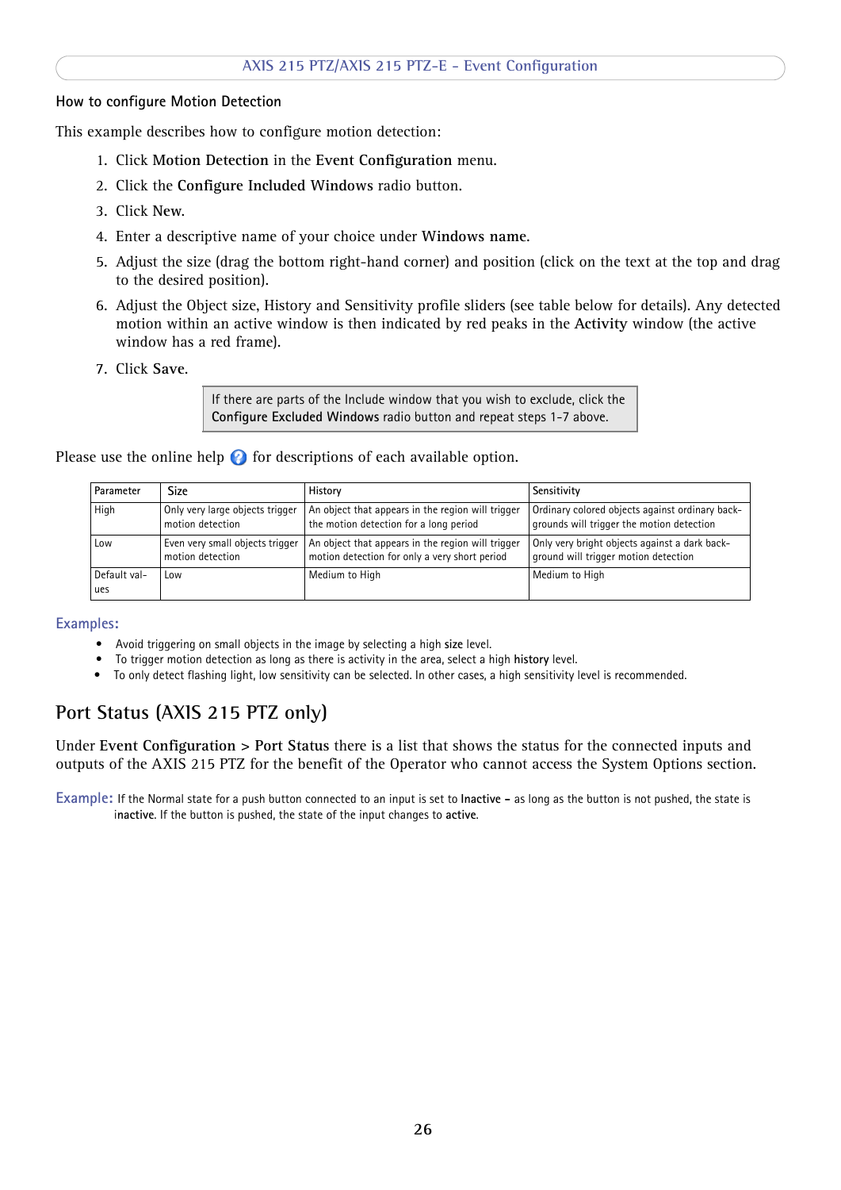### How to configure Motion Detection

This example describes how to configure motion detection:

1. Click **Motion Detection** in the **Event Configuration** menu.
2. Click the **Configure Included Windows** radio button.
3. Click **New**.
4. Enter a descriptive name of your choice under **Windows name**.
5. Adjust the size (drag the bottom right-hand corner) and position (click on the text at the top and drag to the desired position).
6. Adjust the Object size, History and Sensitivity profile sliders (see table below for details). Any detected motion within an active window is then indicated by red peaks in the **Activity** window (the active window has a red frame).
7. Click **Save**.

> If there are parts of the Include window that you wish to exclude, click the **Configure Excluded Windows** radio button and repeat steps 1-7 above.

Please use the online help for descriptions of each available option.

| Parameter | Size | History | Sensitivity |
|---|---|---|---|
| High | Only very large objects trigger motion detection | An object that appears in the region will trigger the motion detection for a long period | Ordinary colored objects against ordinary backgrounds will trigger the motion detection |
| Low | Even very small objects trigger motion detection | An object that appears in the region will trigger motion detection for only a very short period | Only very bright objects against a dark background will trigger motion detection |
| Default values | Low | Medium to High | Medium to High |

**Examples:**

- Avoid triggering on small objects in the image by selecting a high **size** level.
- To trigger motion detection as long as there is activity in the area, select a high **history** level.
- To only detect flashing light, low sensitivity can be selected. In other cases, a high sensitivity level is recommended.

## Port Status (AXIS 215 PTZ only)

Under **Event Configuration** > **Port Status** there is a list that shows the status for the connected inputs and outputs of the AXIS 215 PTZ for the benefit of the Operator who cannot access the System Options section.

**Example:** If the Normal state for a push button connected to an input is set to **Inactive** – as long as the button is not pushed, the state is **inactive**. If the button is pushed, the state of the input changes to **active**.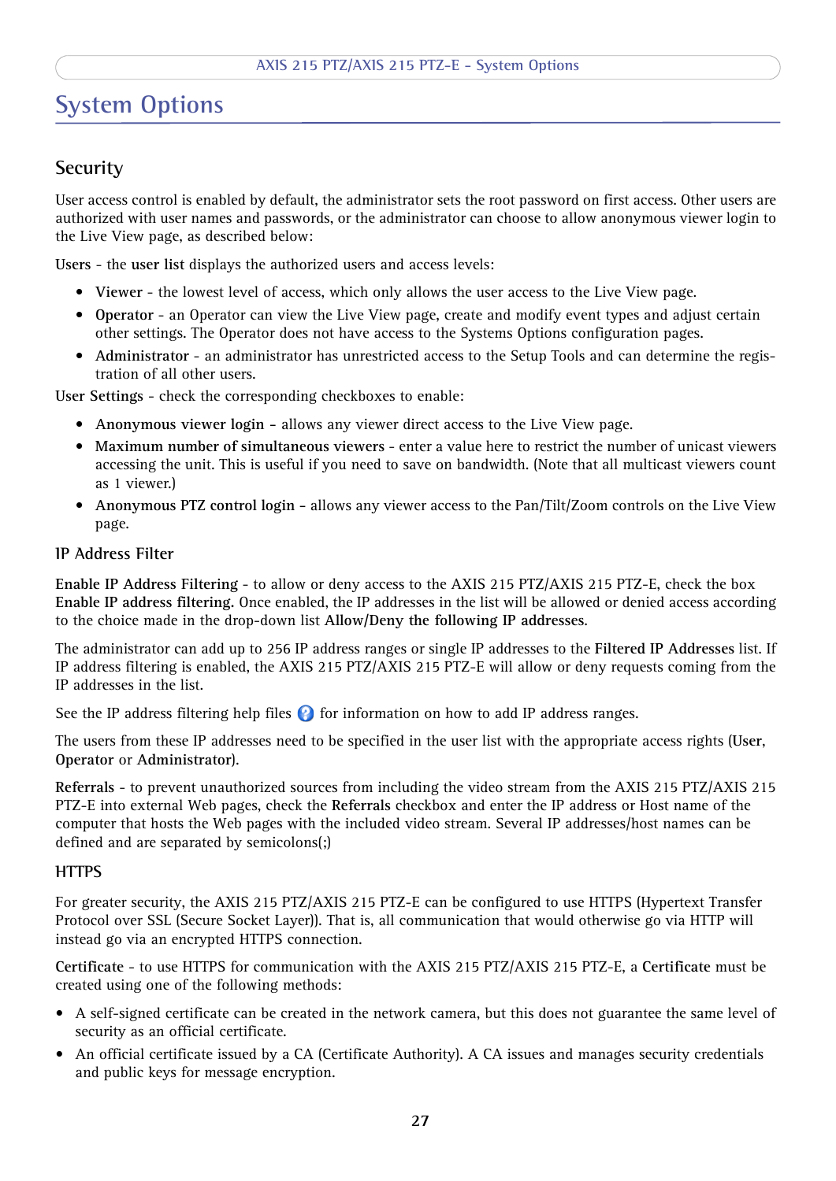# System Options

## Security

User access control is enabled by default, the administrator sets the root password on first access. Other users are authorized with user names and passwords, or the administrator can choose to allow anonymous viewer login to the Live View page, as described below:

**Users** - the **user list** displays the authorized users and access levels:

- **Viewer** - the lowest level of access, which only allows the user access to the Live View page.
- **Operator** - an Operator can view the Live View page, create and modify event types and adjust certain other settings. The Operator does not have access to the Systems Options configuration pages.
- **Administrator** - an administrator has unrestricted access to the Setup Tools and can determine the registration of all other users.

**User Settings** - check the corresponding checkboxes to enable:

- **Anonymous viewer login** - allows any viewer direct access to the Live View page.
- **Maximum number of simultaneous viewers** - enter a value here to restrict the number of unicast viewers accessing the unit. This is useful if you need to save on bandwidth. (Note that all multicast viewers count as 1 viewer.)
- **Anonymous PTZ control login** - allows any viewer access to the Pan/Tilt/Zoom controls on the Live View page.

### IP Address Filter

**Enable IP Address Filtering** - to allow or deny access to the AXIS 215 PTZ/AXIS 215 PTZ-E, check the box **Enable IP address filtering.** Once enabled, the IP addresses in the list will be allowed or denied access according to the choice made in the drop-down list **Allow/Deny the following IP addresses**.

The administrator can add up to 256 IP address ranges or single IP addresses to the **Filtered IP Addresses** list. If IP address filtering is enabled, the AXIS 215 PTZ/AXIS 215 PTZ-E will allow or deny requests coming from the IP addresses in the list.

See the IP address filtering help files ? for information on how to add IP address ranges.

The users from these IP addresses need to be specified in the user list with the appropriate access rights (**User**, **Operator** or **Administrator**).

**Referrals** - to prevent unauthorized sources from including the video stream from the AXIS 215 PTZ/AXIS 215 PTZ-E into external Web pages, check the **Referrals** checkbox and enter the IP address or Host name of the computer that hosts the Web pages with the included video stream. Several IP addresses/host names can be defined and are separated by semicolons(;)

### HTTPS

For greater security, the AXIS 215 PTZ/AXIS 215 PTZ-E can be configured to use HTTPS (Hypertext Transfer Protocol over SSL (Secure Socket Layer)). That is, all communication that would otherwise go via HTTP will instead go via an encrypted HTTPS connection.

**Certificate** - to use HTTPS for communication with the AXIS 215 PTZ/AXIS 215 PTZ-E, a **Certificate** must be created using one of the following methods:

- A self-signed certificate can be created in the network camera, but this does not guarantee the same level of security as an official certificate.
- An official certificate issued by a CA (Certificate Authority). A CA issues and manages security credentials and public keys for message encryption.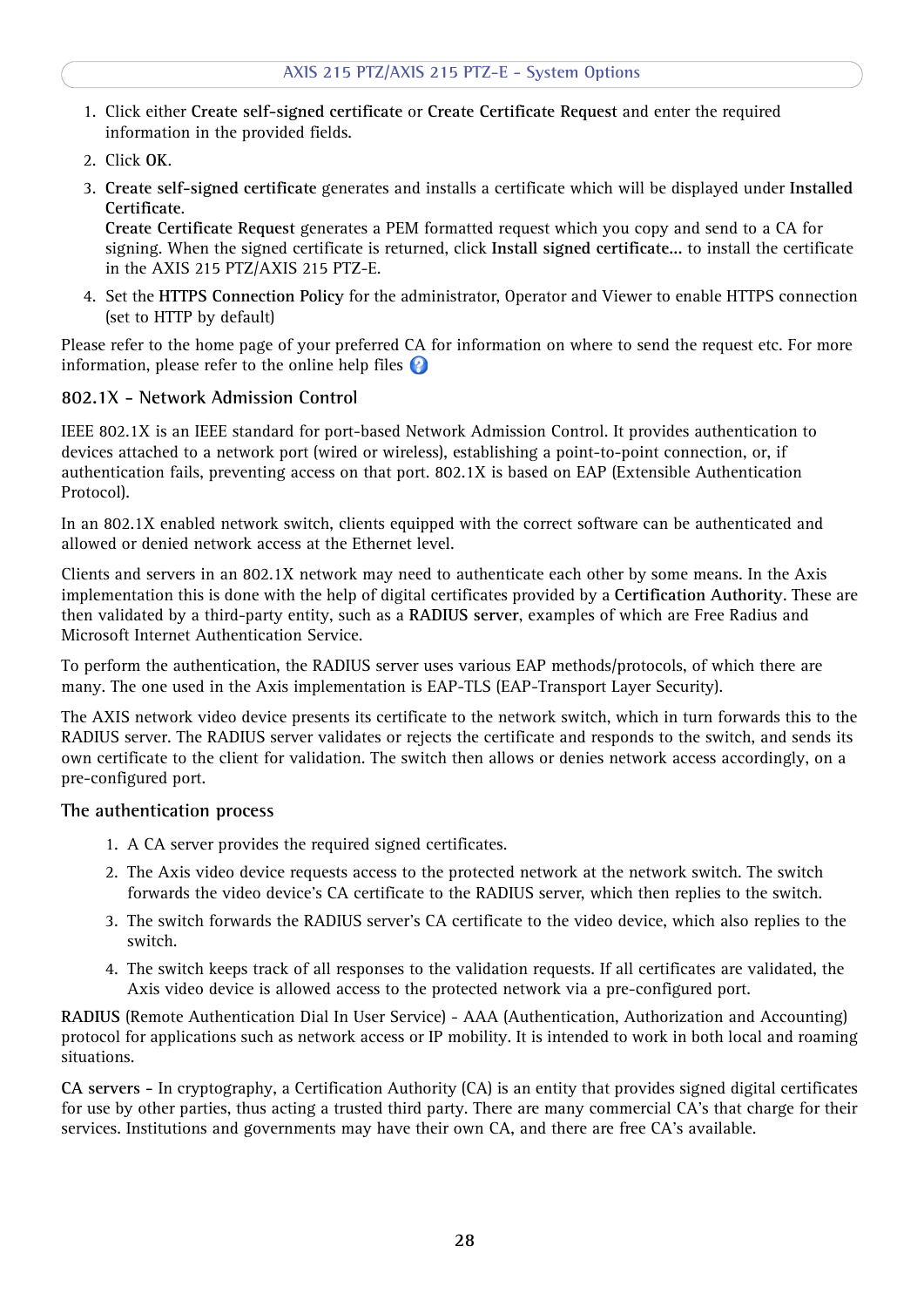1. Click either **Create self-signed certificate** or **Create Certificate Request** and enter the required information in the provided fields.
2. Click **OK**.
3. **Create self-signed certificate** generates and installs a certificate which will be displayed under **Installed Certificate**.
   **Create Certificate Request** generates a PEM formatted request which you copy and send to a CA for signing. When the signed certificate is returned, click **Install signed certificate...** to install the certificate in the AXIS 215 PTZ/AXIS 215 PTZ-E.
4. Set the **HTTPS Connection Policy** for the administrator, Operator and Viewer to enable HTTPS connection (set to HTTP by default)

Please refer to the home page of your preferred CA for information on where to send the request etc. For more information, please refer to the online help files

### 802.1X - Network Admission Control

IEEE 802.1X is an IEEE standard for port-based Network Admission Control. It provides authentication to devices attached to a network port (wired or wireless), establishing a point-to-point connection, or, if authentication fails, preventing access on that port. 802.1X is based on EAP (Extensible Authentication Protocol).

In an 802.1X enabled network switch, clients equipped with the correct software can be authenticated and allowed or denied network access at the Ethernet level.

Clients and servers in an 802.1X network may need to authenticate each other by some means. In the Axis implementation this is done with the help of digital certificates provided by a **Certification Authority**. These are then validated by a third-party entity, such as a **RADIUS server**, examples of which are Free Radius and Microsoft Internet Authentication Service.

To perform the authentication, the RADIUS server uses various EAP methods/protocols, of which there are many. The one used in the Axis implementation is EAP-TLS (EAP-Transport Layer Security).

The AXIS network video device presents its certificate to the network switch, which in turn forwards this to the RADIUS server. The RADIUS server validates or rejects the certificate and responds to the switch, and sends its own certificate to the client for validation. The switch then allows or denies network access accordingly, on a pre-configured port.

### The authentication process

1. A CA server provides the required signed certificates.
2. The Axis video device requests access to the protected network at the network switch. The switch forwards the video device's CA certificate to the RADIUS server, which then replies to the switch.
3. The switch forwards the RADIUS server's CA certificate to the video device, which also replies to the switch.
4. The switch keeps track of all responses to the validation requests. If all certificates are validated, the Axis video device is allowed access to the protected network via a pre-configured port.

**RADIUS** (Remote Authentication Dial In User Service) - AAA (Authentication, Authorization and Accounting) protocol for applications such as network access or IP mobility. It is intended to work in both local and roaming situations.

**CA servers** - In cryptography, a Certification Authority (CA) is an entity that provides signed digital certificates for use by other parties, thus acting a trusted third party. There are many commercial CA's that charge for their services. Institutions and governments may have their own CA, and there are free CA's available.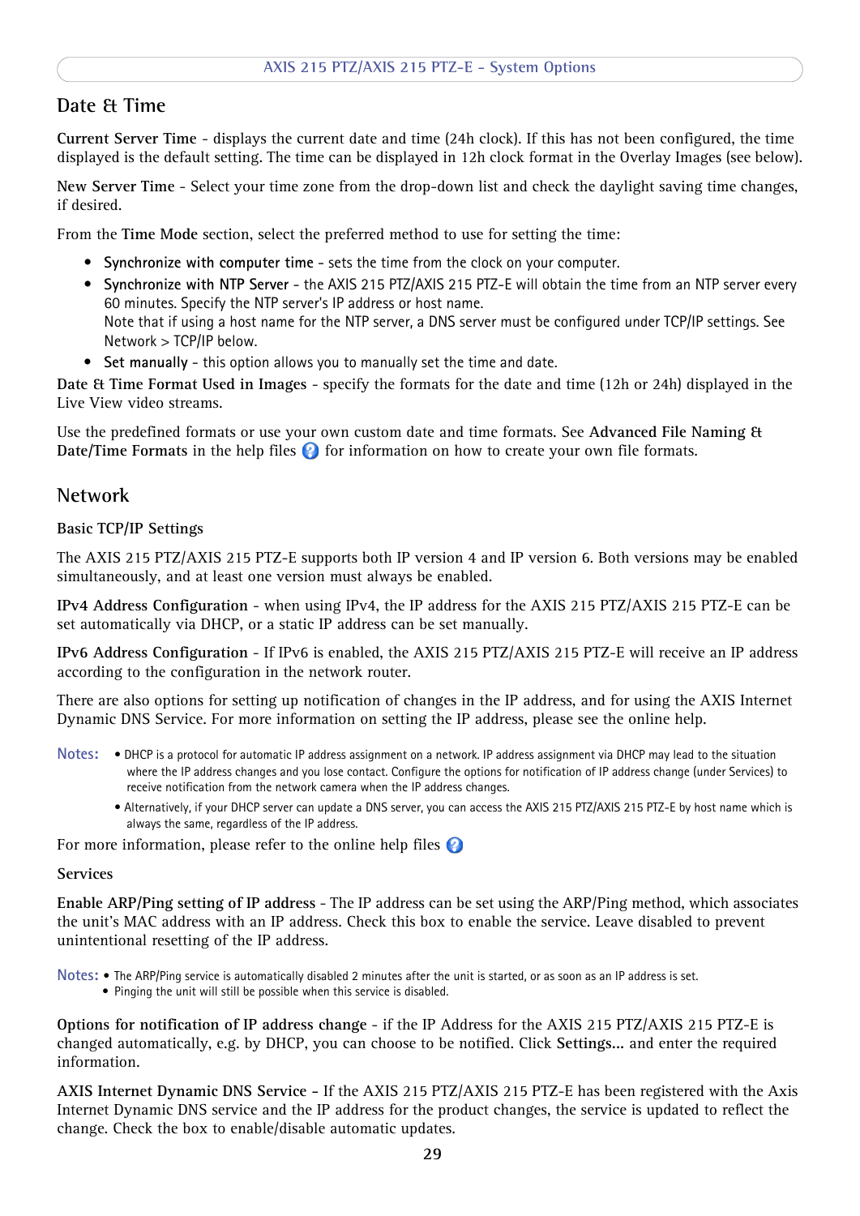## Date & Time

**Current Server Time** - displays the current date and time (24h clock). If this has not been configured, the time displayed is the default setting. The time can be displayed in 12h clock format in the Overlay Images (see below).

**New Server Time** - Select your time zone from the drop-down list and check the daylight saving time changes, if desired.

From the **Time Mode** section, select the preferred method to use for setting the time:

- **Synchronize with computer time** - sets the time from the clock on your computer.
- **Synchronize with NTP Server** - the AXIS 215 PTZ/AXIS 215 PTZ-E will obtain the time from an NTP server every 60 minutes. Specify the NTP server's IP address or host name.
  Note that if using a host name for the NTP server, a DNS server must be configured under TCP/IP settings. See Network > TCP/IP below.
- **Set manually** - this option allows you to manually set the time and date.

**Date & Time Format Used in Images** - specify the formats for the date and time (12h or 24h) displayed in the Live View video streams.

Use the predefined formats or use your own custom date and time formats. See **Advanced File Naming & Date/Time Formats** in the help files for information on how to create your own file formats.

## Network

### Basic TCP/IP Settings

The AXIS 215 PTZ/AXIS 215 PTZ-E supports both IP version 4 and IP version 6. Both versions may be enabled simultaneously, and at least one version must always be enabled.

**IPv4 Address Configuration** - when using IPv4, the IP address for the AXIS 215 PTZ/AXIS 215 PTZ-E can be set automatically via DHCP, or a static IP address can be set manually.

**IPv6 Address Configuration** - If IPv6 is enabled, the AXIS 215 PTZ/AXIS 215 PTZ-E will receive an IP address according to the configuration in the network router.

There are also options for setting up notification of changes in the IP address, and for using the AXIS Internet Dynamic DNS Service. For more information on setting the IP address, please see the online help.

**Notes:**
- DHCP is a protocol for automatic IP address assignment on a network. IP address assignment via DHCP may lead to the situation where the IP address changes and you lose contact. Configure the options for notification of IP address change (under Services) to receive notification from the network camera when the IP address changes.
- Alternatively, if your DHCP server can update a DNS server, you can access the AXIS 215 PTZ/AXIS 215 PTZ-E by host name which is always the same, regardless of the IP address.

For more information, please refer to the online help files

### Services

**Enable ARP/Ping setting of IP address** - The IP address can be set using the ARP/Ping method, which associates the unit's MAC address with an IP address. Check this box to enable the service. Leave disabled to prevent unintentional resetting of the IP address.

**Notes:**
- The ARP/Ping service is automatically disabled 2 minutes after the unit is started, or as soon as an IP address is set.
- Pinging the unit will still be possible when this service is disabled.

**Options for notification of IP address change** - if the IP Address for the AXIS 215 PTZ/AXIS 215 PTZ-E is changed automatically, e.g. by DHCP, you can choose to be notified. Click **Settings...** and enter the required information.

**AXIS Internet Dynamic DNS Service** - If the AXIS 215 PTZ/AXIS 215 PTZ-E has been registered with the Axis Internet Dynamic DNS service and the IP address for the product changes, the service is updated to reflect the change. Check the box to enable/disable automatic updates.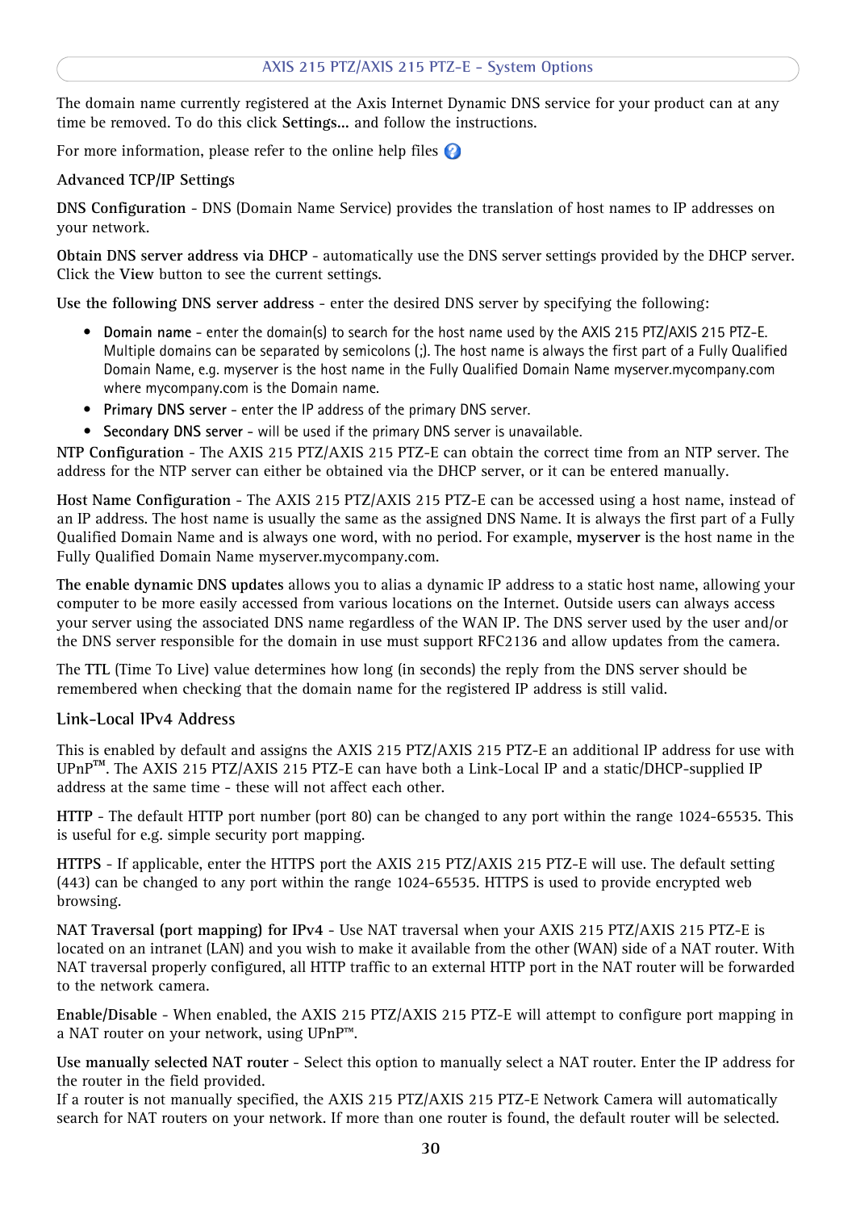The domain name currently registered at the Axis Internet Dynamic DNS service for your product can at any time be removed. To do this click **Settings...** and follow the instructions.

For more information, please refer to the online help files

### Advanced TCP/IP Settings

**DNS Configuration** - DNS (Domain Name Service) provides the translation of host names to IP addresses on your network.

**Obtain DNS server address via DHCP** - automatically use the DNS server settings provided by the DHCP server. Click the **View** button to see the current settings.

**Use the following DNS server address** - enter the desired DNS server by specifying the following:

- **Domain name** - enter the domain(s) to search for the host name used by the AXIS 215 PTZ/AXIS 215 PTZ-E. Multiple domains can be separated by semicolons (;). The host name is always the first part of a Fully Qualified Domain Name, e.g. myserver is the host name in the Fully Qualified Domain Name myserver.mycompany.com where mycompany.com is the Domain name.
- **Primary DNS server** - enter the IP address of the primary DNS server.
- **Secondary DNS server** - will be used if the primary DNS server is unavailable.

**NTP Configuration** - The AXIS 215 PTZ/AXIS 215 PTZ-E can obtain the correct time from an NTP server. The address for the NTP server can either be obtained via the DHCP server, or it can be entered manually.

**Host Name Configuration** - The AXIS 215 PTZ/AXIS 215 PTZ-E can be accessed using a host name, instead of an IP address. The host name is usually the same as the assigned DNS Name. It is always the first part of a Fully Qualified Domain Name and is always one word, with no period. For example, **myserver** is the host name in the Fully Qualified Domain Name myserver.mycompany.com.

**The enable dynamic DNS updates** allows you to alias a dynamic IP address to a static host name, allowing your computer to be more easily accessed from various locations on the Internet. Outside users can always access your server using the associated DNS name regardless of the WAN IP. The DNS server used by the user and/or the DNS server responsible for the domain in use must support RFC2136 and allow updates from the camera.

The **TTL** (Time To Live) value determines how long (in seconds) the reply from the DNS server should be remembered when checking that the domain name for the registered IP address is still valid.

### Link-Local IPv4 Address

This is enabled by default and assigns the AXIS 215 PTZ/AXIS 215 PTZ-E an additional IP address for use with UPnP™. The AXIS 215 PTZ/AXIS 215 PTZ-E can have both a Link-Local IP and a static/DHCP-supplied IP address at the same time - these will not affect each other.

**HTTP** - The default HTTP port number (port 80) can be changed to any port within the range 1024-65535. This is useful for e.g. simple security port mapping.

**HTTPS** - If applicable, enter the HTTPS port the AXIS 215 PTZ/AXIS 215 PTZ-E will use. The default setting (443) can be changed to any port within the range 1024-65535. HTTPS is used to provide encrypted web browsing.

**NAT Traversal (port mapping) for IPv4** - Use NAT traversal when your AXIS 215 PTZ/AXIS 215 PTZ-E is located on an intranet (LAN) and you wish to make it available from the other (WAN) side of a NAT router. With NAT traversal properly configured, all HTTP traffic to an external HTTP port in the NAT router will be forwarded to the network camera.

**Enable/Disable** - When enabled, the AXIS 215 PTZ/AXIS 215 PTZ-E will attempt to configure port mapping in a NAT router on your network, using UPnP™.

**Use manually selected NAT router** - Select this option to manually select a NAT router. Enter the IP address for the router in the field provided.
If a router is not manually specified, the AXIS 215 PTZ/AXIS 215 PTZ-E Network Camera will automatically search for NAT routers on your network. If more than one router is found, the default router will be selected.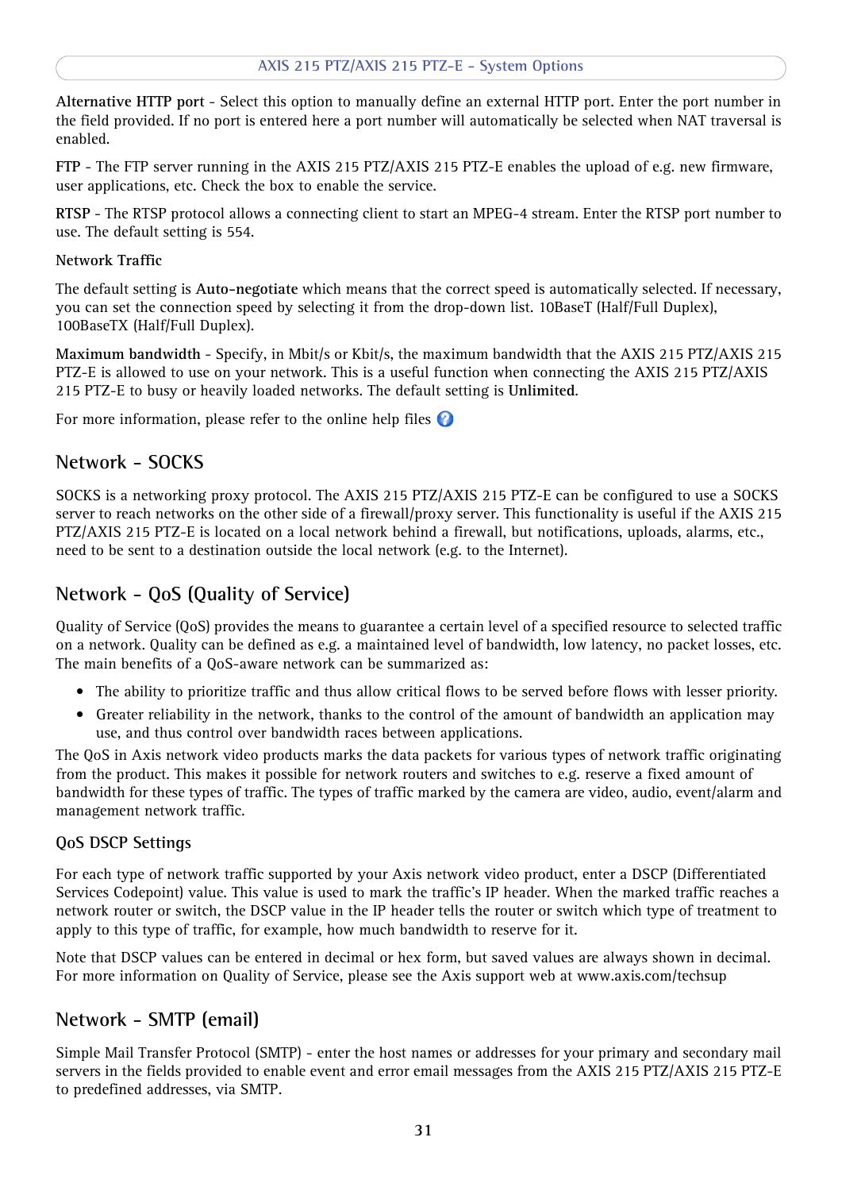**Alternative HTTP port** - Select this option to manually define an external HTTP port. Enter the port number in the field provided. If no port is entered here a port number will automatically be selected when NAT traversal is enabled.

**FTP** - The FTP server running in the AXIS 215 PTZ/AXIS 215 PTZ-E enables the upload of e.g. new firmware, user applications, etc. Check the box to enable the service.

**RTSP** - The RTSP protocol allows a connecting client to start an MPEG-4 stream. Enter the RTSP port number to use. The default setting is 554.

**Network Traffic**

The default setting is **Auto-negotiate** which means that the correct speed is automatically selected. If necessary, you can set the connection speed by selecting it from the drop-down list. 10BaseT (Half/Full Duplex), 100BaseTX (Half/Full Duplex).

**Maximum bandwidth** - Specify, in Mbit/s or Kbit/s, the maximum bandwidth that the AXIS 215 PTZ/AXIS 215 PTZ-E is allowed to use on your network. This is a useful function when connecting the AXIS 215 PTZ/AXIS 215 PTZ-E to busy or heavily loaded networks. The default setting is **Unlimited**.

For more information, please refer to the online help files

## Network - SOCKS

SOCKS is a networking proxy protocol. The AXIS 215 PTZ/AXIS 215 PTZ-E can be configured to use a SOCKS server to reach networks on the other side of a firewall/proxy server. This functionality is useful if the AXIS 215 PTZ/AXIS 215 PTZ-E is located on a local network behind a firewall, but notifications, uploads, alarms, etc., need to be sent to a destination outside the local network (e.g. to the Internet).

## Network - QoS (Quality of Service)

Quality of Service (QoS) provides the means to guarantee a certain level of a specified resource to selected traffic on a network. Quality can be defined as e.g. a maintained level of bandwidth, low latency, no packet losses, etc. The main benefits of a QoS-aware network can be summarized as:

- The ability to prioritize traffic and thus allow critical flows to be served before flows with lesser priority.
- Greater reliability in the network, thanks to the control of the amount of bandwidth an application may use, and thus control over bandwidth races between applications.

The QoS in Axis network video products marks the data packets for various types of network traffic originating from the product. This makes it possible for network routers and switches to e.g. reserve a fixed amount of bandwidth for these types of traffic. The types of traffic marked by the camera are video, audio, event/alarm and management network traffic.

### QoS DSCP Settings

For each type of network traffic supported by your Axis network video product, enter a DSCP (Differentiated Services Codepoint) value. This value is used to mark the traffic's IP header. When the marked traffic reaches a network router or switch, the DSCP value in the IP header tells the router or switch which type of treatment to apply to this type of traffic, for example, how much bandwidth to reserve for it.

Note that DSCP values can be entered in decimal or hex form, but saved values are always shown in decimal. For more information on Quality of Service, please see the Axis support web at www.axis.com/techsup

## Network - SMTP (email)

Simple Mail Transfer Protocol (SMTP) - enter the host names or addresses for your primary and secondary mail servers in the fields provided to enable event and error email messages from the AXIS 215 PTZ/AXIS 215 PTZ-E to predefined addresses, via SMTP.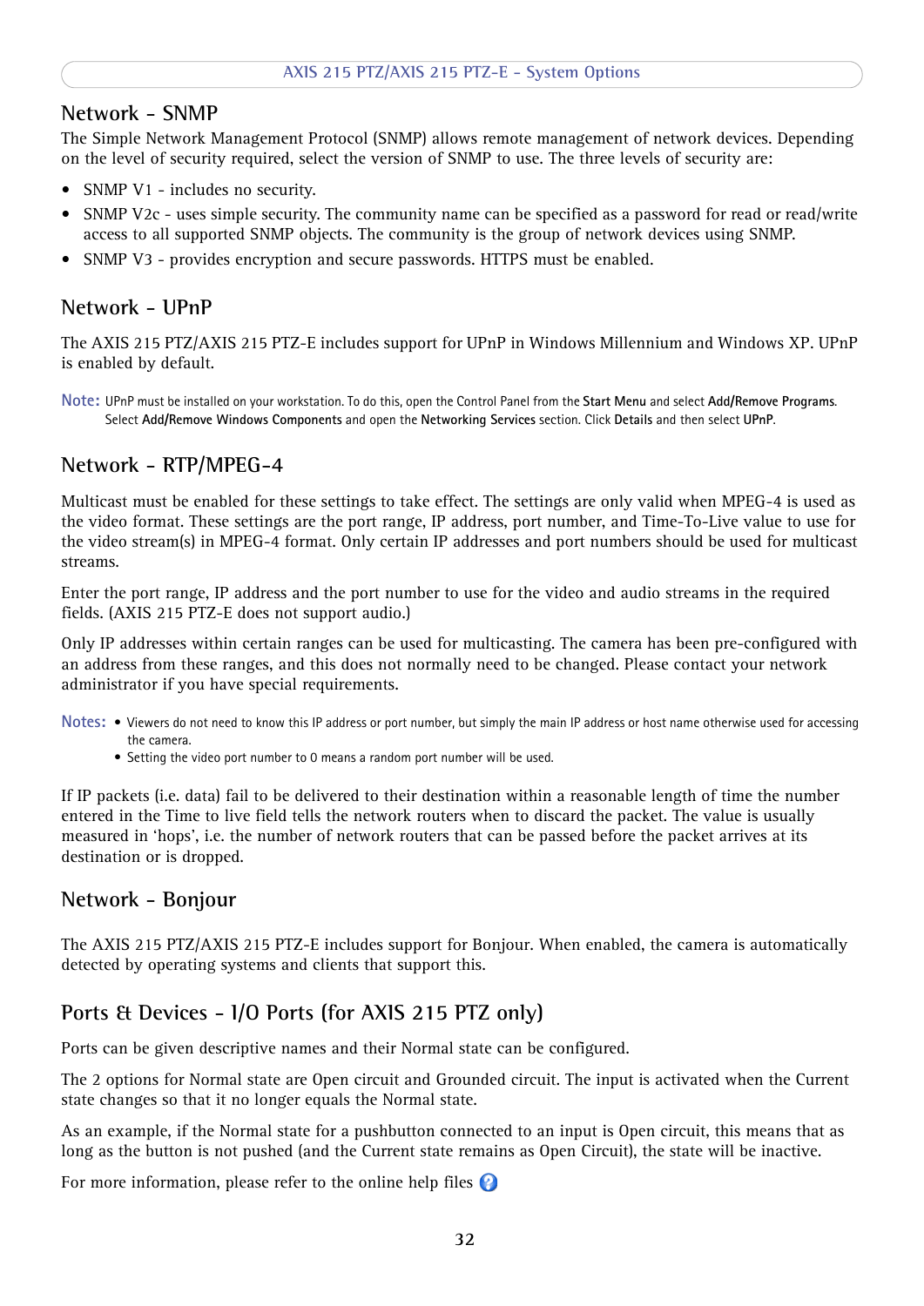## Network - SNMP

The Simple Network Management Protocol (SNMP) allows remote management of network devices. Depending on the level of security required, select the version of SNMP to use. The three levels of security are:

- SNMP V1 - includes no security.
- SNMP V2c - uses simple security. The community name can be specified as a password for read or read/write access to all supported SNMP objects. The community is the group of network devices using SNMP.
- SNMP V3 - provides encryption and secure passwords. HTTPS must be enabled.

## Network - UPnP

The AXIS 215 PTZ/AXIS 215 PTZ-E includes support for UPnP in Windows Millennium and Windows XP. UPnP is enabled by default.

**Note:** UPnP must be installed on your workstation. To do this, open the Control Panel from the **Start Menu** and select **Add/Remove Programs**. Select **Add/Remove Windows Components** and open the **Networking Services** section. Click **Details** and then select **UPnP**.

## Network - RTP/MPEG-4

Multicast must be enabled for these settings to take effect. The settings are only valid when MPEG-4 is used as the video format. These settings are the port range, IP address, port number, and Time-To-Live value to use for the video stream(s) in MPEG-4 format. Only certain IP addresses and port numbers should be used for multicast streams.

Enter the port range, IP address and the port number to use for the video and audio streams in the required fields. (AXIS 215 PTZ-E does not support audio.)

Only IP addresses within certain ranges can be used for multicasting. The camera has been pre-configured with an address from these ranges, and this does not normally need to be changed. Please contact your network administrator if you have special requirements.

**Notes:**
- Viewers do not need to know this IP address or port number, but simply the main IP address or host name otherwise used for accessing the camera.
- Setting the video port number to 0 means a random port number will be used.

If IP packets (i.e. data) fail to be delivered to their destination within a reasonable length of time the number entered in the Time to live field tells the network routers when to discard the packet. The value is usually measured in 'hops', i.e. the number of network routers that can be passed before the packet arrives at its destination or is dropped.

## Network - Bonjour

The AXIS 215 PTZ/AXIS 215 PTZ-E includes support for Bonjour. When enabled, the camera is automatically detected by operating systems and clients that support this.

## Ports & Devices - I/O Ports (for AXIS 215 PTZ only)

Ports can be given descriptive names and their Normal state can be configured.

The 2 options for Normal state are Open circuit and Grounded circuit. The input is activated when the Current state changes so that it no longer equals the Normal state.

As an example, if the Normal state for a pushbutton connected to an input is Open circuit, this means that as long as the button is not pushed (and the Current state remains as Open Circuit), the state will be inactive.

For more information, please refer to the online help files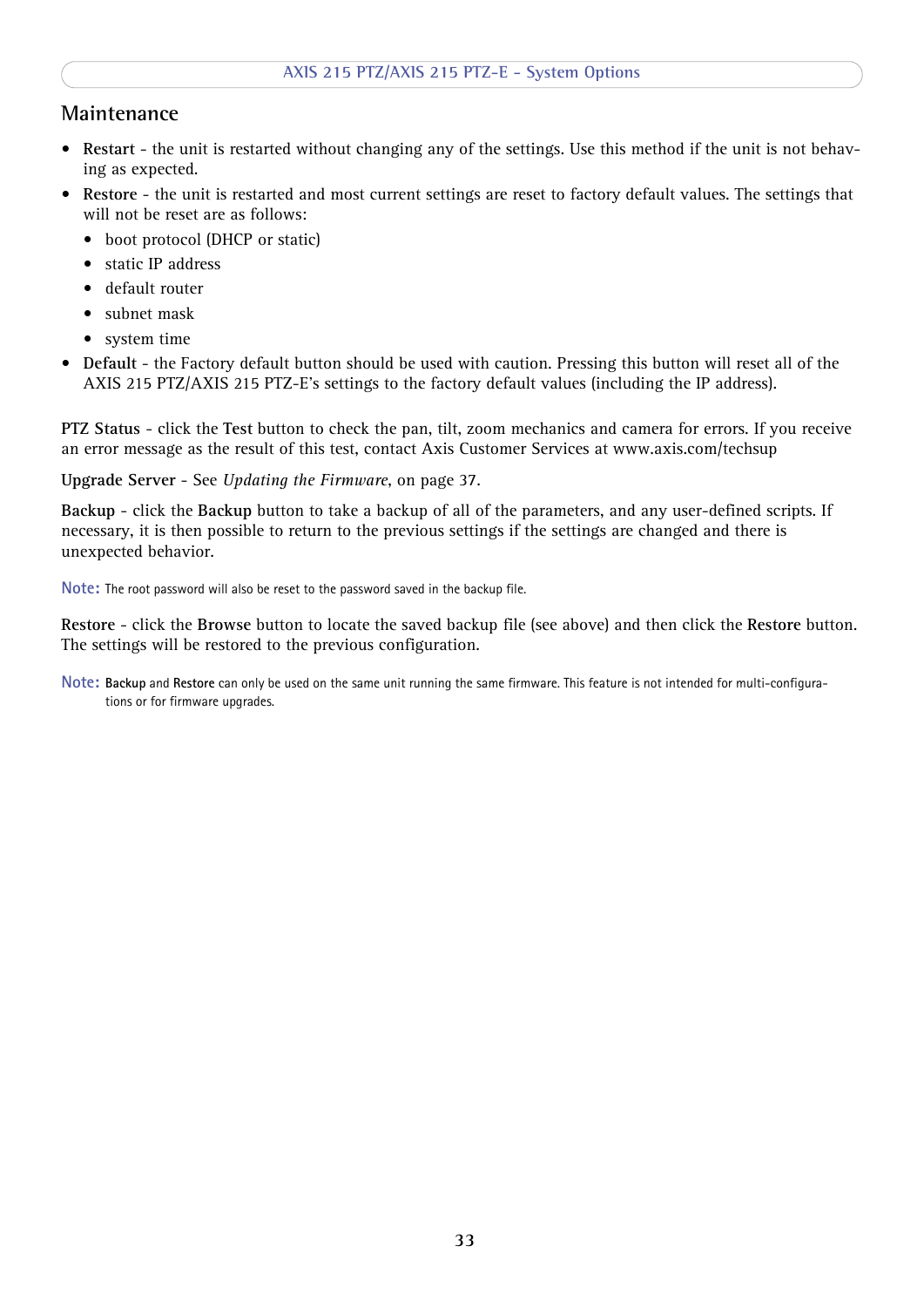## Maintenance

- **Restart** - the unit is restarted without changing any of the settings. Use this method if the unit is not behaving as expected.
- **Restore** - the unit is restarted and most current settings are reset to factory default values. The settings that will not be reset are as follows:
  - boot protocol (DHCP or static)
  - static IP address
  - default router
  - subnet mask
  - system time
- **Default** - the Factory default button should be used with caution. Pressing this button will reset all of the AXIS 215 PTZ/AXIS 215 PTZ-E's settings to the factory default values (including the IP address).

**PTZ Status** - click the **Test** button to check the pan, tilt, zoom mechanics and camera for errors. If you receive an error message as the result of this test, contact Axis Customer Services at www.axis.com/techsup

**Upgrade Server** - See *Updating the Firmware*, on page 37.

**Backup** - click the **Backup** button to take a backup of all of the parameters, and any user-defined scripts. If necessary, it is then possible to return to the previous settings if the settings are changed and there is unexpected behavior.

**Note:** The root password will also be reset to the password saved in the backup file.

**Restore** - click the **Browse** button to locate the saved backup file (see above) and then click the **Restore** button. The settings will be restored to the previous configuration.

**Note:** **Backup** and **Restore** can only be used on the same unit running the same firmware. This feature is not intended for multi-configurations or for firmware upgrades.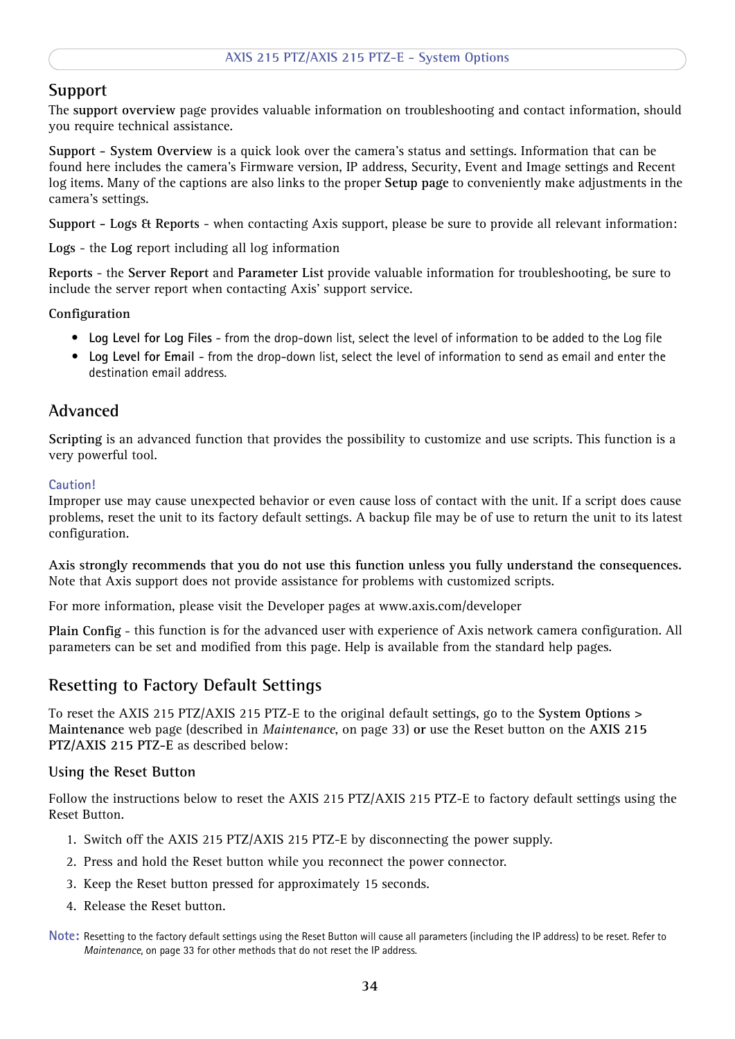## Support

The **support overview** page provides valuable information on troubleshooting and contact information, should you require technical assistance.

**Support - System Overview** is a quick look over the camera's status and settings. Information that can be found here includes the camera's Firmware version, IP address, Security, Event and Image settings and Recent log items. Many of the captions are also links to the proper **Setup page** to conveniently make adjustments in the camera's settings.

**Support - Logs & Reports** - when contacting Axis support, please be sure to provide all relevant information:

**Logs** - the **Log** report including all log information

**Reports** - the **Server Report** and **Parameter List** provide valuable information for troubleshooting, be sure to include the server report when contacting Axis' support service.

**Configuration**

- **Log Level for Log Files** - from the drop-down list, select the level of information to be added to the Log file
- **Log Level for Email** - from the drop-down list, select the level of information to send as email and enter the destination email address.

## Advanced

**Scripting** is an advanced function that provides the possibility to customize and use scripts. This function is a very powerful tool.

**Caution!**
Improper use may cause unexpected behavior or even cause loss of contact with the unit. If a script does cause problems, reset the unit to its factory default settings. A backup file may be of use to return the unit to its latest configuration.

**Axis strongly recommends that you do not use this function unless you fully understand the consequences.** Note that Axis support does not provide assistance for problems with customized scripts.

For more information, please visit the Developer pages at www.axis.com/developer

**Plain Config** - this function is for the advanced user with experience of Axis network camera configuration. All parameters can be set and modified from this page. Help is available from the standard help pages.

## Resetting to Factory Default Settings

To reset the AXIS 215 PTZ/AXIS 215 PTZ-E to the original default settings, go to the **System Options > Maintenance** web page (described in *Maintenance*, on page 33) **or** use the Reset button on the **AXIS 215 PTZ/AXIS 215 PTZ-E** as described below:

### Using the Reset Button

Follow the instructions below to reset the AXIS 215 PTZ/AXIS 215 PTZ-E to factory default settings using the Reset Button.

1. Switch off the AXIS 215 PTZ/AXIS 215 PTZ-E by disconnecting the power supply.
2. Press and hold the Reset button while you reconnect the power connector.
3. Keep the Reset button pressed for approximately 15 seconds.
4. Release the Reset button.

**Note:** Resetting to the factory default settings using the Reset Button will cause all parameters (including the IP address) to be reset. Refer to *Maintenance*, on page 33 for other methods that do not reset the IP address.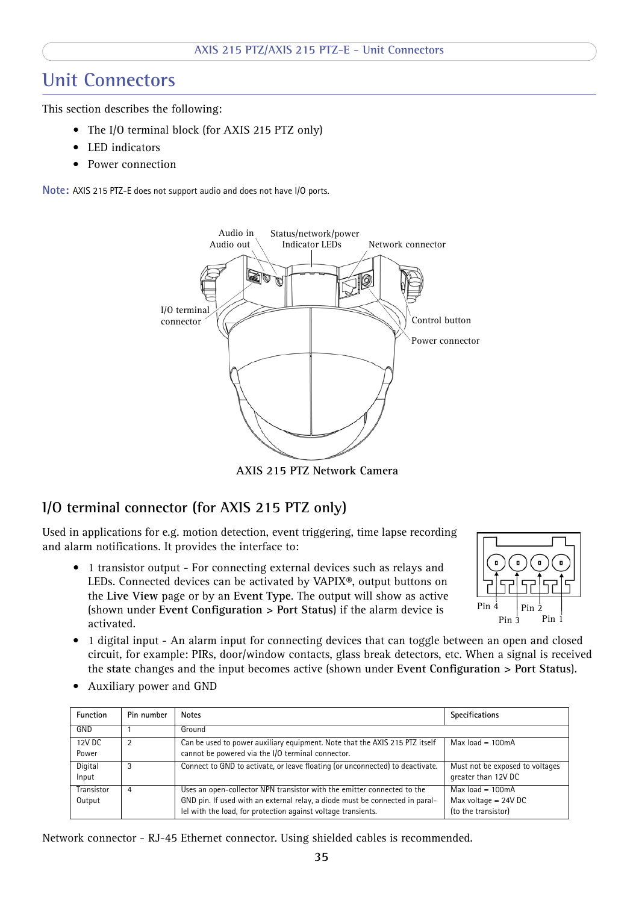# Unit Connectors

This section describes the following:

- The I/O terminal block (for AXIS 215 PTZ only)
- LED indicators
- Power connection

**Note:** AXIS 215 PTZ-E does not support audio and does not have I/O ports.

Audio in
Audio out
Status/network/power Indicator LEDs
Network connector
I/O terminal connector
Control button
Power connector

**AXIS 215 PTZ Network Camera**

## I/O terminal connector (for AXIS 215 PTZ only)

Used in applications for e.g. motion detection, event triggering, time lapse recording and alarm notifications. It provides the interface to:

- 1 transistor output - For connecting external devices such as relays and LEDs. Connected devices can be activated by VAPIX®, output buttons on the **Live View** page or by an **Event Type**. The output will show as active (shown under **Event Configuration > Port Status**) if the alarm device is activated.
- 1 digital input - An alarm input for connecting devices that can toggle between an open and closed circuit, for example: PIRs, door/window contacts, glass break detectors, etc. When a signal is received the **state** changes and the input becomes active (shown under **Event Configuration > Port Status**).
- Auxiliary power and GND

Pin 4 Pin 3 Pin 2 Pin 1

| Function | Pin number | Notes | Specifications |
|---|---|---|---|
| GND | 1 | Ground | |
| 12V DC Power | 2 | Can be used to power auxiliary equipment. Note that the AXIS 215 PTZ itself cannot be powered via the I/O terminal connector. | Max load = 100mA |
| Digital Input | 3 | Connect to GND to activate, or leave floating (or unconnected) to deactivate. | Must not be exposed to voltages greater than 12V DC |
| Transistor Output | 4 | Uses an open-collector NPN transistor with the emitter connected to the GND pin. If used with an external relay, a diode must be connected in parallel with the load, for protection against voltage transients. | Max load = 100mA<br>Max voltage = 24V DC<br>(to the transistor) |

Network connector - RJ-45 Ethernet connector. Using shielded cables is recommended.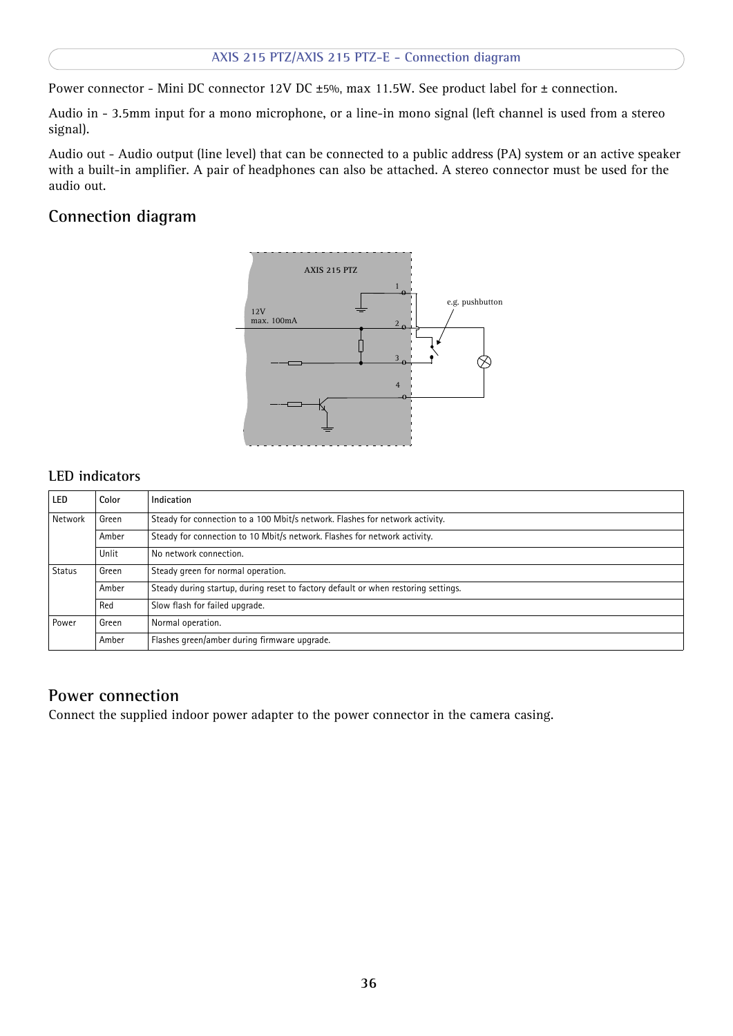Power connector - Mini DC connector 12V DC ±5%, max 11.5W. See product label for ± connection.

Audio in - 3.5mm input for a mono microphone, or a line-in mono signal (left channel is used from a stereo signal).

Audio out - Audio output (line level) that can be connected to a public address (PA) system or an active speaker with a built-in amplifier. A pair of headphones can also be attached. A stereo connector must be used for the audio out.

## Connection diagram

AXIS 215 PTZ

12V
max. 100mA

1
2
3
4

e.g. pushbutton

### LED indicators

| LED | Color | Indication |
|---|---|---|
| Network | Green | Steady for connection to a 100 Mbit/s network. Flashes for network activity. |
| | Amber | Steady for connection to 10 Mbit/s network. Flashes for network activity. |
| | Unlit | No network connection. |
| Status | Green | Steady green for normal operation. |
| | Amber | Steady during startup, during reset to factory default or when restoring settings. |
| | Red | Slow flash for failed upgrade. |
| Power | Green | Normal operation. |
| | Amber | Flashes green/amber during firmware upgrade. |

## Power connection

Connect the supplied indoor power adapter to the power connector in the camera casing.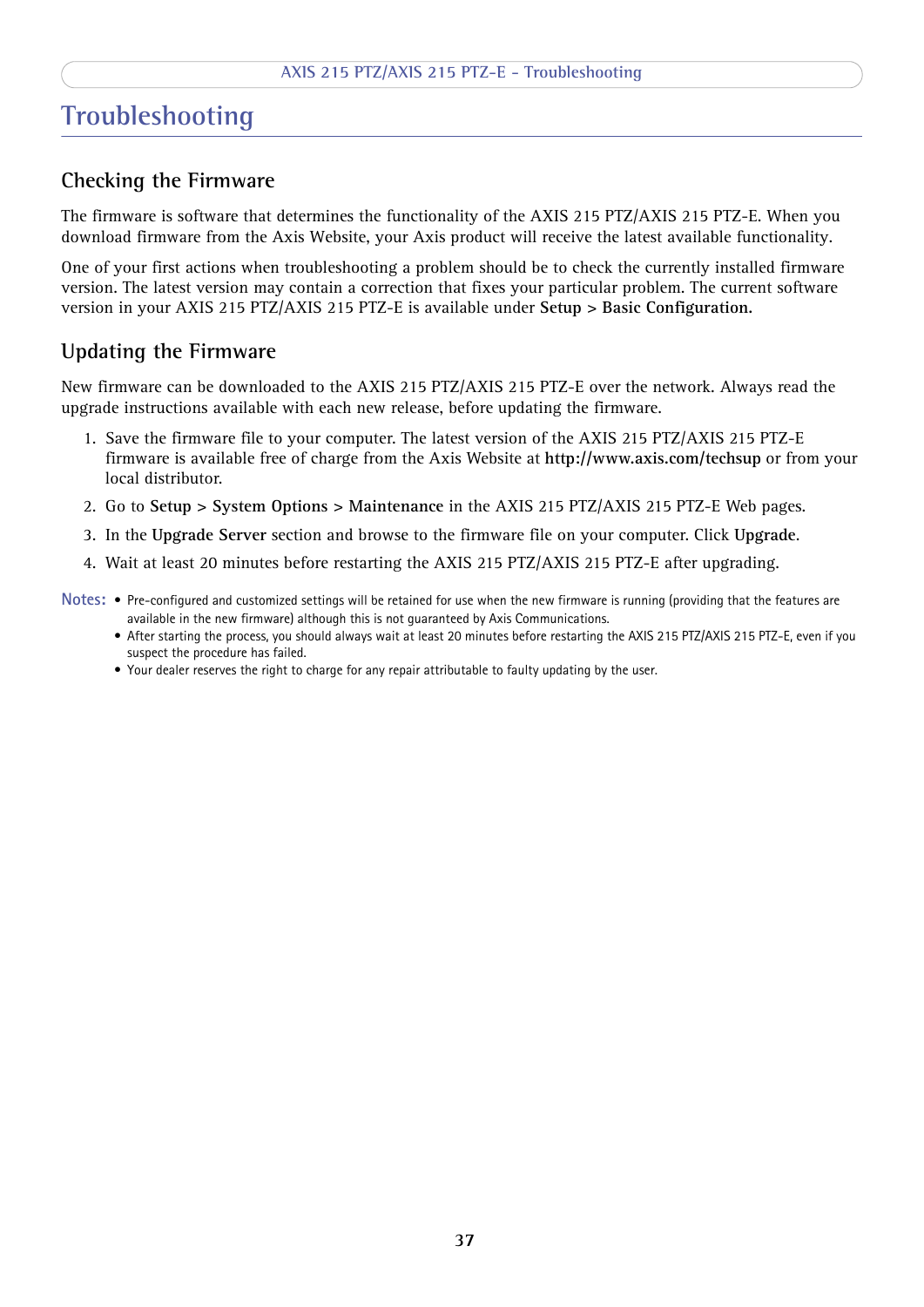# Troubleshooting

## Checking the Firmware

The firmware is software that determines the functionality of the AXIS 215 PTZ/AXIS 215 PTZ-E. When you download firmware from the Axis Website, your Axis product will receive the latest available functionality.

One of your first actions when troubleshooting a problem should be to check the currently installed firmware version. The latest version may contain a correction that fixes your particular problem. The current software version in your AXIS 215 PTZ/AXIS 215 PTZ-E is available under **Setup > Basic Configuration.**

## Updating the Firmware

New firmware can be downloaded to the AXIS 215 PTZ/AXIS 215 PTZ-E over the network. Always read the upgrade instructions available with each new release, before updating the firmware.

1. Save the firmware file to your computer. The latest version of the AXIS 215 PTZ/AXIS 215 PTZ-E firmware is available free of charge from the Axis Website at **http://www.axis.com/techsup** or from your local distributor.
2. Go to **Setup > System Options > Maintenance** in the AXIS 215 PTZ/AXIS 215 PTZ-E Web pages.
3. In the **Upgrade Server** section and browse to the firmware file on your computer. Click **Upgrade**.
4. Wait at least 20 minutes before restarting the AXIS 215 PTZ/AXIS 215 PTZ-E after upgrading.

**Notes:**
- Pre-configured and customized settings will be retained for use when the new firmware is running (providing that the features are available in the new firmware) although this is not guaranteed by Axis Communications.
- After starting the process, you should always wait at least 20 minutes before restarting the AXIS 215 PTZ/AXIS 215 PTZ-E, even if you suspect the procedure has failed.
- Your dealer reserves the right to charge for any repair attributable to faulty updating by the user.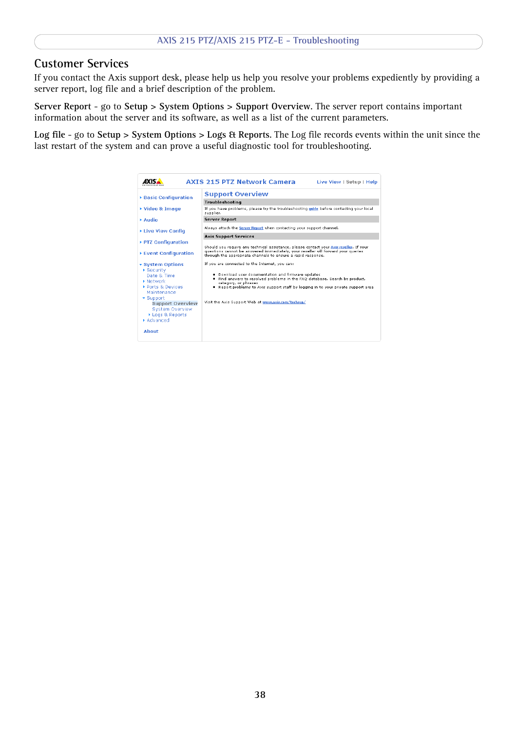## Customer Services

If you contact the Axis support desk, please help us help you resolve your problems expediently by providing a server report, log file and a brief description of the problem.

**Server Report** - go to **Setup > System Options > Support Overview.** The server report contains important information about the server and its software, as well as a list of the current parameters.

**Log file** - go to **Setup > System Options > Logs & Reports.** The Log file records events within the unit since the last restart of the system and can prove a useful diagnostic tool for troubleshooting.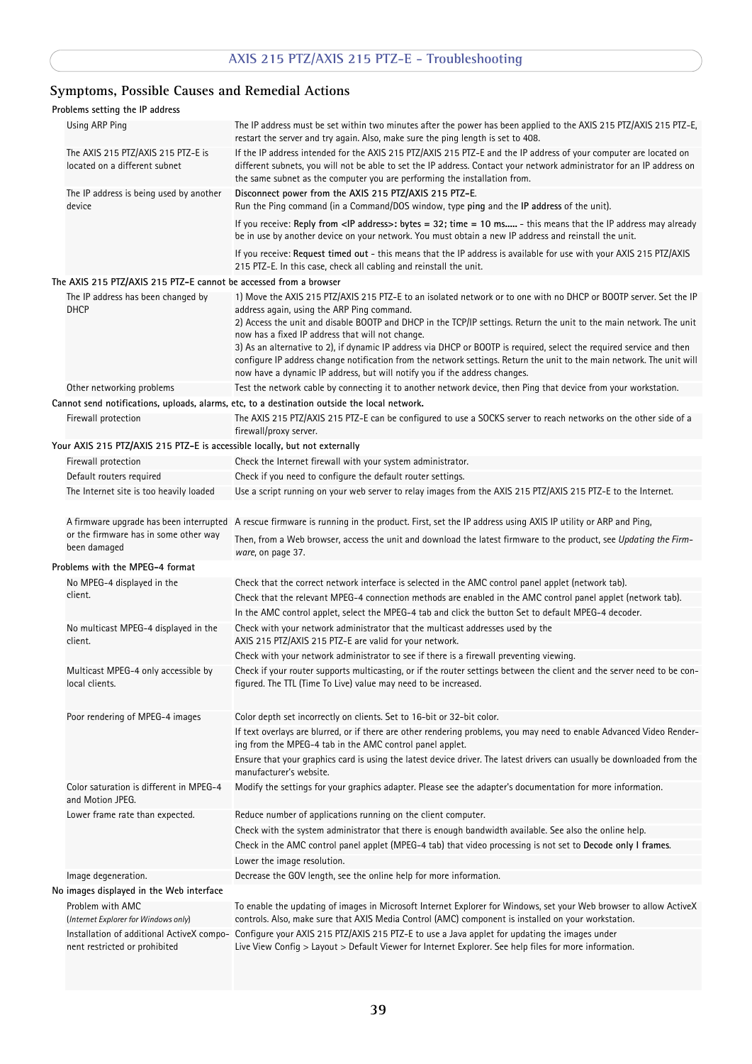## Symptoms, Possible Causes and Remedial Actions

| Symptom / Possible cause | Remedial action |
|---|---|
| **Problems setting the IP address** | |
| Using ARP Ping | The IP address must be set within two minutes after the power has been applied to the AXIS 215 PTZ/AXIS 215 PTZ-E, restart the server and try again. Also, make sure the ping length is set to 408. |
| The AXIS 215 PTZ/AXIS 215 PTZ-E is located on a different subnet | If the IP address intended for the AXIS 215 PTZ/AXIS 215 PTZ-E and the IP address of your computer are located on different subnets, you will not be able to set the IP address. Contact your network administrator for an IP address on the same subnet as the computer you are performing the installation from. |
| The IP address is being used by another device | **Disconnect power from the AXIS 215 PTZ/AXIS 215 PTZ-E.** Run the Ping command (in a Command/DOS window, type **ping** and the **IP address** of the unit). If you receive: **Reply from <IP address>: bytes = 32; time = 10 ms.....** - this means that the IP address may already be in use by another device on your network. You must obtain a new IP address and reinstall the unit. If you receive: **Request timed out** - this means that the IP address is available for use with your AXIS 215 PTZ/AXIS 215 PTZ-E. In this case, check all cabling and reinstall the unit. |
| **The AXIS 215 PTZ/AXIS 215 PTZ-E cannot be accessed from a browser** | |
| The IP address has been changed by DHCP | 1) Move the AXIS 215 PTZ/AXIS 215 PTZ-E to an isolated network or to one with no DHCP or BOOTP server. Set the IP address again, using the ARP Ping command.<br>2) Access the unit and disable BOOTP and DHCP in the TCP/IP settings. Return the unit to the main network. The unit now has a fixed IP address that will not change.<br>3) As an alternative to 2), if dynamic IP address via DHCP or BOOTP is required, select the required service and then configure IP address change notification from the network settings. Return the unit to the main network. The unit will now have a dynamic IP address, but will notify you if the address changes. |
| Other networking problems | Test the network cable by connecting it to another network device, then Ping that device from your workstation. |
| **Cannot send notifications, uploads, alarms, etc, to a destination outside the local network.** | |
| Firewall protection | The AXIS 215 PTZ/AXIS 215 PTZ-E can be configured to use a SOCKS server to reach networks on the other side of a firewall/proxy server. |
| **Your AXIS 215 PTZ/AXIS 215 PTZ-E is accessible locally, but not externally** | |
| Firewall protection | Check the Internet firewall with your system administrator. |
| Default routers required | Check if you need to configure the default router settings. |
| The Internet site is too heavily loaded | Use a script running on your web server to relay images from the AXIS 215 PTZ/AXIS 215 PTZ-E to the Internet. |
| A firmware upgrade has been interrupted or the firmware has in some other way been damaged | A rescue firmware is running in the product. First, set the IP address using AXIS IP utility or ARP and Ping, Then, from a Web browser, access the unit and download the latest firmware to the product, see *Updating the Firmware*, on page 37. |
| **Problems with the MPEG-4 format** | |
| No MPEG-4 displayed in the client. | Check that the correct network interface is selected in the AMC control panel applet (network tab).<br>Check that the relevant MPEG-4 connection methods are enabled in the AMC control panel applet (network tab).<br>In the AMC control applet, select the MPEG-4 tab and click the button Set to default MPEG-4 decoder. |
| No multicast MPEG-4 displayed in the client. | Check with your network administrator that the multicast addresses used by the AXIS 215 PTZ/AXIS 215 PTZ-E are valid for your network.<br>Check with your network administrator to see if there is a firewall preventing viewing. |
| Multicast MPEG-4 only accessible by local clients. | Check if your router supports multicasting, or if the router settings between the client and the server need to be configured. The TTL (Time To Live) value may need to be increased. |
| Poor rendering of MPEG-4 images | Color depth set incorrectly on clients. Set to 16-bit or 32-bit color.<br>If text overlays are blurred, or if there are other rendering problems, you may need to enable Advanced Video Rendering from the MPEG-4 tab in the AMC control panel applet.<br>Ensure that your graphics card is using the latest device driver. The latest drivers can usually be downloaded from the manufacturer's website. |
| Color saturation is different in MPEG-4 and Motion JPEG. | Modify the settings for your graphics adapter. Please see the adapter's documentation for more information. |
| Lower frame rate than expected. | Reduce number of applications running on the client computer.<br>Check with the system administrator that there is enough bandwidth available. See also the online help.<br>Check in the AMC control panel applet (MPEG-4 tab) that video processing is not set to **Decode only I frames**.<br>Lower the image resolution. |
| Image degeneration. | Decrease the GOV length, see the online help for more information. |
| **No images displayed in the Web interface** | |
| Problem with AMC (*Internet Explorer for Windows only*) | To enable the updating of images in Microsoft Internet Explorer for Windows, set your Web browser to allow ActiveX controls. Also, make sure that AXIS Media Control (AMC) component is installed on your workstation. |
| Installation of additional ActiveX component restricted or prohibited | Configure your AXIS 215 PTZ/AXIS 215 PTZ-E to use a Java applet for updating the images under Live View Config > Layout > Default Viewer for Internet Explorer. See help files for more information. |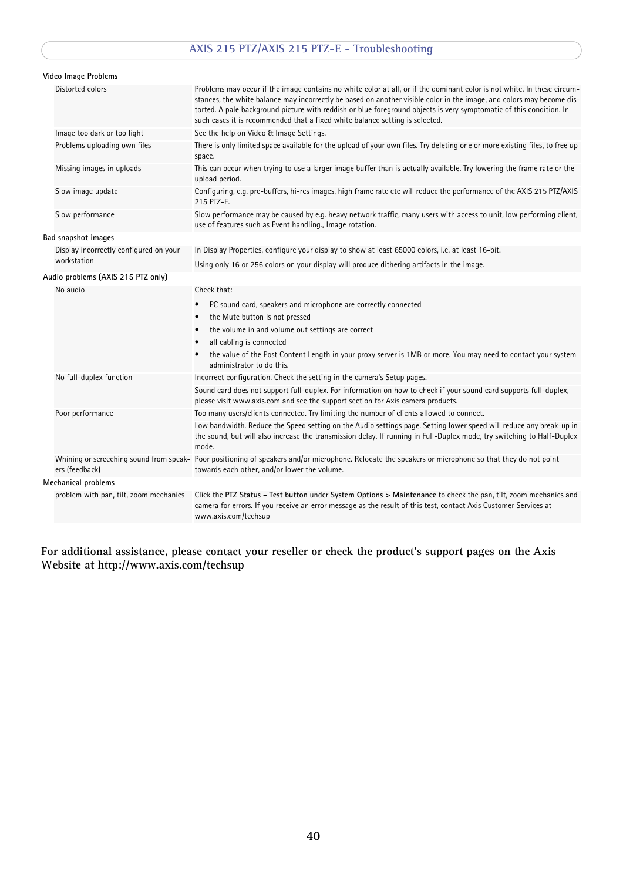**Video Image Problems**

| | |
|---|---|
| Distorted colors | Problems may occur if the image contains no white color at all, or if the dominant color is not white. In these circumstances, the white balance may incorrectly be based on another visible color in the image, and colors may become distorted. A pale background picture with reddish or blue foreground objects is very symptomatic of this condition. In such cases it is recommended that a fixed white balance setting is selected. |
| Image too dark or too light | See the help on Video & Image Settings. |
| Problems uploading own files | There is only limited space available for the upload of your own files. Try deleting one or more existing files, to free up space. |
| Missing images in uploads | This can occur when trying to use a larger image buffer than is actually available. Try lowering the frame rate or the upload period. |
| Slow image update | Configuring, e.g. pre-buffers, hi-res images, high frame rate etc will reduce the performance of the AXIS 215 PTZ/AXIS 215 PTZ-E. |
| Slow performance | Slow performance may be caused by e.g. heavy network traffic, many users with access to unit, low performing client, use of features such as Event handling., Image rotation. |

**Bad snapshot images**

| | |
|---|---|
| Display incorrectly configured on your workstation | In Display Properties, configure your display to show at least 65000 colors, i.e. at least 16-bit.<br>Using only 16 or 256 colors on your display will produce dithering artifacts in the image. |

**Audio problems (AXIS 215 PTZ only)**

| | |
|---|---|
| No audio | Check that:<br>• PC sound card, speakers and microphone are correctly connected<br>• the Mute button is not pressed<br>• the volume in and volume out settings are correct<br>• all cabling is connected<br>• the value of the Post Content Length in your proxy server is 1MB or more. You may need to contact your system administrator to do this. |
| No full-duplex function | Incorrect configuration. Check the setting in the camera's Setup pages.<br>Sound card does not support full-duplex. For information on how to check if your sound card supports full-duplex, please visit www.axis.com and see the support section for Axis camera products. |
| Poor performance | Too many users/clients connected. Try limiting the number of clients allowed to connect.<br>Low bandwidth. Reduce the Speed setting on the Audio settings page. Setting lower speed will reduce any break-up in the sound, but will also increase the transmission delay. If running in Full-Duplex mode, try switching to Half-Duplex mode. |
| Whining or screeching sound from speakers (feedback) | Poor positioning of speakers and/or microphone. Relocate the speakers or microphone so that they do not point towards each other, and/or lower the volume. |

**Mechanical problems**

| | |
|---|---|
| problem with pan, tilt, zoom mechanics | Click the **PTZ Status - Test button** under **System Options > Maintenance** to check the pan, tilt, zoom mechanics and camera for errors. If you receive an error message as the result of this test, contact Axis Customer Services at www.axis.com/techsup |

**For additional assistance, please contact your reseller or check the product's support pages on the Axis Website at http://www.axis.com/techsup**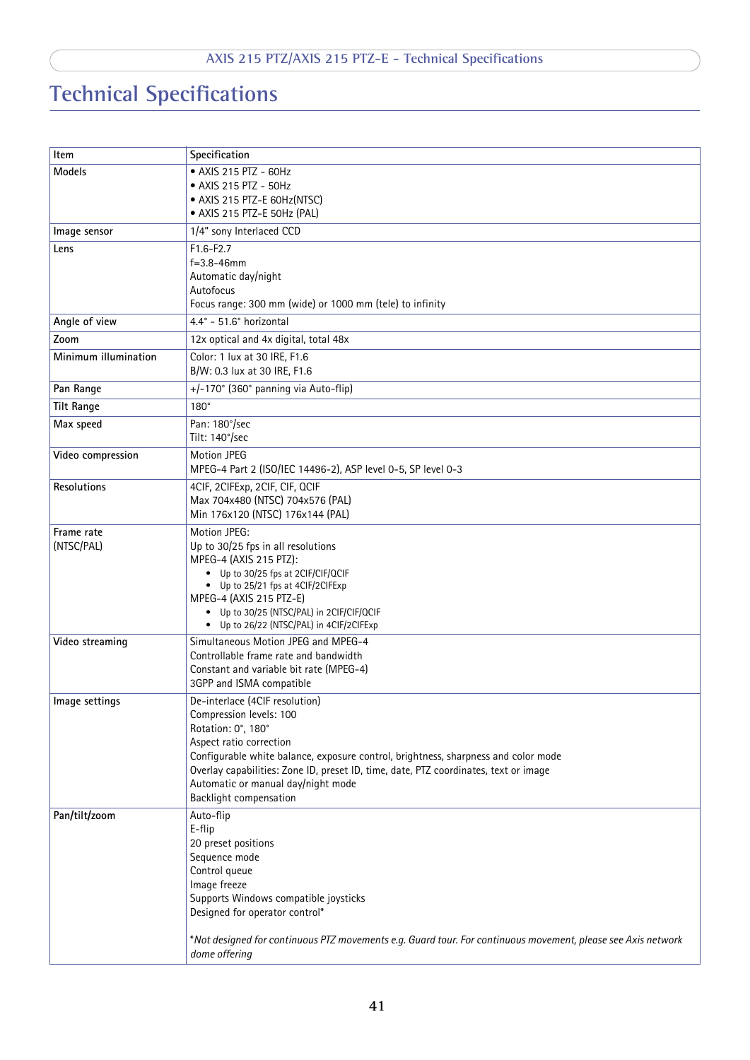# Technical Specifications

| Item | Specification |
|---|---|
| Models | • AXIS 215 PTZ - 60Hz<br>• AXIS 215 PTZ - 50Hz<br>• AXIS 215 PTZ-E 60Hz(NTSC)<br>• AXIS 215 PTZ-E 50Hz (PAL) |
| Image sensor | 1/4" sony Interlaced CCD |
| Lens | F1.6-F2.7<br>f=3.8-46mm<br>Automatic day/night<br>Autofocus<br>Focus range: 300 mm (wide) or 1000 mm (tele) to infinity |
| Angle of view | 4.4° - 51.6° horizontal |
| Zoom | 12x optical and 4x digital, total 48x |
| Minimum illumination | Color: 1 lux at 30 IRE, F1.6<br>B/W: 0.3 lux at 30 IRE, F1.6 |
| Pan Range | +/-170° (360° panning via Auto-flip) |
| Tilt Range | 180° |
| Max speed | Pan: 180°/sec<br>Tilt: 140°/sec |
| Video compression | Motion JPEG<br>MPEG-4 Part 2 (ISO/IEC 14496-2), ASP level 0-5, SP level 0-3 |
| Resolutions | 4CIF, 2CIFExp, 2CIF, CIF, QCIF<br>Max 704x480 (NTSC) 704x576 (PAL)<br>Min 176x120 (NTSC) 176x144 (PAL) |
| Frame rate (NTSC/PAL) | Motion JPEG:<br>Up to 30/25 fps in all resolutions<br>MPEG-4 (AXIS 215 PTZ):<br>• Up to 30/25 fps at 2CIF/CIF/QCIF<br>• Up to 25/21 fps at 4CIF/2CIFExp<br>MPEG-4 (AXIS 215 PTZ-E)<br>• Up to 30/25 (NTSC/PAL) in 2CIF/CIF/QCIF<br>• Up to 26/22 (NTSC/PAL) in 4CIF/2CIFExp |
| Video streaming | Simultaneous Motion JPEG and MPEG-4<br>Controllable frame rate and bandwidth<br>Constant and variable bit rate (MPEG-4)<br>3GPP and ISMA compatible |
| Image settings | De-interlace (4CIF resolution)<br>Compression levels: 100<br>Rotation: 0°, 180°<br>Aspect ratio correction<br>Configurable white balance, exposure control, brightness, sharpness and color mode<br>Overlay capabilities: Zone ID, preset ID, time, date, PTZ coordinates, text or image<br>Automatic or manual day/night mode<br>Backlight compensation |
| Pan/tilt/zoom | Auto-flip<br>E-flip<br>20 preset positions<br>Sequence mode<br>Control queue<br>Image freeze<br>Supports Windows compatible joysticks<br>Designed for operator control*<br><br>**Not designed for continuous PTZ movements e.g. Guard tour. For continuous movement, please see Axis network dome offering* |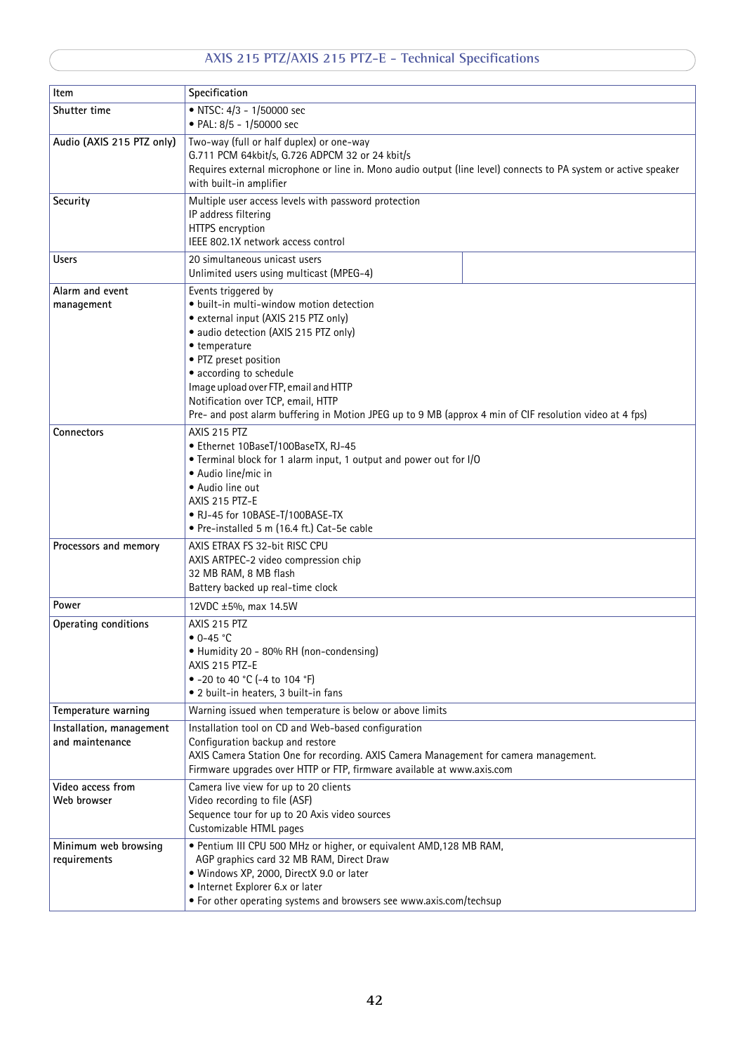## AXIS 215 PTZ/AXIS 215 PTZ-E - Technical Specifications

| Item | Specification |
|---|---|
| Shutter time | • NTSC: 4/3 - 1/50000 sec<br>• PAL: 8/5 - 1/50000 sec |
| Audio (AXIS 215 PTZ only) | Two-way (full or half duplex) or one-way<br>G.711 PCM 64kbit/s, G.726 ADPCM 32 or 24 kbit/s<br>Requires external microphone or line in. Mono audio output (line level) connects to PA system or active speaker with built-in amplifier |
| Security | Multiple user access levels with password protection<br>IP address filtering<br>HTTPS encryption<br>IEEE 802.1X network access control |
| Users | 20 simultaneous unicast users<br>Unlimited users using multicast (MPEG-4) |
| Alarm and event management | Events triggered by<br>• built-in multi-window motion detection<br>• external input (AXIS 215 PTZ only)<br>• audio detection (AXIS 215 PTZ only)<br>• temperature<br>• PTZ preset position<br>• according to schedule<br>Image upload over FTP, email and HTTP<br>Notification over TCP, email, HTTP<br>Pre- and post alarm buffering in Motion JPEG up to 9 MB (approx 4 min of CIF resolution video at 4 fps) |
| Connectors | AXIS 215 PTZ<br>• Ethernet 10BaseT/100BaseTX, RJ-45<br>• Terminal block for 1 alarm input, 1 output and power out for I/O<br>• Audio line/mic in<br>• Audio line out<br>AXIS 215 PTZ-E<br>• RJ-45 for 10BASE-T/100BASE-TX<br>• Pre-installed 5 m (16.4 ft.) Cat-5e cable |
| Processors and memory | AXIS ETRAX FS 32-bit RISC CPU<br>AXIS ARTPEC-2 video compression chip<br>32 MB RAM, 8 MB flash<br>Battery backed up real-time clock |
| Power | 12VDC ±5%, max 14.5W |
| Operating conditions | AXIS 215 PTZ<br>• 0-45 °C<br>• Humidity 20 - 80% RH (non-condensing)<br>AXIS 215 PTZ-E<br>• -20 to 40 °C (-4 to 104 °F)<br>• 2 built-in heaters, 3 built-in fans |
| Temperature warning | Warning issued when temperature is below or above limits |
| Installation, management and maintenance | Installation tool on CD and Web-based configuration<br>Configuration backup and restore<br>AXIS Camera Station One for recording. AXIS Camera Management for camera management.<br>Firmware upgrades over HTTP or FTP, firmware available at www.axis.com |
| Video access from Web browser | Camera live view for up to 20 clients<br>Video recording to file (ASF)<br>Sequence tour for up to 20 Axis video sources<br>Customizable HTML pages |
| Minimum web browsing requirements | • Pentium III CPU 500 MHz or higher, or equivalent AMD,128 MB RAM, AGP graphics card 32 MB RAM, Direct Draw<br>• Windows XP, 2000, DirectX 9.0 or later<br>• Internet Explorer 6.x or later<br>• For other operating systems and browsers see www.axis.com/techsup |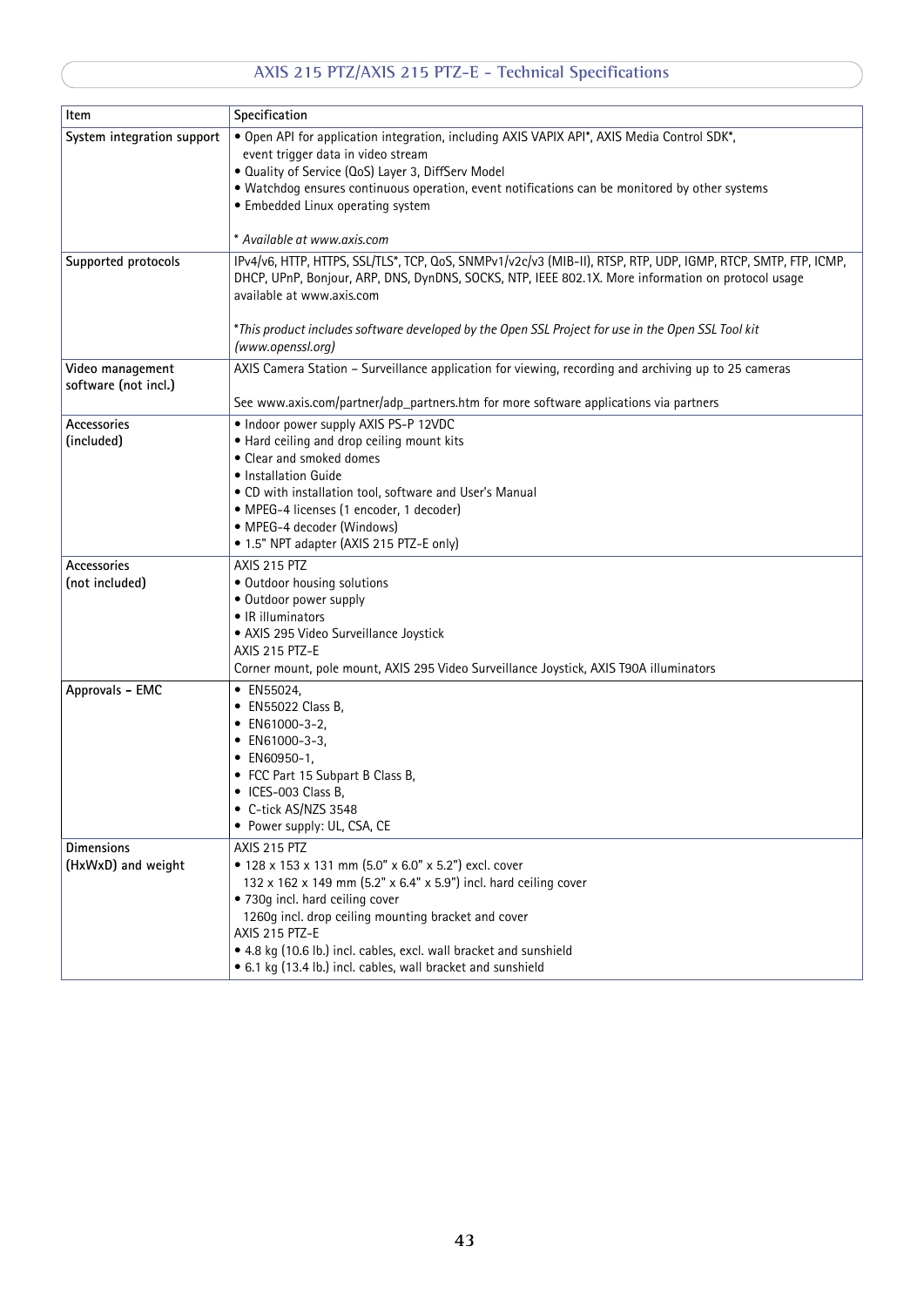| Item | Specification |
|---|---|
| System integration support | • Open API for application integration, including AXIS VAPIX API*, AXIS Media Control SDK*, event trigger data in video stream<br>• Quality of Service (QoS) Layer 3, DiffServ Model<br>• Watchdog ensures continuous operation, event notifications can be monitored by other systems<br>• Embedded Linux operating system<br><br>* *Available at www.axis.com* |
| Supported protocols | IPv4/v6, HTTP, HTTPS, SSL/TLS*, TCP, QoS, SNMPv1/v2c/v3 (MIB-II), RTSP, RTP, UDP, IGMP, RTCP, SMTP, FTP, ICMP, DHCP, UPnP, Bonjour, ARP, DNS, DynDNS, SOCKS, NTP, IEEE 802.1X. More information on protocol usage available at www.axis.com<br><br>**This product includes software developed by the Open SSL Project for use in the Open SSL Tool kit (www.openssl.org)* |
| Video management software (not incl.) | AXIS Camera Station – Surveillance application for viewing, recording and archiving up to 25 cameras<br><br>See www.axis.com/partner/adp_partners.htm for more software applications via partners |
| Accessories (included) | • Indoor power supply AXIS PS-P 12VDC<br>• Hard ceiling and drop ceiling mount kits<br>• Clear and smoked domes<br>• Installation Guide<br>• CD with installation tool, software and User's Manual<br>• MPEG-4 licenses (1 encoder, 1 decoder)<br>• MPEG-4 decoder (Windows)<br>• 1.5" NPT adapter (AXIS 215 PTZ-E only) |
| Accessories (not included) | AXIS 215 PTZ<br>• Outdoor housing solutions<br>• Outdoor power supply<br>• IR illuminators<br>• AXIS 295 Video Surveillance Joystick<br>AXIS 215 PTZ-E<br>Corner mount, pole mount, AXIS 295 Video Surveillance Joystick, AXIS T90A illuminators |
| Approvals - EMC | • EN55024,<br>• EN55022 Class B,<br>• EN61000-3-2,<br>• EN61000-3-3,<br>• EN60950-1,<br>• FCC Part 15 Subpart B Class B,<br>• ICES-003 Class B,<br>• C-tick AS/NZS 3548<br>• Power supply: UL, CSA, CE |
| Dimensions (HxWxD) and weight | AXIS 215 PTZ<br>• 128 x 153 x 131 mm (5.0" x 6.0" x 5.2") excl. cover<br>132 x 162 x 149 mm (5.2" x 6.4" x 5.9") incl. hard ceiling cover<br>• 730g incl. hard ceiling cover<br>1260g incl. drop ceiling mounting bracket and cover<br>AXIS 215 PTZ-E<br>• 4.8 kg (10.6 lb.) incl. cables, excl. wall bracket and sunshield<br>• 6.1 kg (13.4 lb.) incl. cables, wall bracket and sunshield |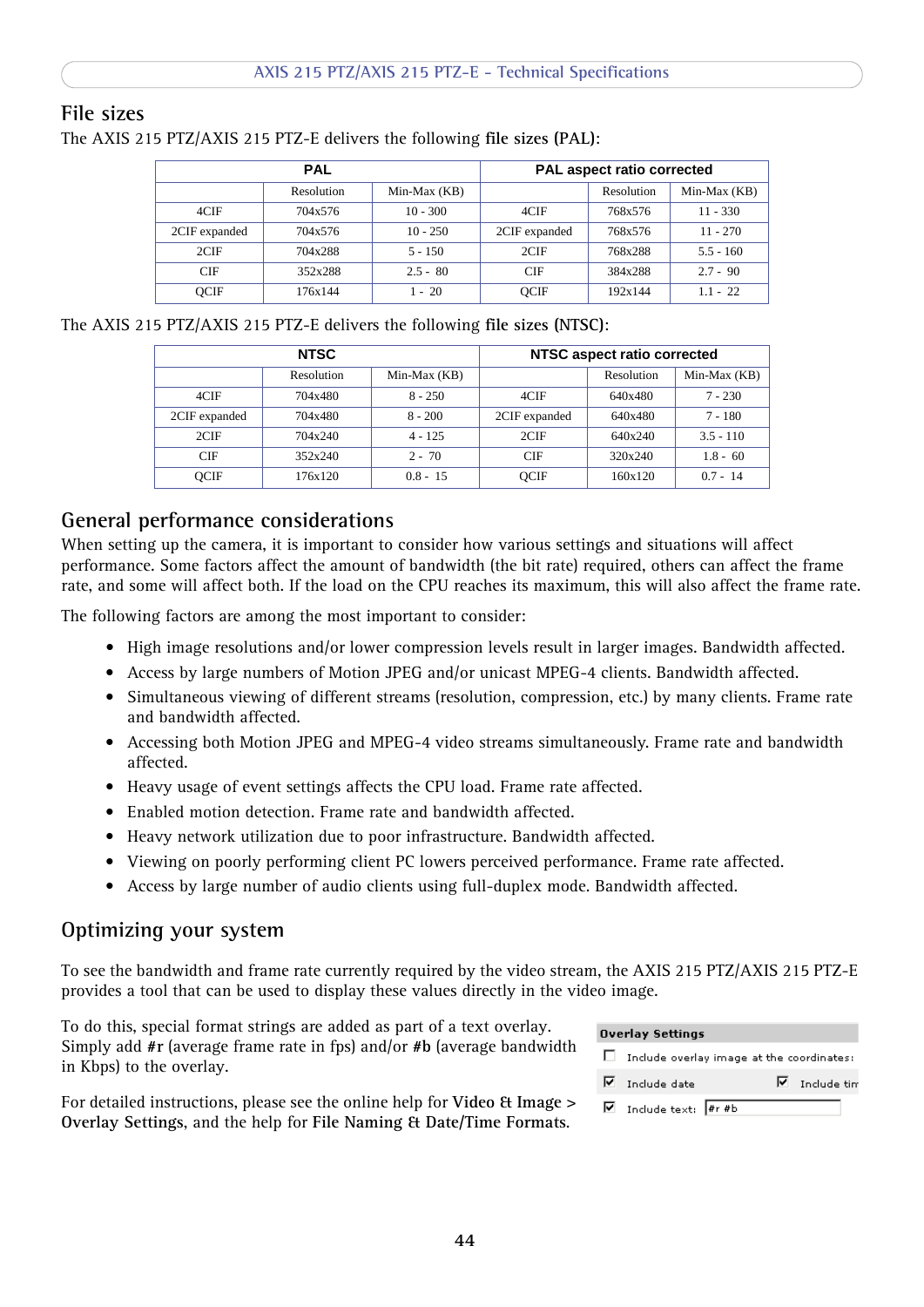## File sizes

The AXIS 215 PTZ/AXIS 215 PTZ-E delivers the following **file sizes (PAL)**:

| PAL | | | PAL aspect ratio corrected | | |
|---|---|---|---|---|---|
| | Resolution | Min-Max (KB) | | Resolution | Min-Max (KB) |
| 4CIF | 704x576 | 10 - 300 | 4CIF | 768x576 | 11 - 330 |
| 2CIF expanded | 704x576 | 10 - 250 | 2CIF expanded | 768x576 | 11 - 270 |
| 2CIF | 704x288 | 5 - 150 | 2CIF | 768x288 | 5.5 - 160 |
| CIF | 352x288 | 2.5 - 80 | CIF | 384x288 | 2.7 - 90 |
| QCIF | 176x144 | 1 - 20 | QCIF | 192x144 | 1.1 - 22 |

The AXIS 215 PTZ/AXIS 215 PTZ-E delivers the following **file sizes (NTSC)**:

| NTSC | | | NTSC aspect ratio corrected | | |
|---|---|---|---|---|---|
| | Resolution | Min-Max (KB) | | Resolution | Min-Max (KB) |
| 4CIF | 704x480 | 8 - 250 | 4CIF | 640x480 | 7 - 230 |
| 2CIF expanded | 704x480 | 8 - 200 | 2CIF expanded | 640x480 | 7 - 180 |
| 2CIF | 704x240 | 4 - 125 | 2CIF | 640x240 | 3.5 - 110 |
| CIF | 352x240 | 2 - 70 | CIF | 320x240 | 1.8 - 60 |
| QCIF | 176x120 | 0.8 - 15 | QCIF | 160x120 | 0.7 - 14 |

## General performance considerations

When setting up the camera, it is important to consider how various settings and situations will affect performance. Some factors affect the amount of bandwidth (the bit rate) required, others can affect the frame rate, and some will affect both. If the load on the CPU reaches its maximum, this will also affect the frame rate.

The following factors are among the most important to consider:

- High image resolutions and/or lower compression levels result in larger images. Bandwidth affected.
- Access by large numbers of Motion JPEG and/or unicast MPEG-4 clients. Bandwidth affected.
- Simultaneous viewing of different streams (resolution, compression, etc.) by many clients. Frame rate and bandwidth affected.
- Accessing both Motion JPEG and MPEG-4 video streams simultaneously. Frame rate and bandwidth affected.
- Heavy usage of event settings affects the CPU load. Frame rate affected.
- Enabled motion detection. Frame rate and bandwidth affected.
- Heavy network utilization due to poor infrastructure. Bandwidth affected.
- Viewing on poorly performing client PC lowers perceived performance. Frame rate affected.
- Access by large number of audio clients using full-duplex mode. Bandwidth affected.

## Optimizing your system

To see the bandwidth and frame rate currently required by the video stream, the AXIS 215 PTZ/AXIS 215 PTZ-E provides a tool that can be used to display these values directly in the video image.

To do this, special format strings are added as part of a text overlay. Simply add **#r** (average frame rate in fps) and/or **#b** (average bandwidth in Kbps) to the overlay.

For detailed instructions, please see the online help for **Video & Image > Overlay Settings**, and the help for **File Naming & Date/Time Formats**.

**Overlay Settings**

☐ Include overlay image at the coordinates:

☑ Include date ☑ Include tim

☑ Include text: #r #b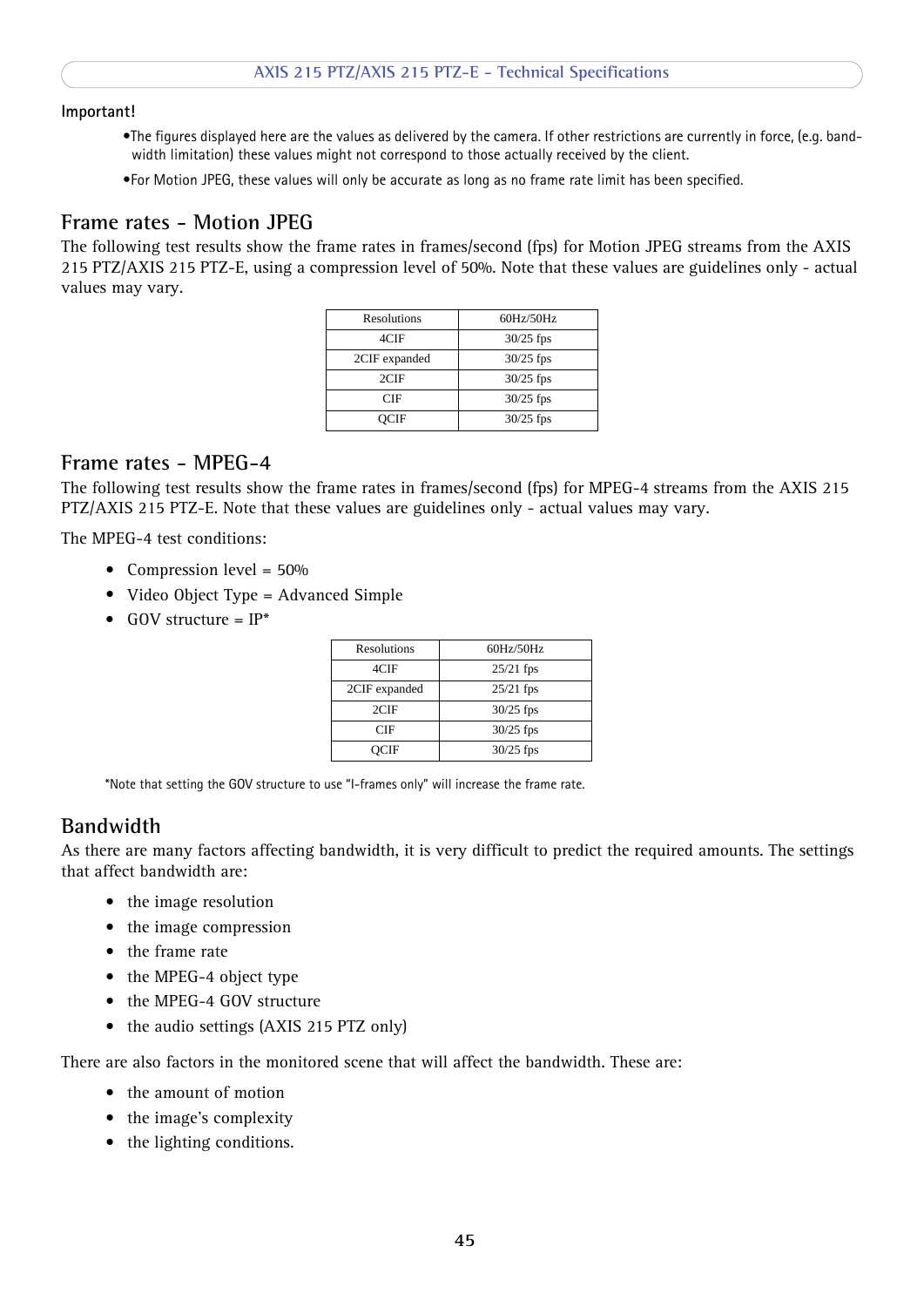**Important!**

- The figures displayed here are the values as delivered by the camera. If other restrictions are currently in force, (e.g. bandwidth limitation) these values might not correspond to those actually received by the client.
- For Motion JPEG, these values will only be accurate as long as no frame rate limit has been specified.

## Frame rates - Motion JPEG

The following test results show the frame rates in frames/second (fps) for Motion JPEG streams from the AXIS 215 PTZ/AXIS 215 PTZ-E, using a compression level of 50%. Note that these values are guidelines only - actual values may vary.

| Resolutions | 60Hz/50Hz |
|---|---|
| 4CIF | 30/25 fps |
| 2CIF expanded | 30/25 fps |
| 2CIF | 30/25 fps |
| CIF | 30/25 fps |
| QCIF | 30/25 fps |

## Frame rates - MPEG-4

The following test results show the frame rates in frames/second (fps) for MPEG-4 streams from the AXIS 215 PTZ/AXIS 215 PTZ-E. Note that these values are guidelines only - actual values may vary.

The MPEG-4 test conditions:

- Compression level = 50%
- Video Object Type = Advanced Simple
- GOV structure = IP*

| Resolutions | 60Hz/50Hz |
|---|---|
| 4CIF | 25/21 fps |
| 2CIF expanded | 25/21 fps |
| 2CIF | 30/25 fps |
| CIF | 30/25 fps |
| QCIF | 30/25 fps |

*Note that setting the GOV structure to use "I-frames only" will increase the frame rate.

## Bandwidth

As there are many factors affecting bandwidth, it is very difficult to predict the required amounts. The settings that affect bandwidth are:

- the image resolution
- the image compression
- the frame rate
- the MPEG-4 object type
- the MPEG-4 GOV structure
- the audio settings (AXIS 215 PTZ only)

There are also factors in the monitored scene that will affect the bandwidth. These are:

- the amount of motion
- the image's complexity
- the lighting conditions.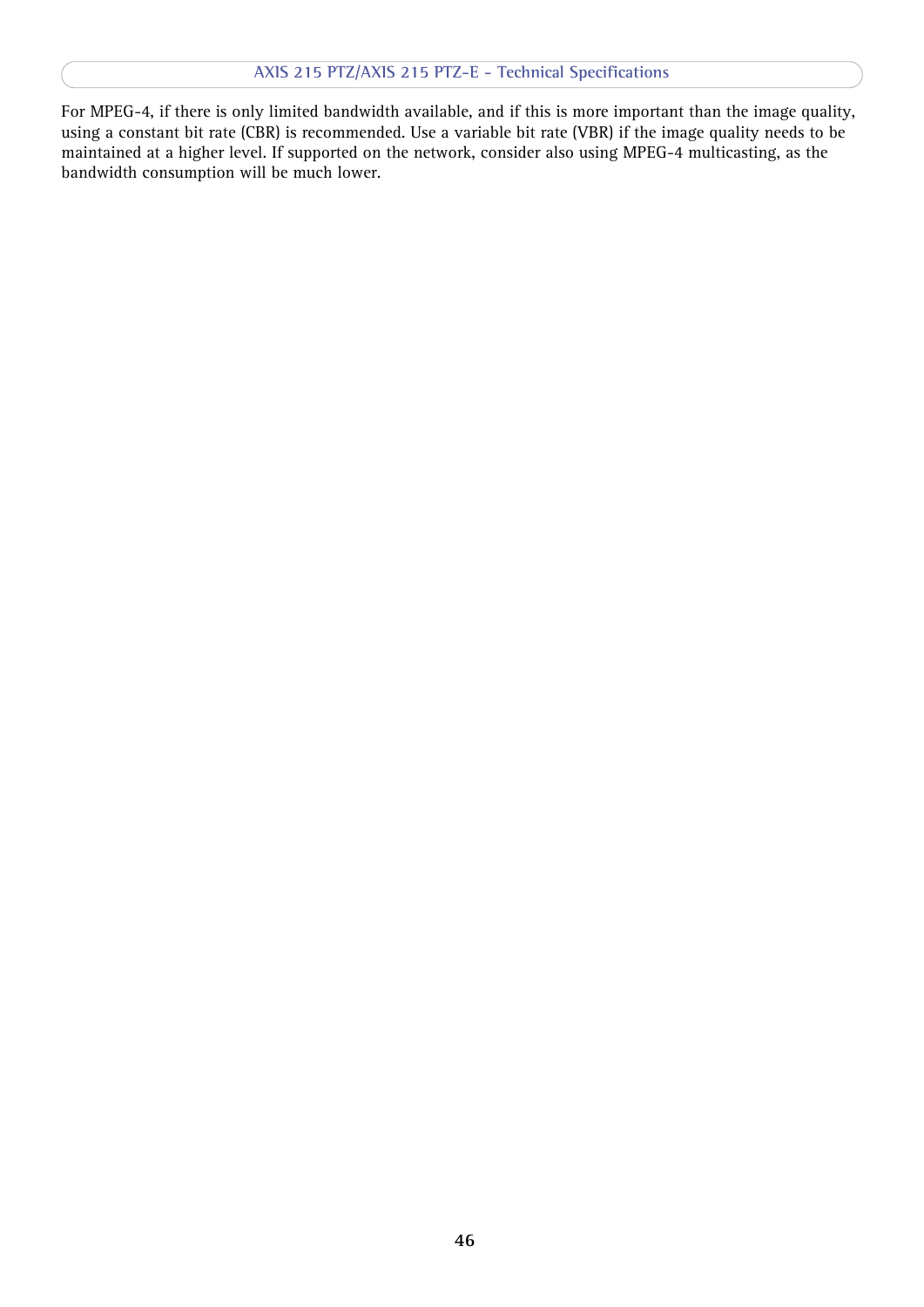For MPEG-4, if there is only limited bandwidth available, and if this is more important than the image quality, using a constant bit rate (CBR) is recommended. Use a variable bit rate (VBR) if the image quality needs to be maintained at a higher level. If supported on the network, consider also using MPEG-4 multicasting, as the bandwidth consumption will be much lower.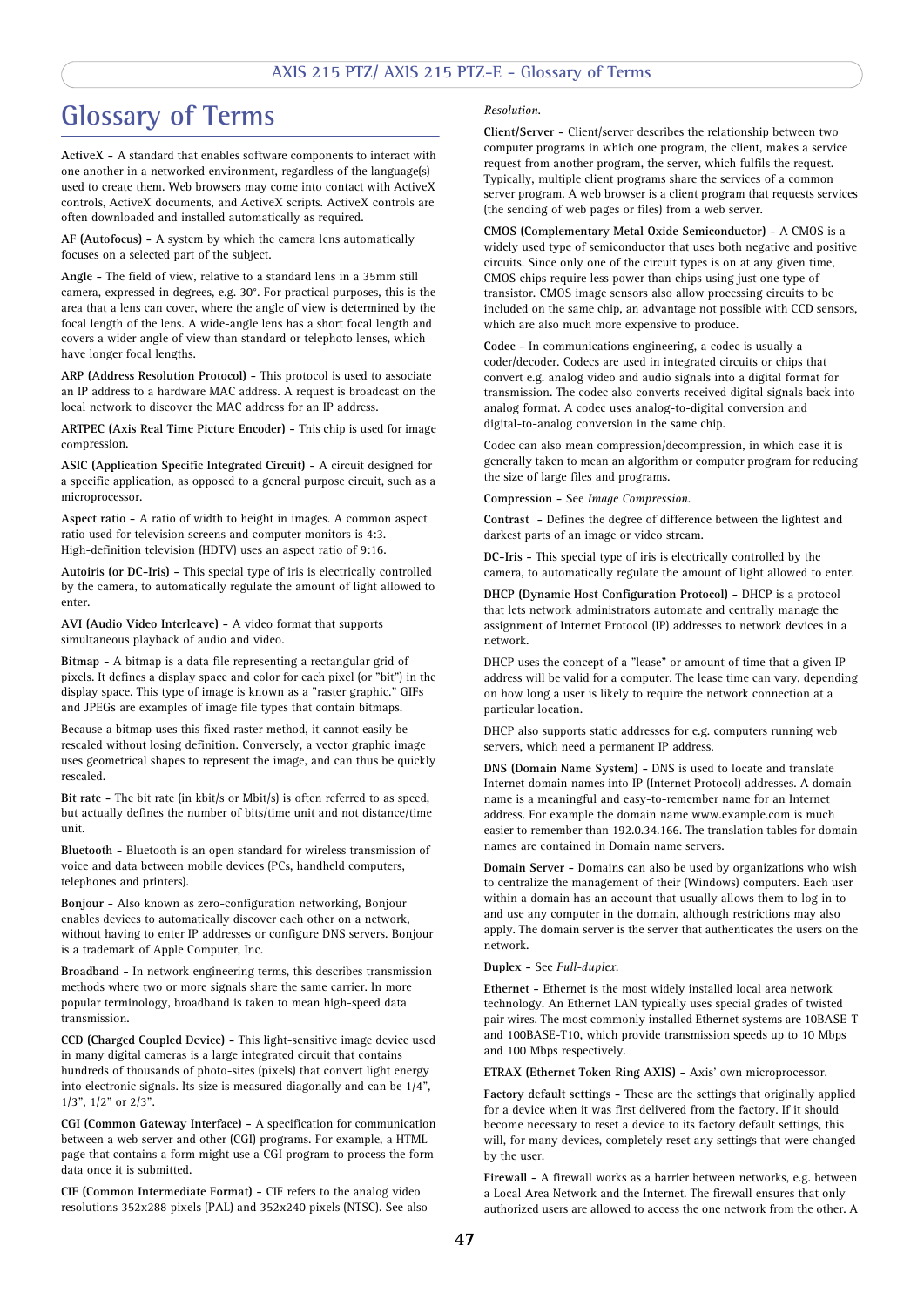# Glossary of Terms

**ActiveX** - A standard that enables software components to interact with one another in a networked environment, regardless of the language(s) used to create them. Web browsers may come into contact with ActiveX controls, ActiveX documents, and ActiveX scripts. ActiveX controls are often downloaded and installed automatically as required.

**AF (Autofocus)** - A system by which the camera lens automatically focuses on a selected part of the subject.

**Angle** - The field of view, relative to a standard lens in a 35mm still camera, expressed in degrees, e.g. 30°. For practical purposes, this is the area that a lens can cover, where the angle of view is determined by the focal length of the lens. A wide-angle lens has a short focal length and covers a wider angle of view than standard or telephoto lenses, which have longer focal lengths.

**ARP (Address Resolution Protocol)** - This protocol is used to associate an IP address to a hardware MAC address. A request is broadcast on the local network to discover the MAC address for an IP address.

**ARTPEC (Axis Real Time Picture Encoder)** - This chip is used for image compression.

**ASIC (Application Specific Integrated Circuit)** - A circuit designed for a specific application, as opposed to a general purpose circuit, such as a microprocessor.

**Aspect ratio** - A ratio of width to height in images. A common aspect ratio used for television screens and computer monitors is 4:3. High-definition television (HDTV) uses an aspect ratio of 9:16.

**Autoiris (or DC-Iris)** - This special type of iris is electrically controlled by the camera, to automatically regulate the amount of light allowed to enter.

**AVI (Audio Video Interleave)** - A video format that supports simultaneous playback of audio and video.

**Bitmap** - A bitmap is a data file representing a rectangular grid of pixels. It defines a display space and color for each pixel (or "bit") in the display space. This type of image is known as a "raster graphic." GIFs and JPEGs are examples of image file types that contain bitmaps.

Because a bitmap uses this fixed raster method, it cannot easily be rescaled without losing definition. Conversely, a vector graphic image uses geometrical shapes to represent the image, and can thus be quickly rescaled.

**Bit rate** - The bit rate (in kbit/s or Mbit/s) is often referred to as speed, but actually defines the number of bits/time unit and not distance/time unit.

**Bluetooth** - Bluetooth is an open standard for wireless transmission of voice and data between mobile devices (PCs, handheld computers, telephones and printers).

**Bonjour** - Also known as zero-configuration networking, Bonjour enables devices to automatically discover each other on a network, without having to enter IP addresses or configure DNS servers. Bonjour is a trademark of Apple Computer, Inc.

**Broadband** - In network engineering terms, this describes transmission methods where two or more signals share the same carrier. In more popular terminology, broadband is taken to mean high-speed data transmission.

**CCD (Charged Coupled Device)** - This light-sensitive image device used in many digital cameras is a large integrated circuit that contains hundreds of thousands of photo-sites (pixels) that convert light energy into electronic signals. Its size is measured diagonally and can be 1/4", 1/3", 1/2" or 2/3".

**CGI (Common Gateway Interface)** - A specification for communication between a web server and other (CGI) programs. For example, a HTML page that contains a form might use a CGI program to process the form data once it is submitted.

**CIF (Common Intermediate Format)** - CIF refers to the analog video resolutions 352x288 pixels (PAL) and 352x240 pixels (NTSC). See also *Resolution.*

**Client/Server** - Client/server describes the relationship between two computer programs in which one program, the client, makes a service request from another program, the server, which fulfils the request. Typically, multiple client programs share the services of a common server program. A web browser is a client program that requests services (the sending of web pages or files) from a web server.

**CMOS (Complementary Metal Oxide Semiconductor)** - A CMOS is a widely used type of semiconductor that uses both negative and positive circuits. Since only one of the circuit types is on at any given time, CMOS chips require less power than chips using just one type of transistor. CMOS image sensors also allow processing circuits to be included on the same chip, an advantage not possible with CCD sensors, which are also much more expensive to produce.

**Codec** - In communications engineering, a codec is usually a coder/decoder. Codecs are used in integrated circuits or chips that convert e.g. analog video and audio signals into a digital format for transmission. The codec also converts received digital signals back into analog format. A codec uses analog-to-digital conversion and digital-to-analog conversion in the same chip.

Codec can also mean compression/decompression, in which case it is generally taken to mean an algorithm or computer program for reducing the size of large files and programs.

**Compression** - See *Image Compression.*

**Contrast** - Defines the degree of difference between the lightest and darkest parts of an image or video stream.

**DC-Iris** - This special type of iris is electrically controlled by the camera, to automatically regulate the amount of light allowed to enter.

**DHCP (Dynamic Host Configuration Protocol)** - DHCP is a protocol that lets network administrators automate and centrally manage the assignment of Internet Protocol (IP) addresses to network devices in a network.

DHCP uses the concept of a "lease" or amount of time that a given IP address will be valid for a computer. The lease time can vary, depending on how long a user is likely to require the network connection at a particular location.

DHCP also supports static addresses for e.g. computers running web servers, which need a permanent IP address.

**DNS (Domain Name System)** - DNS is used to locate and translate Internet domain names into IP (Internet Protocol) addresses. A domain name is a meaningful and easy-to-remember name for an Internet address. For example the domain name www.example.com is much easier to remember than 192.0.34.166. The translation tables for domain names are contained in Domain name servers.

**Domain Server** - Domains can also be used by organizations who wish to centralize the management of their (Windows) computers. Each user within a domain has an account that usually allows them to log in to and use any computer in the domain, although restrictions may also apply. The domain server is the server that authenticates the users on the network.

**Duplex** - See *Full-duplex.*

**Ethernet** - Ethernet is the most widely installed local area network technology. An Ethernet LAN typically uses special grades of twisted pair wires. The most commonly installed Ethernet systems are 10BASE-T and 100BASE-T10, which provide transmission speeds up to 10 Mbps and 100 Mbps respectively.

**ETRAX (Ethernet Token Ring AXIS)** - Axis' own microprocessor.

**Factory default settings** - These are the settings that originally applied for a device when it was first delivered from the factory. If it should become necessary to reset a device to its factory default settings, this will, for many devices, completely reset any settings that were changed by the user.

**Firewall** - A firewall works as a barrier between networks, e.g. between a Local Area Network and the Internet. The firewall ensures that only authorized users are allowed to access the one network from the other. A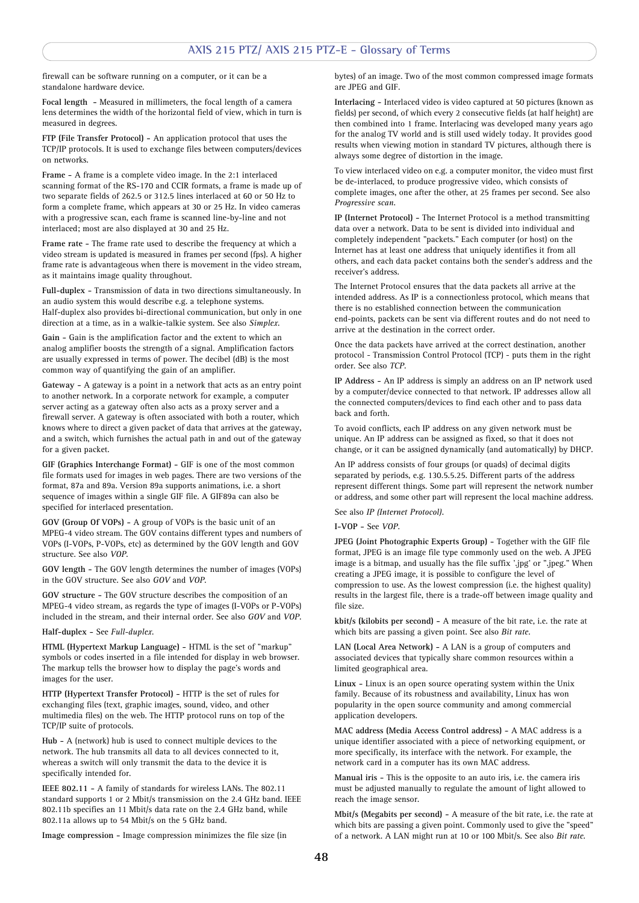firewall can be software running on a computer, or it can be a standalone hardware device.

**Focal length** – Measured in millimeters, the focal length of a camera lens determines the width of the horizontal field of view, which in turn is measured in degrees.

**FTP (File Transfer Protocol)** – An application protocol that uses the TCP/IP protocols. It is used to exchange files between computers/devices on networks.

**Frame** – A frame is a complete video image. In the 2:1 interlaced scanning format of the RS-170 and CCIR formats, a frame is made up of two separate fields of 262.5 or 312.5 lines interlaced at 60 or 50 Hz to form a complete frame, which appears at 30 or 25 Hz. In video cameras with a progressive scan, each frame is scanned line-by-line and not interlaced; most are also displayed at 30 and 25 Hz.

**Frame rate** – The frame rate used to describe the frequency at which a video stream is updated is measured in frames per second (fps). A higher frame rate is advantageous when there is movement in the video stream, as it maintains image quality throughout.

**Full-duplex** – Transmission of data in two directions simultaneously. In an audio system this would describe e.g. a telephone systems. Half-duplex also provides bi-directional communication, but only in one direction at a time, as in a walkie-talkie system. See also *Simplex*.

**Gain** – Gain is the amplification factor and the extent to which an analog amplifier boosts the strength of a signal. Amplification factors are usually expressed in terms of power. The decibel (dB) is the most common way of quantifying the gain of an amplifier.

**Gateway** – A gateway is a point in a network that acts as an entry point to another network. In a corporate network for example, a computer server acting as a gateway often also acts as a proxy server and a firewall server. A gateway is often associated with both a router, which knows where to direct a given packet of data that arrives at the gateway, and a switch, which furnishes the actual path in and out of the gateway for a given packet.

**GIF (Graphics Interchange Format)** – GIF is one of the most common file formats used for images in web pages. There are two versions of the format, 87a and 89a. Version 89a supports animations, i.e. a short sequence of images within a single GIF file. A GIF89a can also be specified for interlaced presentation.

**GOV (Group Of VOPs)** – A group of VOPs is the basic unit of an MPEG-4 video stream. The GOV contains different types and numbers of VOPs (I-VOPs, P-VOPs, etc) as determined by the GOV length and GOV structure. See also *VOP*.

**GOV length** – The GOV length determines the number of images (VOPs) in the GOV structure. See also *GOV* and *VOP*.

**GOV structure** – The GOV structure describes the composition of an MPEG-4 video stream, as regards the type of images (I-VOPs or P-VOPs) included in the stream, and their internal order. See also *GOV* and *VOP*.

**Half-duplex** – See *Full-duplex*.

**HTML (Hypertext Markup Language)** – HTML is the set of "markup" symbols or codes inserted in a file intended for display in web browser. The markup tells the browser how to display the page's words and images for the user.

**HTTP (Hypertext Transfer Protocol)** – HTTP is the set of rules for exchanging files (text, graphic images, sound, video, and other multimedia files) on the web. The HTTP protocol runs on top of the TCP/IP suite of protocols.

**Hub** – A (network) hub is used to connect multiple devices to the network. The hub transmits all data to all devices connected to it, whereas a switch will only transmit the data to the device it is specifically intended for.

**IEEE 802.11** – A family of standards for wireless LANs. The 802.11 standard supports 1 or 2 Mbit/s transmission on the 2.4 GHz band. IEEE 802.11b specifies an 11 Mbit/s data rate on the 2.4 GHz band, while 802.11a allows up to 54 Mbit/s on the 5 GHz band.

**Image compression** – Image compression minimizes the file size (in bytes) of an image. Two of the most common compressed image formats are JPEG and GIF.

**Interlacing** – Interlaced video is video captured at 50 pictures (known as fields) per second, of which every 2 consecutive fields (at half height) are then combined into 1 frame. Interlacing was developed many years ago for the analog TV world and is still used widely today. It provides good results when viewing motion in standard TV pictures, although there is always some degree of distortion in the image.

To view interlaced video on e.g. a computer monitor, the video must first be de-interlaced, to produce progressive video, which consists of complete images, one after the other, at 25 frames per second. See also *Progressive scan*.

**IP (Internet Protocol)** – The Internet Protocol is a method transmitting data over a network. Data to be sent is divided into individual and completely independent "packets." Each computer (or host) on the Internet has at least one address that uniquely identifies it from all others, and each data packet contains both the sender's address and the receiver's address.

The Internet Protocol ensures that the data packets all arrive at the intended address. As IP is a connectionless protocol, which means that there is no established connection between the communication end-points, packets can be sent via different routes and do not need to arrive at the destination in the correct order.

Once the data packets have arrived at the correct destination, another protocol - Transmission Control Protocol (TCP) - puts them in the right order. See also *TCP*.

**IP Address** – An IP address is simply an address on an IP network used by a computer/device connected to that network. IP addresses allow all the connected computers/devices to find each other and to pass data back and forth.

To avoid conflicts, each IP address on any given network must be unique. An IP address can be assigned as fixed, so that it does not change, or it can be assigned dynamically (and automatically) by DHCP.

An IP address consists of four groups (or quads) of decimal digits separated by periods, e.g. 130.5.5.25. Different parts of the address represent different things. Some part will represent the network number or address, and some other part will represent the local machine address.

See also *IP (Internet Protocol)*.

**I-VOP** – See *VOP*.

**JPEG (Joint Photographic Experts Group)** – Together with the GIF file format, JPEG is an image file type commonly used on the web. A JPEG image is a bitmap, and usually has the file suffix '.jpg' or ".jpeg." When creating a JPEG image, it is possible to configure the level of compression to use. As the lowest compression (i.e. the highest quality) results in the largest file, there is a trade-off between image quality and file size.

**kbit/s (kilobits per second)** – A measure of the bit rate, i.e. the rate at which bits are passing a given point. See also *Bit rate*.

**LAN (Local Area Network)** – A LAN is a group of computers and associated devices that typically share common resources within a limited geographical area.

**Linux** – Linux is an open source operating system within the Unix family. Because of its robustness and availability, Linux has won popularity in the open source community and among commercial application developers.

**MAC address (Media Access Control address)** – A MAC address is a unique identifier associated with a piece of networking equipment, or more specifically, its interface with the network. For example, the network card in a computer has its own MAC address.

**Manual iris** – This is the opposite to an auto iris, i.e. the camera iris must be adjusted manually to regulate the amount of light allowed to reach the image sensor.

**Mbit/s (Megabits per second)** – A measure of the bit rate, i.e. the rate at which bits are passing a given point. Commonly used to give the "speed" of a network. A LAN might run at 10 or 100 Mbit/s. See also *Bit rate*.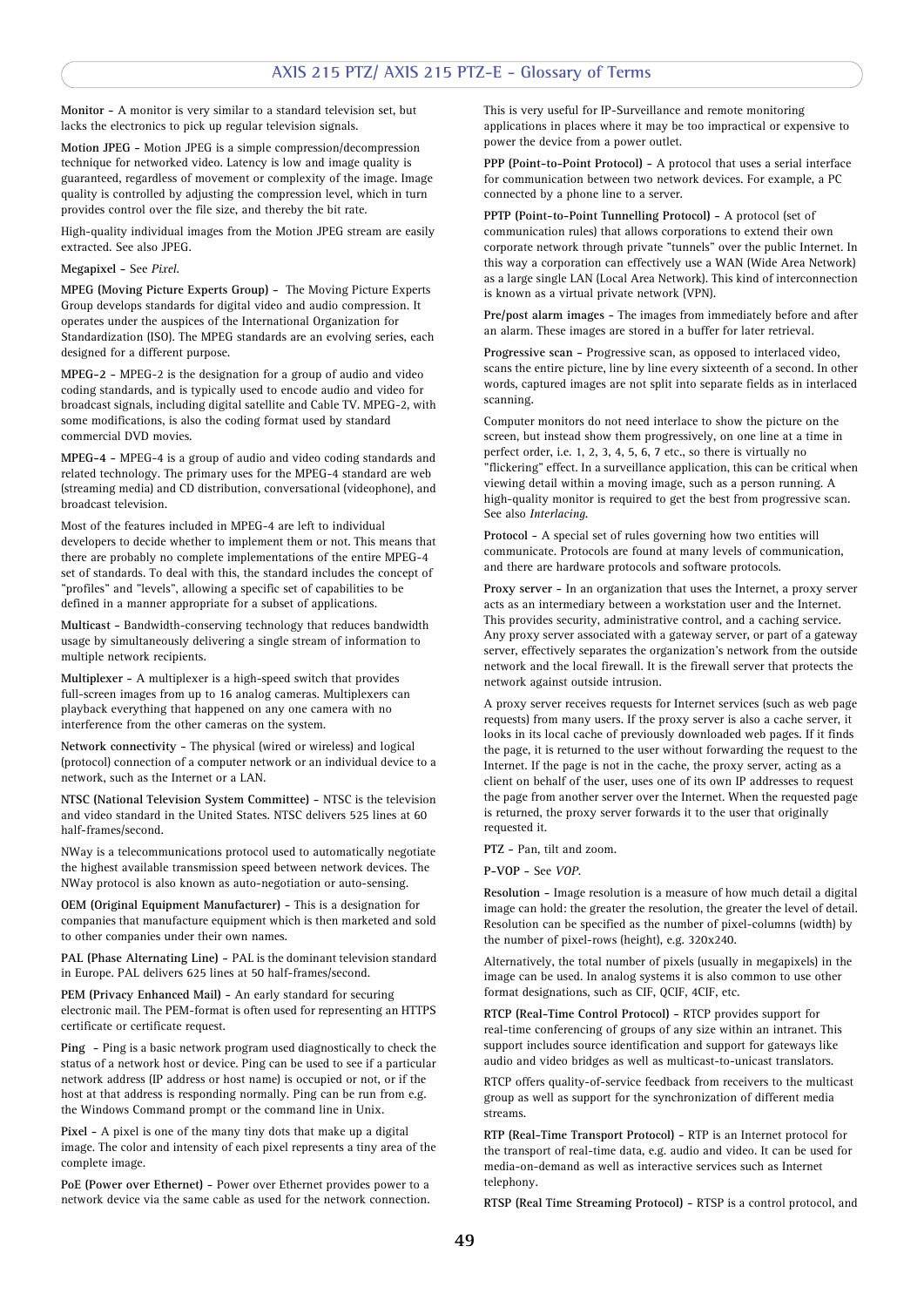**Monitor** - A monitor is very similar to a standard television set, but lacks the electronics to pick up regular television signals.

**Motion JPEG** - Motion JPEG is a simple compression/decompression technique for networked video. Latency is low and image quality is guaranteed, regardless of movement or complexity of the image. Image quality is controlled by adjusting the compression level, which in turn provides control over the file size, and thereby the bit rate.

High-quality individual images from the Motion JPEG stream are easily extracted. See also JPEG.

**Megapixel** - See *Pixel*.

**MPEG (Moving Picture Experts Group)** - The Moving Picture Experts Group develops standards for digital video and audio compression. It operates under the auspices of the International Organization for Standardization (ISO). The MPEG standards are an evolving series, each designed for a different purpose.

**MPEG-2** - MPEG-2 is the designation for a group of audio and video coding standards, and is typically used to encode audio and video for broadcast signals, including digital satellite and Cable TV. MPEG-2, with some modifications, is also the coding format used by standard commercial DVD movies.

**MPEG-4** - MPEG-4 is a group of audio and video coding standards and related technology. The primary uses for the MPEG-4 standard are web (streaming media) and CD distribution, conversational (videophone), and broadcast television.

Most of the features included in MPEG-4 are left to individual developers to decide whether to implement them or not. This means that there are probably no complete implementations of the entire MPEG-4 set of standards. To deal with this, the standard includes the concept of "profiles" and "levels", allowing a specific set of capabilities to be defined in a manner appropriate for a subset of applications.

**Multicast** - Bandwidth-conserving technology that reduces bandwidth usage by simultaneously delivering a single stream of information to multiple network recipients.

**Multiplexer** - A multiplexer is a high-speed switch that provides full-screen images from up to 16 analog cameras. Multiplexers can playback everything that happened on any one camera with no interference from the other cameras on the system.

**Network connectivity** - The physical (wired or wireless) and logical (protocol) connection of a computer network or an individual device to a network, such as the Internet or a LAN.

**NTSC (National Television System Committee)** - NTSC is the television and video standard in the United States. NTSC delivers 525 lines at 60 half-frames/second.

NWay is a telecommunications protocol used to automatically negotiate the highest available transmission speed between network devices. The NWay protocol is also known as auto-negotiation or auto-sensing.

**OEM (Original Equipment Manufacturer)** - This is a designation for companies that manufacture equipment which is then marketed and sold to other companies under their own names.

**PAL (Phase Alternating Line)** - PAL is the dominant television standard in Europe. PAL delivers 625 lines at 50 half-frames/second.

**PEM (Privacy Enhanced Mail)** - An early standard for securing electronic mail. The PEM-format is often used for representing an HTTPS certificate or certificate request.

**Ping** - Ping is a basic network program used diagnostically to check the status of a network host or device. Ping can be used to see if a particular network address (IP address or host name) is occupied or not, or if the host at that address is responding normally. Ping can be run from e.g. the Windows Command prompt or the command line in Unix.

**Pixel** - A pixel is one of the many tiny dots that make up a digital image. The color and intensity of each pixel represents a tiny area of the complete image.

**PoE (Power over Ethernet)** - Power over Ethernet provides power to a network device via the same cable as used for the network connection. This is very useful for IP-Surveillance and remote monitoring applications in places where it may be too impractical or expensive to power the device from a power outlet.

**PPP (Point-to-Point Protocol)** - A protocol that uses a serial interface for communication between two network devices. For example, a PC connected by a phone line to a server.

**PPTP (Point-to-Point Tunnelling Protocol)** - A protocol (set of communication rules) that allows corporations to extend their own corporate network through private "tunnels" over the public Internet. In this way a corporation can effectively use a WAN (Wide Area Network) as a large single LAN (Local Area Network). This kind of interconnection is known as a virtual private network (VPN).

**Pre/post alarm images** - The images from immediately before and after an alarm. These images are stored in a buffer for later retrieval.

**Progressive scan** - Progressive scan, as opposed to interlaced video, scans the entire picture, line by line every sixteenth of a second. In other words, captured images are not split into separate fields as in interlaced scanning.

Computer monitors do not need interlace to show the picture on the screen, but instead show them progressively, on one line at a time in perfect order, i.e. 1, 2, 3, 4, 5, 6, 7 etc., so there is virtually no "flickering" effect. In a surveillance application, this can be critical when viewing detail within a moving image, such as a person running. A high-quality monitor is required to get the best from progressive scan. See also *Interlacing*.

**Protocol** - A special set of rules governing how two entities will communicate. Protocols are found at many levels of communication, and there are hardware protocols and software protocols.

**Proxy server** - In an organization that uses the Internet, a proxy server acts as an intermediary between a workstation user and the Internet. This provides security, administrative control, and a caching service. Any proxy server associated with a gateway server, or part of a gateway server, effectively separates the organization's network from the outside network and the local firewall. It is the firewall server that protects the network against outside intrusion.

A proxy server receives requests for Internet services (such as web page requests) from many users. If the proxy server is also a cache server, it looks in its local cache of previously downloaded web pages. If it finds the page, it is returned to the user without forwarding the request to the Internet. If the page is not in the cache, the proxy server, acting as a client on behalf of the user, uses one of its own IP addresses to request the page from another server over the Internet. When the requested page is returned, the proxy server forwards it to the user that originally requested it.

**PTZ** - Pan, tilt and zoom.

**P-VOP** - See *VOP*.

**Resolution** - Image resolution is a measure of how much detail a digital image can hold: the greater the resolution, the greater the level of detail. Resolution can be specified as the number of pixel-columns (width) by the number of pixel-rows (height), e.g. 320x240.

Alternatively, the total number of pixels (usually in megapixels) in the image can be used. In analog systems it is also common to use other format designations, such as CIF, QCIF, 4CIF, etc.

**RTCP (Real-Time Control Protocol)** - RTCP provides support for real-time conferencing of groups of any size within an intranet. This support includes source identification and support for gateways like audio and video bridges as well as multicast-to-unicast translators.

RTCP offers quality-of-service feedback from receivers to the multicast group as well as support for the synchronization of different media streams.

**RTP (Real-Time Transport Protocol)** - RTP is an Internet protocol for the transport of real-time data, e.g. audio and video. It can be used for media-on-demand as well as interactive services such as Internet telephony.

**RTSP (Real Time Streaming Protocol)** - RTSP is a control protocol, and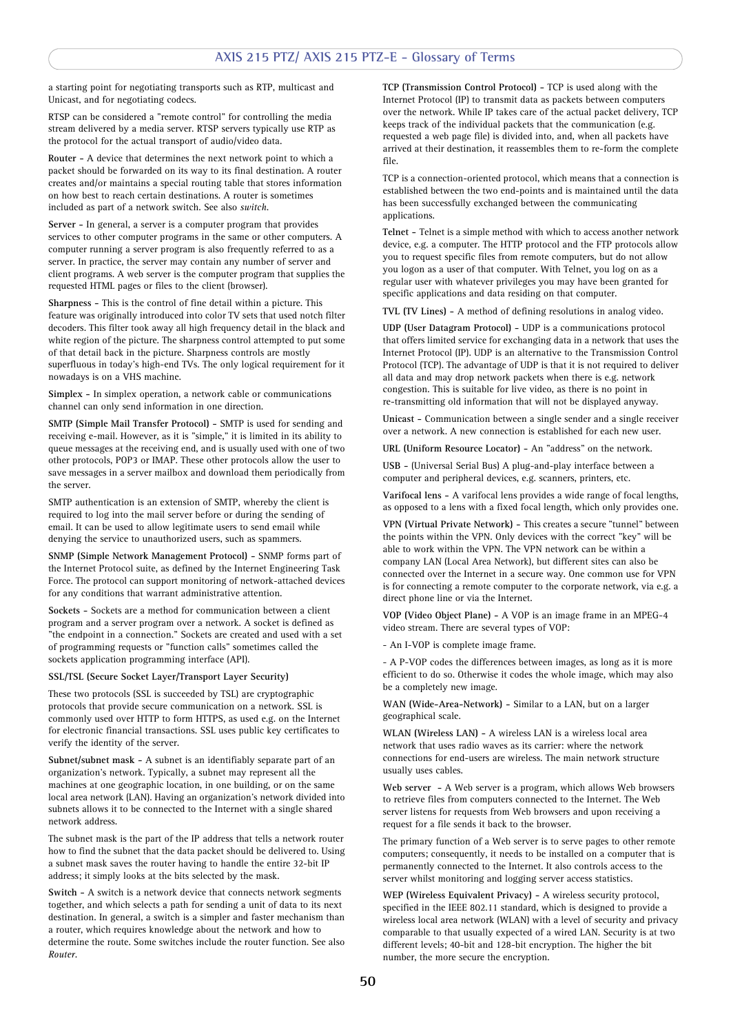a starting point for negotiating transports such as RTP, multicast and Unicast, and for negotiating codecs.

RTSP can be considered a "remote control" for controlling the media stream delivered by a media server. RTSP servers typically use RTP as the protocol for the actual transport of audio/video data.

**Router** - A device that determines the next network point to which a packet should be forwarded on its way to its final destination. A router creates and/or maintains a special routing table that stores information on how best to reach certain destinations. A router is sometimes included as part of a network switch. See also *switch*.

**Server** - In general, a server is a computer program that provides services to other computer programs in the same or other computers. A computer running a server program is also frequently referred to as a server. In practice, the server may contain any number of server and client programs. A web server is the computer program that supplies the requested HTML pages or files to the client (browser).

**Sharpness** - This is the control of fine detail within a picture. This feature was originally introduced into color TV sets that used notch filter decoders. This filter took away all high frequency detail in the black and white region of the picture. The sharpness control attempted to put some of that detail back in the picture. Sharpness controls are mostly superfluous in today's high-end TVs. The only logical requirement for it nowadays is on a VHS machine.

**Simplex** - In simplex operation, a network cable or communications channel can only send information in one direction.

**SMTP (Simple Mail Transfer Protocol)** - SMTP is used for sending and receiving e-mail. However, as it is "simple," it is limited in its ability to queue messages at the receiving end, and is usually used with one of two other protocols, POP3 or IMAP. These other protocols allow the user to save messages in a server mailbox and download them periodically from the server.

SMTP authentication is an extension of SMTP, whereby the client is required to log into the mail server before or during the sending of email. It can be used to allow legitimate users to send email while denying the service to unauthorized users, such as spammers.

**SNMP (Simple Network Management Protocol)** - SNMP forms part of the Internet Protocol suite, as defined by the Internet Engineering Task Force. The protocol can support monitoring of network-attached devices for any conditions that warrant administrative attention.

**Sockets** - Sockets are a method for communication between a client program and a server program over a network. A socket is defined as "the endpoint in a connection." Sockets are created and used with a set of programming requests or "function calls" sometimes called the sockets application programming interface (API).

**SSL/TSL (Secure Socket Layer/Transport Layer Security)**

These two protocols (SSL is succeeded by TSL) are cryptographic protocols that provide secure communication on a network. SSL is commonly used over HTTP to form HTTPS, as used e.g. on the Internet for electronic financial transactions. SSL uses public key certificates to verify the identity of the server.

**Subnet/subnet mask** - A subnet is an identifiably separate part of an organization's network. Typically, a subnet may represent all the machines at one geographic location, in one building, or on the same local area network (LAN). Having an organization's network divided into subnets allows it to be connected to the Internet with a single shared network address.

The subnet mask is the part of the IP address that tells a network router how to find the subnet that the data packet should be delivered to. Using a subnet mask saves the router having to handle the entire 32-bit IP address; it simply looks at the bits selected by the mask.

**Switch** - A switch is a network device that connects network segments together, and which selects a path for sending a unit of data to its next destination. In general, a switch is a simpler and faster mechanism than a router, which requires knowledge about the network and how to determine the route. Some switches include the router function. See also *Router*.

**TCP (Transmission Control Protocol)** - TCP is used along with the Internet Protocol (IP) to transmit data as packets between computers over the network. While IP takes care of the actual packet delivery, TCP keeps track of the individual packets that the communication (e.g. requested a web page file) is divided into, and, when all packets have arrived at their destination, it reassembles them to re-form the complete file.

TCP is a connection-oriented protocol, which means that a connection is established between the two end-points and is maintained until the data has been successfully exchanged between the communicating applications.

**Telnet** - Telnet is a simple method with which to access another network device, e.g. a computer. The HTTP protocol and the FTP protocols allow you to request specific files from remote computers, but do not allow you logon as a user of that computer. With Telnet, you log on as a regular user with whatever privileges you may have been granted for specific applications and data residing on that computer.

**TVL (TV Lines)** - A method of defining resolutions in analog video.

**UDP (User Datagram Protocol)** - UDP is a communications protocol that offers limited service for exchanging data in a network that uses the Internet Protocol (IP). UDP is an alternative to the Transmission Control Protocol (TCP). The advantage of UDP is that it is not required to deliver all data and may drop network packets when there is e.g. network congestion. This is suitable for live video, as there is no point in re-transmitting old information that will not be displayed anyway.

**Unicast** - Communication between a single sender and a single receiver over a network. A new connection is established for each new user.

**URL (Uniform Resource Locator)** - An "address" on the network.

**USB** - (Universal Serial Bus) A plug-and-play interface between a computer and peripheral devices, e.g. scanners, printers, etc.

**Varifocal lens** - A varifocal lens provides a wide range of focal lengths, as opposed to a lens with a fixed focal length, which only provides one.

**VPN (Virtual Private Network)** - This creates a secure "tunnel" between the points within the VPN. Only devices with the correct "key" will be able to work within the VPN. The VPN network can be within a company LAN (Local Area Network), but different sites can also be connected over the Internet in a secure way. One common use for VPN is for connecting a remote computer to the corporate network, via e.g. a direct phone line or via the Internet.

**VOP (Video Object Plane)** - A VOP is an image frame in an MPEG-4 video stream. There are several types of VOP:

- An I-VOP is complete image frame.

- A P-VOP codes the differences between images, as long as it is more efficient to do so. Otherwise it codes the whole image, which may also be a completely new image.

**WAN (Wide-Area-Network)** - Similar to a LAN, but on a larger geographical scale.

**WLAN (Wireless LAN)** - A wireless LAN is a wireless local area network that uses radio waves as its carrier: where the network connections for end-users are wireless. The main network structure usually uses cables.

**Web server** - A Web server is a program, which allows Web browsers to retrieve files from computers connected to the Internet. The Web server listens for requests from Web browsers and upon receiving a request for a file sends it back to the browser.

The primary function of a Web server is to serve pages to other remote computers; consequently, it needs to be installed on a computer that is permanently connected to the Internet. It also controls access to the server whilst monitoring and logging server access statistics.

**WEP (Wireless Equivalent Privacy)** - A wireless security protocol, specified in the IEEE 802.11 standard, which is designed to provide a wireless local area network (WLAN) with a level of security and privacy comparable to that usually expected of a wired LAN. Security is at two different levels; 40-bit and 128-bit encryption. The higher the bit number, the more secure the encryption.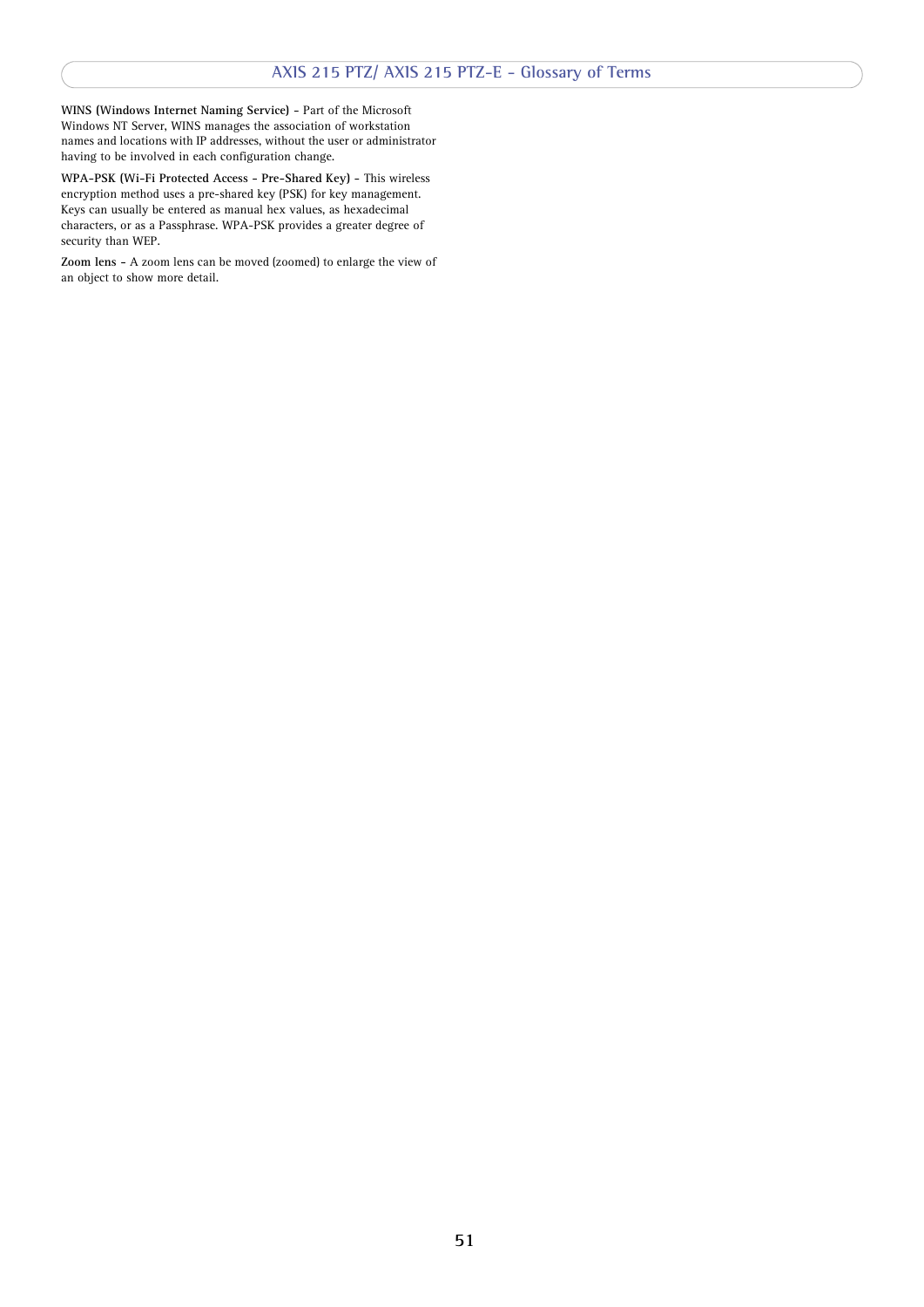**WINS (Windows Internet Naming Service)** - Part of the Microsoft Windows NT Server, WINS manages the association of workstation names and locations with IP addresses, without the user or administrator having to be involved in each configuration change.

**WPA-PSK (Wi-Fi Protected Access - Pre-Shared Key)** - This wireless encryption method uses a pre-shared key (PSK) for key management. Keys can usually be entered as manual hex values, as hexadecimal characters, or as a Passphrase. WPA-PSK provides a greater degree of security than WEP.

**Zoom lens** - A zoom lens can be moved (zoomed) to enlarge the view of an object to show more detail.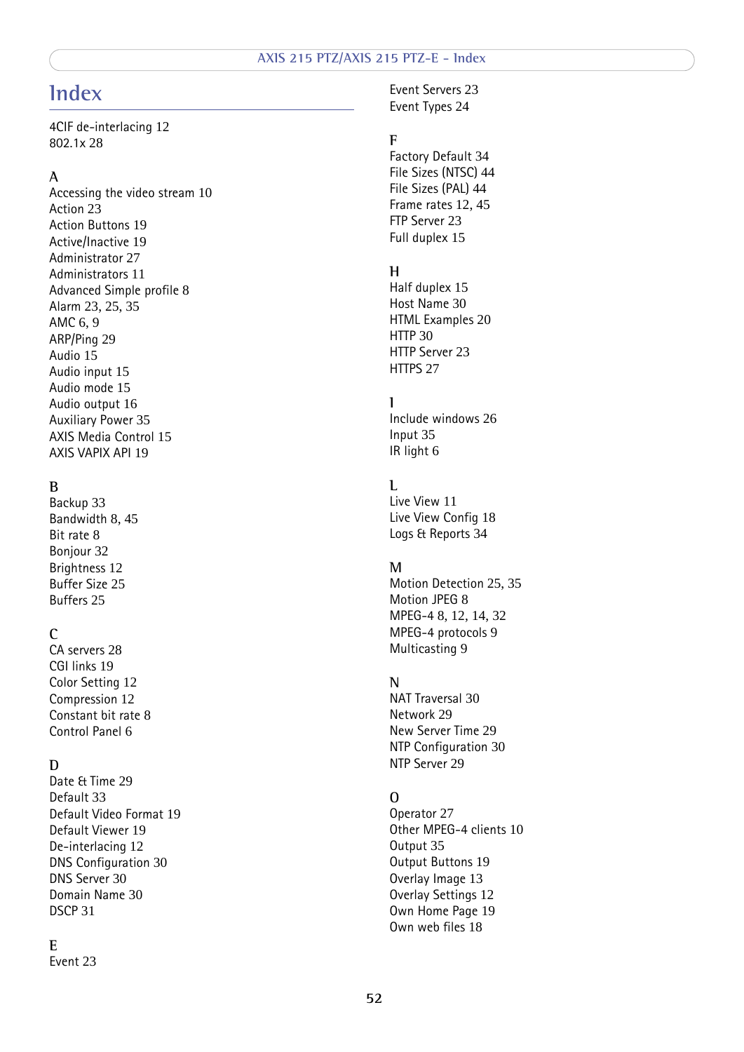# Index

4CIF de-interlacing 12
802.1x 28

A
Accessing the video stream 10
Action 23
Action Buttons 19
Active/Inactive 19
Administrator 27
Administrators 11
Advanced Simple profile 8
Alarm 23, 25, 35
AMC 6, 9
ARP/Ping 29
Audio 15
Audio input 15
Audio mode 15
Audio output 16
Auxiliary Power 35
AXIS Media Control 15
AXIS VAPIX API 19

B
Backup 33
Bandwidth 8, 45
Bit rate 8
Bonjour 32
Brightness 12
Buffer Size 25
Buffers 25

C
CA servers 28
CGI links 19
Color Setting 12
Compression 12
Constant bit rate 8
Control Panel 6

D
Date & Time 29
Default 33
Default Video Format 19
Default Viewer 19
De-interlacing 12
DNS Configuration 30
DNS Server 30
Domain Name 30
DSCP 31

E
Event 23
Event Servers 23
Event Types 24

F
Factory Default 34
File Sizes (NTSC) 44
File Sizes (PAL) 44
Frame rates 12, 45
FTP Server 23
Full duplex 15

H
Half duplex 15
Host Name 30
HTML Examples 20
HTTP 30
HTTP Server 23
HTTPS 27

I
Include windows 26
Input 35
IR light 6

L
Live View 11
Live View Config 18
Logs & Reports 34

M
Motion Detection 25, 35
Motion JPEG 8
MPEG-4 8, 12, 14, 32
MPEG-4 protocols 9
Multicasting 9

N
NAT Traversal 30
Network 29
New Server Time 29
NTP Configuration 30
NTP Server 29

O
Operator 27
Other MPEG-4 clients 10
Output 35
Output Buttons 19
Overlay Image 13
Overlay Settings 12
Own Home Page 19
Own web files 18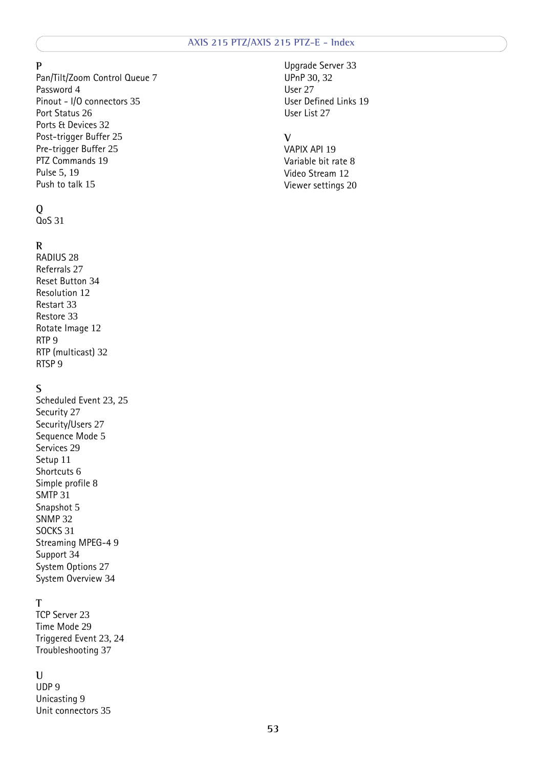**P**
Pan/Tilt/Zoom Control Queue 7
Password 4
Pinout - I/O connectors 35
Port Status 26
Ports & Devices 32
Post-trigger Buffer 25
Pre-trigger Buffer 25
PTZ Commands 19
Pulse 5, 19
Push to talk 15

**Q**
QoS 31

**R**
RADIUS 28
Referrals 27
Reset Button 34
Resolution 12
Restart 33
Restore 33
Rotate Image 12
RTP 9
RTP (multicast) 32
RTSP 9

**S**
Scheduled Event 23, 25
Security 27
Security/Users 27
Sequence Mode 5
Services 29
Setup 11
Shortcuts 6
Simple profile 8
SMTP 31
Snapshot 5
SNMP 32
SOCKS 31
Streaming MPEG-4 9
Support 34
System Options 27
System Overview 34

**T**
TCP Server 23
Time Mode 29
Triggered Event 23, 24
Troubleshooting 37

**U**
UDP 9
Unicasting 9
Unit connectors 35
Upgrade Server 33
UPnP 30, 32
User 27
User Defined Links 19
User List 27

**V**
VAPIX API 19
Variable bit rate 8
Video Stream 12
Viewer settings 20